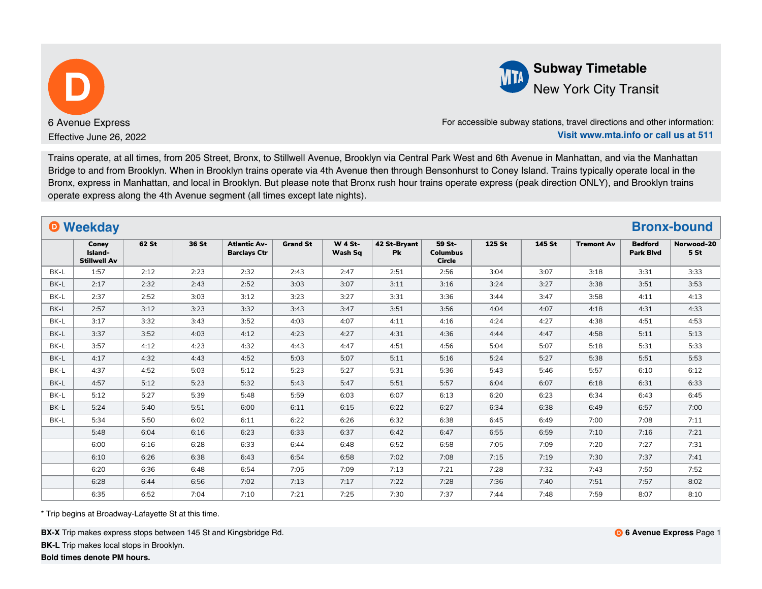# D

6 Avenue Express

Effective June 26, 2022

**Subway Timetable**

New York City Transit

For accessible subway stations, travel directions and other information:

**Visit www.mta.info or call us at 511**

Trains operate, at all times, from 205 Street, Bronx, to Stillwell Avenue, Brooklyn via Central Park West and 6th Avenue in Manhattan, and via the Manhattan Bridge to and from Brooklyn. When in Brooklyn trains operate via 4th Avenue then through Bensonhurst to Coney Island. Trains typically operate local in the Bronx, express in Manhattan, and local in Brooklyn. But please note that Bronx rush hour trains operate express (peak direction ONLY), and Brooklyn trains operate express along the 4th Avenue segment (all times except late nights).

## Weekday — Bronx-bound

| | Coney Island-Stillwell Av | 62 St | 36 St | Atlantic Av-Barclays Ctr | Grand St | W 4 St-Wash Sq | 42 St-Bryant Pk | 59 St-Columbus Circle | 125 St | 145 St | Tremont Av | Bedford Park Blvd | Norwood-205 St |
|---|---|---|---|---|---|---|---|---|---|---|---|---|---|
| BK-L | 1:57 | 2:12 | 2:23 | 2:32 | 2:43 | 2:47 | 2:51 | 2:56 | 3:04 | 3:07 | 3:18 | 3:31 | 3:33 |
| BK-L | 2:17 | 2:32 | 2:43 | 2:52 | 3:03 | 3:07 | 3:11 | 3:16 | 3:24 | 3:27 | 3:38 | 3:51 | 3:53 |
| BK-L | 2:37 | 2:52 | 3:03 | 3:12 | 3:23 | 3:27 | 3:31 | 3:36 | 3:44 | 3:47 | 3:58 | 4:11 | 4:13 |
| BK-L | 2:57 | 3:12 | 3:23 | 3:32 | 3:43 | 3:47 | 3:51 | 3:56 | 4:04 | 4:07 | 4:18 | 4:31 | 4:33 |
| BK-L | 3:17 | 3:32 | 3:43 | 3:52 | 4:03 | 4:07 | 4:11 | 4:16 | 4:24 | 4:27 | 4:38 | 4:51 | 4:53 |
| BK-L | 3:37 | 3:52 | 4:03 | 4:12 | 4:23 | 4:27 | 4:31 | 4:36 | 4:44 | 4:47 | 4:58 | 5:11 | 5:13 |
| BK-L | 3:57 | 4:12 | 4:23 | 4:32 | 4:43 | 4:47 | 4:51 | 4:56 | 5:04 | 5:07 | 5:18 | 5:31 | 5:33 |
| BK-L | 4:17 | 4:32 | 4:43 | 4:52 | 5:03 | 5:07 | 5:11 | 5:16 | 5:24 | 5:27 | 5:38 | 5:51 | 5:53 |
| BK-L | 4:37 | 4:52 | 5:03 | 5:12 | 5:23 | 5:27 | 5:31 | 5:36 | 5:43 | 5:46 | 5:57 | 6:10 | 6:12 |
| BK-L | 4:57 | 5:12 | 5:23 | 5:32 | 5:43 | 5:47 | 5:51 | 5:57 | 6:04 | 6:07 | 6:18 | 6:31 | 6:33 |
| BK-L | 5:12 | 5:27 | 5:39 | 5:48 | 5:59 | 6:03 | 6:07 | 6:13 | 6:20 | 6:23 | 6:34 | 6:43 | 6:45 |
| BK-L | 5:24 | 5:40 | 5:51 | 6:00 | 6:11 | 6:15 | 6:22 | 6:27 | 6:34 | 6:38 | 6:49 | 6:57 | 7:00 |
| BK-L | 5:34 | 5:50 | 6:02 | 6:11 | 6:22 | 6:26 | 6:32 | 6:38 | 6:45 | 6:49 | 7:00 | 7:08 | 7:11 |
| | 5:48 | 6:04 | 6:16 | 6:23 | 6:33 | 6:37 | 6:42 | 6:47 | 6:55 | 6:59 | 7:10 | 7:16 | 7:21 |
| | 6:00 | 6:16 | 6:28 | 6:33 | 6:44 | 6:48 | 6:52 | 6:58 | 7:05 | 7:09 | 7:20 | 7:27 | 7:31 |
| | 6:10 | 6:26 | 6:38 | 6:43 | 6:54 | 6:58 | 7:02 | 7:08 | 7:15 | 7:19 | 7:30 | 7:37 | 7:41 |
| | 6:20 | 6:36 | 6:48 | 6:54 | 7:05 | 7:09 | 7:13 | 7:21 | 7:28 | 7:32 | 7:43 | 7:50 | 7:52 |
| | 6:28 | 6:44 | 6:56 | 7:02 | 7:13 | 7:17 | 7:22 | 7:28 | 7:36 | 7:40 | 7:51 | 7:57 | 8:02 |
| | 6:35 | 6:52 | 7:04 | 7:10 | 7:21 | 7:25 | 7:30 | 7:37 | 7:44 | 7:48 | 7:59 | 8:07 | 8:10 |

* Trip begins at Broadway-Lafayette St at this time.

**BX-X** Trip makes express stops between 145 St and Kingsbridge Rd.

**BK-L** Trip makes local stops in Brooklyn.

**Bold times denote PM hours.**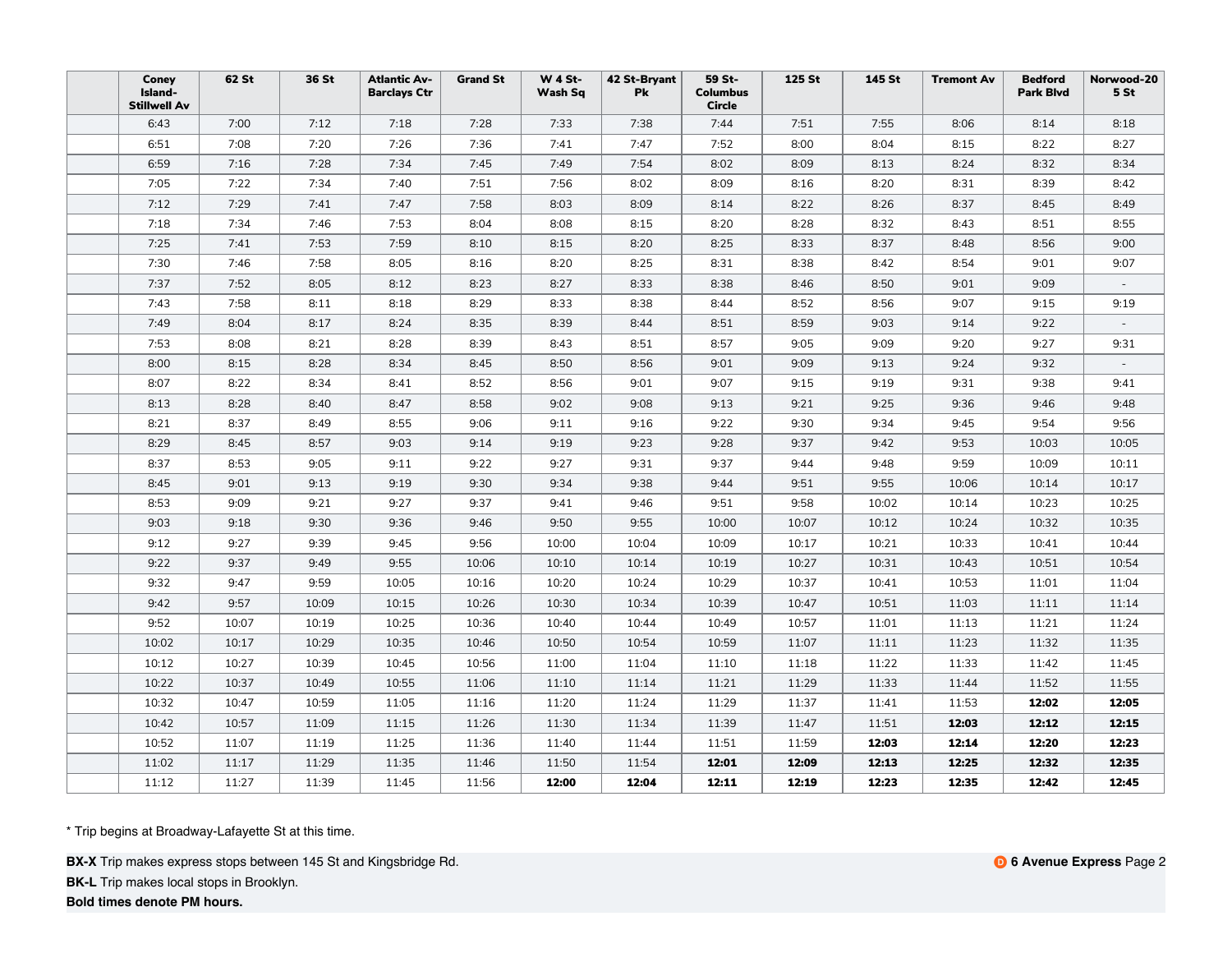| | Coney Island-Stillwell Av | 62 St | 36 St | Atlantic Av-Barclays Ctr | Grand St | W 4 St-Wash Sq | 42 St-Bryant Pk | 59 St-Columbus Circle | 125 St | 145 St | Tremont Av | Bedford Park Blvd | Norwood-205 St |
|---|---|---|---|---|---|---|---|---|---|---|---|---|---|
| | 6:43 | 7:00 | 7:12 | 7:18 | 7:28 | 7:33 | 7:38 | 7:44 | 7:51 | 7:55 | 8:06 | 8:14 | 8:18 |
| | 6:51 | 7:08 | 7:20 | 7:26 | 7:36 | 7:41 | 7:47 | 7:52 | 8:00 | 8:04 | 8:15 | 8:22 | 8:27 |
| | 6:59 | 7:16 | 7:28 | 7:34 | 7:45 | 7:49 | 7:54 | 8:02 | 8:09 | 8:13 | 8:24 | 8:32 | 8:34 |
| | 7:05 | 7:22 | 7:34 | 7:40 | 7:51 | 7:56 | 8:02 | 8:09 | 8:16 | 8:20 | 8:31 | 8:39 | 8:42 |
| | 7:12 | 7:29 | 7:41 | 7:47 | 7:58 | 8:03 | 8:09 | 8:14 | 8:22 | 8:26 | 8:37 | 8:45 | 8:49 |
| | 7:18 | 7:34 | 7:46 | 7:53 | 8:04 | 8:08 | 8:15 | 8:20 | 8:28 | 8:32 | 8:43 | 8:51 | 8:55 |
| | 7:25 | 7:41 | 7:53 | 7:59 | 8:10 | 8:15 | 8:20 | 8:25 | 8:33 | 8:37 | 8:48 | 8:56 | 9:00 |
| | 7:30 | 7:46 | 7:58 | 8:05 | 8:16 | 8:20 | 8:25 | 8:31 | 8:38 | 8:42 | 8:54 | 9:01 | 9:07 |
| | 7:37 | 7:52 | 8:05 | 8:12 | 8:23 | 8:27 | 8:33 | 8:38 | 8:46 | 8:50 | 9:01 | 9:09 | - |
| | 7:43 | 7:58 | 8:11 | 8:18 | 8:29 | 8:33 | 8:38 | 8:44 | 8:52 | 8:56 | 9:07 | 9:15 | 9:19 |
| | 7:49 | 8:04 | 8:17 | 8:24 | 8:35 | 8:39 | 8:44 | 8:51 | 8:59 | 9:03 | 9:14 | 9:22 | - |
| | 7:53 | 8:08 | 8:21 | 8:28 | 8:39 | 8:43 | 8:51 | 8:57 | 9:05 | 9:09 | 9:20 | 9:27 | 9:31 |
| | 8:00 | 8:15 | 8:28 | 8:34 | 8:45 | 8:50 | 8:56 | 9:01 | 9:09 | 9:13 | 9:24 | 9:32 | - |
| | 8:07 | 8:22 | 8:34 | 8:41 | 8:52 | 8:56 | 9:01 | 9:07 | 9:15 | 9:19 | 9:31 | 9:38 | 9:41 |
| | 8:13 | 8:28 | 8:40 | 8:47 | 8:58 | 9:02 | 9:08 | 9:13 | 9:21 | 9:25 | 9:36 | 9:46 | 9:48 |
| | 8:21 | 8:37 | 8:49 | 8:55 | 9:06 | 9:11 | 9:16 | 9:22 | 9:30 | 9:34 | 9:45 | 9:54 | 9:56 |
| | 8:29 | 8:45 | 8:57 | 9:03 | 9:14 | 9:19 | 9:23 | 9:28 | 9:37 | 9:42 | 9:53 | 10:03 | 10:05 |
| | 8:37 | 8:53 | 9:05 | 9:11 | 9:22 | 9:27 | 9:31 | 9:37 | 9:44 | 9:48 | 9:59 | 10:09 | 10:11 |
| | 8:45 | 9:01 | 9:13 | 9:19 | 9:30 | 9:34 | 9:38 | 9:44 | 9:51 | 9:55 | 10:06 | 10:14 | 10:17 |
| | 8:53 | 9:09 | 9:21 | 9:27 | 9:37 | 9:41 | 9:46 | 9:51 | 9:58 | 10:02 | 10:14 | 10:23 | 10:25 |
| | 9:03 | 9:18 | 9:30 | 9:36 | 9:46 | 9:50 | 9:55 | 10:00 | 10:07 | 10:12 | 10:24 | 10:32 | 10:35 |
| | 9:12 | 9:27 | 9:39 | 9:45 | 9:56 | 10:00 | 10:04 | 10:09 | 10:17 | 10:21 | 10:33 | 10:41 | 10:44 |
| | 9:22 | 9:37 | 9:49 | 9:55 | 10:06 | 10:10 | 10:14 | 10:19 | 10:27 | 10:31 | 10:43 | 10:51 | 10:54 |
| | 9:32 | 9:47 | 9:59 | 10:05 | 10:16 | 10:20 | 10:24 | 10:29 | 10:37 | 10:41 | 10:53 | 11:01 | 11:04 |
| | 9:42 | 9:57 | 10:09 | 10:15 | 10:26 | 10:30 | 10:34 | 10:39 | 10:47 | 10:51 | 11:03 | 11:11 | 11:14 |
| | 9:52 | 10:07 | 10:19 | 10:25 | 10:36 | 10:40 | 10:44 | 10:49 | 10:57 | 11:01 | 11:13 | 11:21 | 11:24 |
| | 10:02 | 10:17 | 10:29 | 10:35 | 10:46 | 10:50 | 10:54 | 10:59 | 11:07 | 11:11 | 11:23 | 11:32 | 11:35 |
| | 10:12 | 10:27 | 10:39 | 10:45 | 10:56 | 11:00 | 11:04 | 11:10 | 11:18 | 11:22 | 11:33 | 11:42 | 11:45 |
| | 10:22 | 10:37 | 10:49 | 10:55 | 11:06 | 11:10 | 11:14 | 11:21 | 11:29 | 11:33 | 11:44 | 11:52 | 11:55 |
| | 10:32 | 10:47 | 10:59 | 11:05 | 11:16 | 11:20 | 11:24 | 11:29 | 11:37 | 11:41 | 11:53 | **12:02** | **12:05** |
| | 10:42 | 10:57 | 11:09 | 11:15 | 11:26 | 11:30 | 11:34 | 11:39 | 11:47 | 11:51 | **12:03** | **12:12** | **12:15** |
| | 10:52 | 11:07 | 11:19 | 11:25 | 11:36 | 11:40 | 11:44 | 11:51 | 11:59 | **12:03** | **12:14** | **12:20** | **12:23** |
| | 11:02 | 11:17 | 11:29 | 11:35 | 11:46 | 11:50 | 11:54 | **12:01** | **12:09** | **12:13** | **12:25** | **12:32** | **12:35** |
| | 11:12 | 11:27 | 11:39 | 11:45 | 11:56 | **12:00** | **12:04** | **12:11** | **12:19** | **12:23** | **12:35** | **12:42** | **12:45** |

* Trip begins at Broadway-Lafayette St at this time.

**BX-X** Trip makes express stops between 145 St and Kingsbridge Rd.

**BK-L** Trip makes local stops in Brooklyn.

**Bold times denote PM hours.**

D **6 Avenue Express**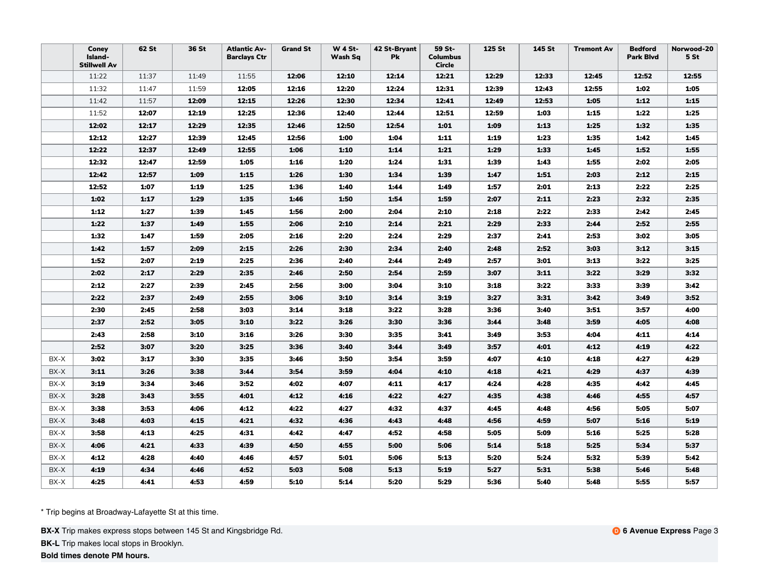| | Coney Island-Stillwell Av | 62 St | 36 St | Atlantic Av-Barclays Ctr | Grand St | W 4 St-Wash Sq | 42 St-Bryant Pk | 59 St-Columbus Circle | 125 St | 145 St | Tremont Av | Bedford Park Blvd | Norwood-205 St |
|---|---|---|---|---|---|---|---|---|---|---|---|---|---|
| | 11:22 | 11:37 | 11:49 | 11:55 | **12:06** | **12:10** | **12:14** | **12:21** | **12:29** | **12:33** | **12:45** | **12:52** | **12:55** |
| | 11:32 | 11:47 | 11:59 | **12:05** | **12:16** | **12:20** | **12:24** | **12:31** | **12:39** | **12:43** | **12:55** | **1:02** | **1:05** |
| | 11:42 | 11:57 | **12:09** | **12:15** | **12:26** | **12:30** | **12:34** | **12:41** | **12:49** | **12:53** | **1:05** | **1:12** | **1:15** |
| | 11:52 | **12:07** | **12:19** | **12:25** | **12:36** | **12:40** | **12:44** | **12:51** | **12:59** | **1:03** | **1:15** | **1:22** | **1:25** |
| | **12:02** | **12:17** | **12:29** | **12:35** | **12:46** | **12:50** | **12:54** | **1:01** | **1:09** | **1:13** | **1:25** | **1:32** | **1:35** |
| | **12:12** | **12:27** | **12:39** | **12:45** | **12:56** | **1:00** | **1:04** | **1:11** | **1:19** | **1:23** | **1:35** | **1:42** | **1:45** |
| | **12:22** | **12:37** | **12:49** | **12:55** | **1:06** | **1:10** | **1:14** | **1:21** | **1:29** | **1:33** | **1:45** | **1:52** | **1:55** |
| | **12:32** | **12:47** | **12:59** | **1:05** | **1:16** | **1:20** | **1:24** | **1:31** | **1:39** | **1:43** | **1:55** | **2:02** | **2:05** |
| | **12:42** | **12:57** | **1:09** | **1:15** | **1:26** | **1:30** | **1:34** | **1:39** | **1:47** | **1:51** | **2:03** | **2:12** | **2:15** |
| | **12:52** | **1:07** | **1:19** | **1:25** | **1:36** | **1:40** | **1:44** | **1:49** | **1:57** | **2:01** | **2:13** | **2:22** | **2:25** |
| | **1:02** | **1:17** | **1:29** | **1:35** | **1:46** | **1:50** | **1:54** | **1:59** | **2:07** | **2:11** | **2:23** | **2:32** | **2:35** |
| | **1:12** | **1:27** | **1:39** | **1:45** | **1:56** | **2:00** | **2:04** | **2:10** | **2:18** | **2:22** | **2:33** | **2:42** | **2:45** |
| | **1:22** | **1:37** | **1:49** | **1:55** | **2:06** | **2:10** | **2:14** | **2:21** | **2:29** | **2:33** | **2:44** | **2:52** | **2:55** |
| | **1:32** | **1:47** | **1:59** | **2:05** | **2:16** | **2:20** | **2:24** | **2:29** | **2:37** | **2:41** | **2:53** | **3:02** | **3:05** |
| | **1:42** | **1:57** | **2:09** | **2:15** | **2:26** | **2:30** | **2:34** | **2:40** | **2:48** | **2:52** | **3:03** | **3:12** | **3:15** |
| | **1:52** | **2:07** | **2:19** | **2:25** | **2:36** | **2:40** | **2:44** | **2:49** | **2:57** | **3:01** | **3:13** | **3:22** | **3:25** |
| | **2:02** | **2:17** | **2:29** | **2:35** | **2:46** | **2:50** | **2:54** | **2:59** | **3:07** | **3:11** | **3:22** | **3:29** | **3:32** |
| | **2:12** | **2:27** | **2:39** | **2:45** | **2:56** | **3:00** | **3:04** | **3:10** | **3:18** | **3:22** | **3:33** | **3:39** | **3:42** |
| | **2:22** | **2:37** | **2:49** | **2:55** | **3:06** | **3:10** | **3:14** | **3:19** | **3:27** | **3:31** | **3:42** | **3:49** | **3:52** |
| | **2:30** | **2:45** | **2:58** | **3:03** | **3:14** | **3:18** | **3:22** | **3:28** | **3:36** | **3:40** | **3:51** | **3:57** | **4:00** |
| | **2:37** | **2:52** | **3:05** | **3:10** | **3:22** | **3:26** | **3:30** | **3:36** | **3:44** | **3:48** | **3:59** | **4:05** | **4:08** |
| | **2:43** | **2:58** | **3:10** | **3:16** | **3:26** | **3:30** | **3:35** | **3:41** | **3:49** | **3:53** | **4:04** | **4:11** | **4:14** |
| | **2:52** | **3:07** | **3:20** | **3:25** | **3:36** | **3:40** | **3:44** | **3:49** | **3:57** | **4:01** | **4:12** | **4:19** | **4:22** |
| BX-X | **3:02** | **3:17** | **3:30** | **3:35** | **3:46** | **3:50** | **3:54** | **3:59** | **4:07** | **4:10** | **4:18** | **4:27** | **4:29** |
| BX-X | **3:11** | **3:26** | **3:38** | **3:44** | **3:54** | **3:59** | **4:04** | **4:10** | **4:18** | **4:21** | **4:29** | **4:37** | **4:39** |
| BX-X | **3:19** | **3:34** | **3:46** | **3:52** | **4:02** | **4:07** | **4:11** | **4:17** | **4:24** | **4:28** | **4:35** | **4:42** | **4:45** |
| BX-X | **3:28** | **3:43** | **3:55** | **4:01** | **4:12** | **4:16** | **4:22** | **4:27** | **4:35** | **4:38** | **4:46** | **4:55** | **4:57** |
| BX-X | **3:38** | **3:53** | **4:06** | **4:12** | **4:22** | **4:27** | **4:32** | **4:37** | **4:45** | **4:48** | **4:56** | **5:05** | **5:07** |
| BX-X | **3:48** | **4:03** | **4:15** | **4:21** | **4:32** | **4:36** | **4:43** | **4:48** | **4:56** | **4:59** | **5:07** | **5:16** | **5:19** |
| BX-X | **3:58** | **4:13** | **4:25** | **4:31** | **4:42** | **4:47** | **4:52** | **4:58** | **5:05** | **5:09** | **5:16** | **5:25** | **5:28** |
| BX-X | **4:06** | **4:21** | **4:33** | **4:39** | **4:50** | **4:55** | **5:00** | **5:06** | **5:14** | **5:18** | **5:25** | **5:34** | **5:37** |
| BX-X | **4:12** | **4:28** | **4:40** | **4:46** | **4:57** | **5:01** | **5:06** | **5:13** | **5:20** | **5:24** | **5:32** | **5:39** | **5:42** |
| BX-X | **4:19** | **4:34** | **4:46** | **4:52** | **5:03** | **5:08** | **5:13** | **5:19** | **5:27** | **5:31** | **5:38** | **5:46** | **5:48** |
| BX-X | **4:25** | **4:41** | **4:53** | **4:59** | **5:10** | **5:14** | **5:20** | **5:29** | **5:36** | **5:40** | **5:48** | **5:55** | **5:57** |

* Trip begins at Broadway-Lafayette St at this time.

**BX-X** Trip makes express stops between 145 St and Kingsbridge Rd.

**BK-L** Trip makes local stops in Brooklyn.

**Bold times denote PM hours.**

D **6 Avenue Express**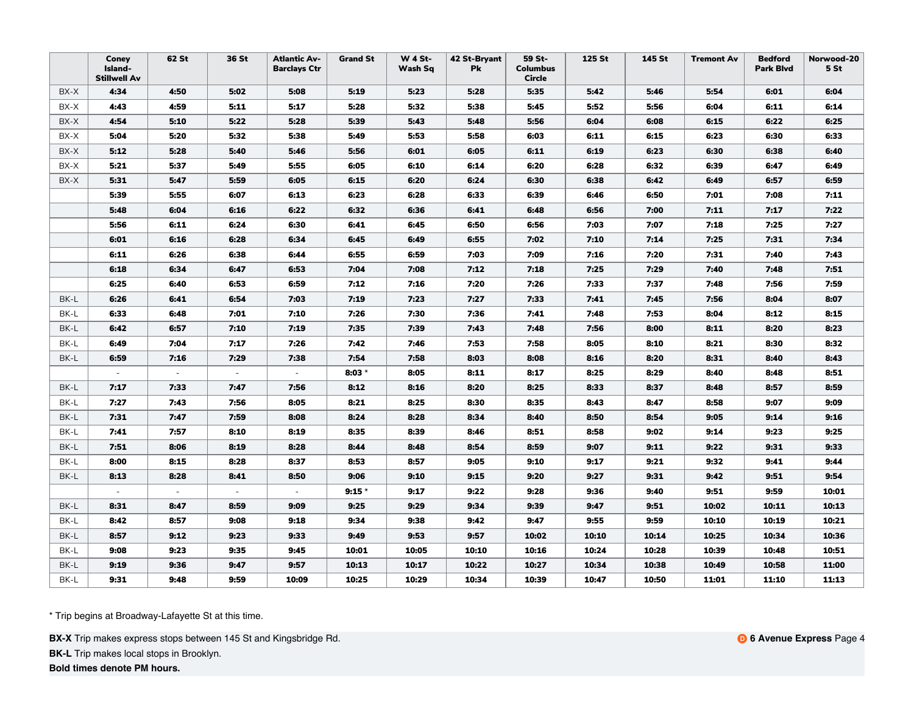| | Coney Island-Stillwell Av | 62 St | 36 St | Atlantic Av-Barclays Ctr | Grand St | W 4 St-Wash Sq | 42 St-Bryant Pk | 59 St-Columbus Circle | 125 St | 145 St | Tremont Av | Bedford Park Blvd | Norwood-205 St |
|---|---|---|---|---|---|---|---|---|---|---|---|---|---|
| BX-X | **4:34** | **4:50** | **5:02** | **5:08** | **5:19** | **5:23** | **5:28** | **5:35** | **5:42** | **5:46** | **5:54** | **6:01** | **6:04** |
| BX-X | **4:43** | **4:59** | **5:11** | **5:17** | **5:28** | **5:32** | **5:38** | **5:45** | **5:52** | **5:56** | **6:04** | **6:11** | **6:14** |
| BX-X | **4:54** | **5:10** | **5:22** | **5:28** | **5:39** | **5:43** | **5:48** | **5:56** | **6:04** | **6:08** | **6:15** | **6:22** | **6:25** |
| BX-X | **5:04** | **5:20** | **5:32** | **5:38** | **5:49** | **5:53** | **5:58** | **6:03** | **6:11** | **6:15** | **6:23** | **6:30** | **6:33** |
| BX-X | **5:12** | **5:28** | **5:40** | **5:46** | **5:56** | **6:01** | **6:05** | **6:11** | **6:19** | **6:23** | **6:30** | **6:38** | **6:40** |
| BX-X | **5:21** | **5:37** | **5:49** | **5:55** | **6:05** | **6:10** | **6:14** | **6:20** | **6:28** | **6:32** | **6:39** | **6:47** | **6:49** |
| BX-X | **5:31** | **5:47** | **5:59** | **6:05** | **6:15** | **6:20** | **6:24** | **6:30** | **6:38** | **6:42** | **6:49** | **6:57** | **6:59** |
| | **5:39** | **5:55** | **6:07** | **6:13** | **6:23** | **6:28** | **6:33** | **6:39** | **6:46** | **6:50** | **7:01** | **7:08** | **7:11** |
| | **5:48** | **6:04** | **6:16** | **6:22** | **6:32** | **6:36** | **6:41** | **6:48** | **6:56** | **7:00** | **7:11** | **7:17** | **7:22** |
| | **5:56** | **6:11** | **6:24** | **6:30** | **6:41** | **6:45** | **6:50** | **6:56** | **7:03** | **7:07** | **7:18** | **7:25** | **7:27** |
| | **6:01** | **6:16** | **6:28** | **6:34** | **6:45** | **6:49** | **6:55** | **7:02** | **7:10** | **7:14** | **7:25** | **7:31** | **7:34** |
| | **6:11** | **6:26** | **6:38** | **6:44** | **6:55** | **6:59** | **7:03** | **7:09** | **7:16** | **7:20** | **7:31** | **7:40** | **7:43** |
| | **6:18** | **6:34** | **6:47** | **6:53** | **7:04** | **7:08** | **7:12** | **7:18** | **7:25** | **7:29** | **7:40** | **7:48** | **7:51** |
| | **6:25** | **6:40** | **6:53** | **6:59** | **7:12** | **7:16** | **7:20** | **7:26** | **7:33** | **7:37** | **7:48** | **7:56** | **7:59** |
| BK-L | **6:26** | **6:41** | **6:54** | **7:03** | **7:19** | **7:23** | **7:27** | **7:33** | **7:41** | **7:45** | **7:56** | **8:04** | **8:07** |
| BK-L | **6:33** | **6:48** | **7:01** | **7:10** | **7:26** | **7:30** | **7:36** | **7:41** | **7:48** | **7:53** | **8:04** | **8:12** | **8:15** |
| BK-L | **6:42** | **6:57** | **7:10** | **7:19** | **7:35** | **7:39** | **7:43** | **7:48** | **7:56** | **8:00** | **8:11** | **8:20** | **8:23** |
| BK-L | **6:49** | **7:04** | **7:17** | **7:26** | **7:42** | **7:46** | **7:53** | **7:58** | **8:05** | **8:10** | **8:21** | **8:30** | **8:32** |
| BK-L | **6:59** | **7:16** | **7:29** | **7:38** | **7:54** | **7:58** | **8:03** | **8:08** | **8:16** | **8:20** | **8:31** | **8:40** | **8:43** |
| | - | - | - | - | **8:03** * | **8:05** | **8:11** | **8:17** | **8:25** | **8:29** | **8:40** | **8:48** | **8:51** |
| BK-L | **7:17** | **7:33** | **7:47** | **7:56** | **8:12** | **8:16** | **8:20** | **8:25** | **8:33** | **8:37** | **8:48** | **8:57** | **8:59** |
| BK-L | **7:27** | **7:43** | **7:56** | **8:05** | **8:21** | **8:25** | **8:30** | **8:35** | **8:43** | **8:47** | **8:58** | **9:07** | **9:09** |
| BK-L | **7:31** | **7:47** | **7:59** | **8:08** | **8:24** | **8:28** | **8:34** | **8:40** | **8:50** | **8:54** | **9:05** | **9:14** | **9:16** |
| BK-L | **7:41** | **7:57** | **8:10** | **8:19** | **8:35** | **8:39** | **8:46** | **8:51** | **8:58** | **9:02** | **9:14** | **9:23** | **9:25** |
| BK-L | **7:51** | **8:06** | **8:19** | **8:28** | **8:44** | **8:48** | **8:54** | **8:59** | **9:07** | **9:11** | **9:22** | **9:31** | **9:33** |
| BK-L | **8:00** | **8:15** | **8:28** | **8:37** | **8:53** | **8:57** | **9:05** | **9:10** | **9:17** | **9:21** | **9:32** | **9:41** | **9:44** |
| BK-L | **8:13** | **8:28** | **8:41** | **8:50** | **9:06** | **9:10** | **9:15** | **9:20** | **9:27** | **9:31** | **9:42** | **9:51** | **9:54** |
| | - | - | - | - | **9:15** * | **9:17** | **9:22** | **9:28** | **9:36** | **9:40** | **9:51** | **9:59** | **10:01** |
| BK-L | **8:31** | **8:47** | **8:59** | **9:09** | **9:25** | **9:29** | **9:34** | **9:39** | **9:47** | **9:51** | **10:02** | **10:11** | **10:13** |
| BK-L | **8:42** | **8:57** | **9:08** | **9:18** | **9:34** | **9:38** | **9:42** | **9:47** | **9:55** | **9:59** | **10:10** | **10:19** | **10:21** |
| BK-L | **8:57** | **9:12** | **9:23** | **9:33** | **9:49** | **9:53** | **9:57** | **10:02** | **10:10** | **10:14** | **10:25** | **10:34** | **10:36** |
| BK-L | **9:08** | **9:23** | **9:35** | **9:45** | **10:01** | **10:05** | **10:10** | **10:16** | **10:24** | **10:28** | **10:39** | **10:48** | **10:51** |
| BK-L | **9:19** | **9:36** | **9:47** | **9:57** | **10:13** | **10:17** | **10:22** | **10:27** | **10:34** | **10:38** | **10:49** | **10:58** | **11:00** |
| BK-L | **9:31** | **9:48** | **9:59** | **10:09** | **10:25** | **10:29** | **10:34** | **10:39** | **10:47** | **10:50** | **11:01** | **11:10** | **11:13** |

* Trip begins at Broadway-Lafayette St at this time.

**BX-X** Trip makes express stops between 145 St and Kingsbridge Rd.

**BK-L** Trip makes local stops in Brooklyn.

**Bold times denote PM hours.**

D **6 Avenue Express**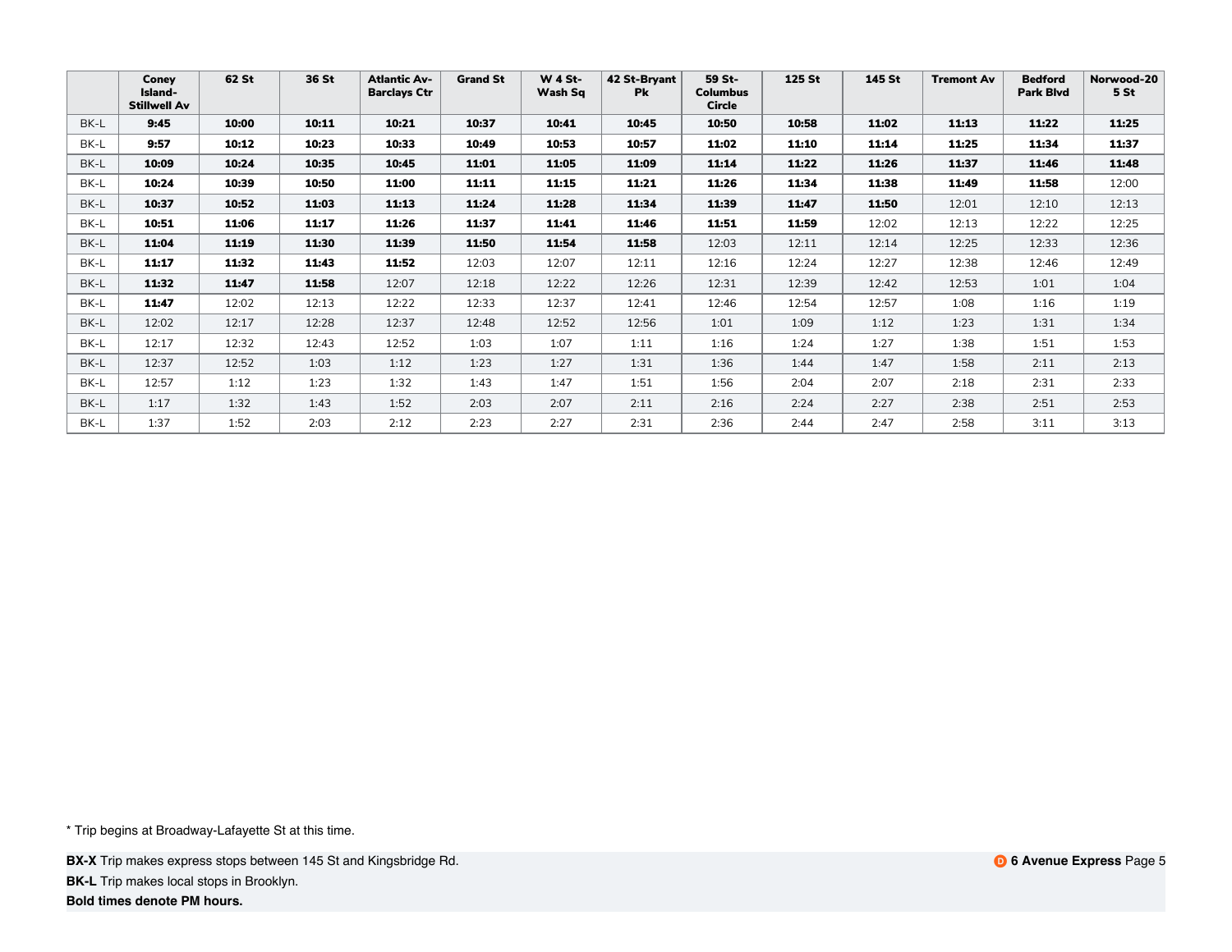| | Coney Island-Stillwell Av | 62 St | 36 St | Atlantic Av-Barclays Ctr | Grand St | W 4 St-Wash Sq | 42 St-Bryant Pk | 59 St-Columbus Circle | 125 St | 145 St | Tremont Av | Bedford Park Blvd | Norwood-205 St |
|---|---|---|---|---|---|---|---|---|---|---|---|---|---|
| BK-L | **9:45** | **10:00** | **10:11** | **10:21** | **10:37** | **10:41** | **10:45** | **10:50** | **10:58** | **11:02** | **11:13** | **11:22** | **11:25** |
| BK-L | **9:57** | **10:12** | **10:23** | **10:33** | **10:49** | **10:53** | **10:57** | **11:02** | **11:10** | **11:14** | **11:25** | **11:34** | **11:37** |
| BK-L | **10:09** | **10:24** | **10:35** | **10:45** | **11:01** | **11:05** | **11:09** | **11:14** | **11:22** | **11:26** | **11:37** | **11:46** | **11:48** |
| BK-L | **10:24** | **10:39** | **10:50** | **11:00** | **11:11** | **11:15** | **11:21** | **11:26** | **11:34** | **11:38** | **11:49** | **11:58** | 12:00 |
| BK-L | **10:37** | **10:52** | **11:03** | **11:13** | **11:24** | **11:28** | **11:34** | **11:39** | **11:47** | **11:50** | 12:01 | 12:10 | 12:13 |
| BK-L | **10:51** | **11:06** | **11:17** | **11:26** | **11:37** | **11:41** | **11:46** | **11:51** | **11:59** | 12:02 | 12:13 | 12:22 | 12:25 |
| BK-L | **11:04** | **11:19** | **11:30** | **11:39** | **11:50** | **11:54** | **11:58** | 12:03 | 12:11 | 12:14 | 12:25 | 12:33 | 12:36 |
| BK-L | **11:17** | **11:32** | **11:43** | **11:52** | 12:03 | 12:07 | 12:11 | 12:16 | 12:24 | 12:27 | 12:38 | 12:46 | 12:49 |
| BK-L | **11:32** | **11:47** | **11:58** | 12:07 | 12:18 | 12:22 | 12:26 | 12:31 | 12:39 | 12:42 | 12:53 | 1:01 | 1:04 |
| BK-L | **11:47** | 12:02 | 12:13 | 12:22 | 12:33 | 12:37 | 12:41 | 12:46 | 12:54 | 12:57 | 1:08 | 1:16 | 1:19 |
| BK-L | 12:02 | 12:17 | 12:28 | 12:37 | 12:48 | 12:52 | 12:56 | 1:01 | 1:09 | 1:12 | 1:23 | 1:31 | 1:34 |
| BK-L | 12:17 | 12:32 | 12:43 | 12:52 | 1:03 | 1:07 | 1:11 | 1:16 | 1:24 | 1:27 | 1:38 | 1:51 | 1:53 |
| BK-L | 12:37 | 12:52 | 1:03 | 1:12 | 1:23 | 1:27 | 1:31 | 1:36 | 1:44 | 1:47 | 1:58 | 2:11 | 2:13 |
| BK-L | 12:57 | 1:12 | 1:23 | 1:32 | 1:43 | 1:47 | 1:51 | 1:56 | 2:04 | 2:07 | 2:18 | 2:31 | 2:33 |
| BK-L | 1:17 | 1:32 | 1:43 | 1:52 | 2:03 | 2:07 | 2:11 | 2:16 | 2:24 | 2:27 | 2:38 | 2:51 | 2:53 |
| BK-L | 1:37 | 1:52 | 2:03 | 2:12 | 2:23 | 2:27 | 2:31 | 2:36 | 2:44 | 2:47 | 2:58 | 3:11 | 3:13 |

* Trip begins at Broadway-Lafayette St at this time.

**BX-X** Trip makes express stops between 145 St and Kingsbridge Rd.

**BK-L** Trip makes local stops in Brooklyn.

**Bold times denote PM hours.**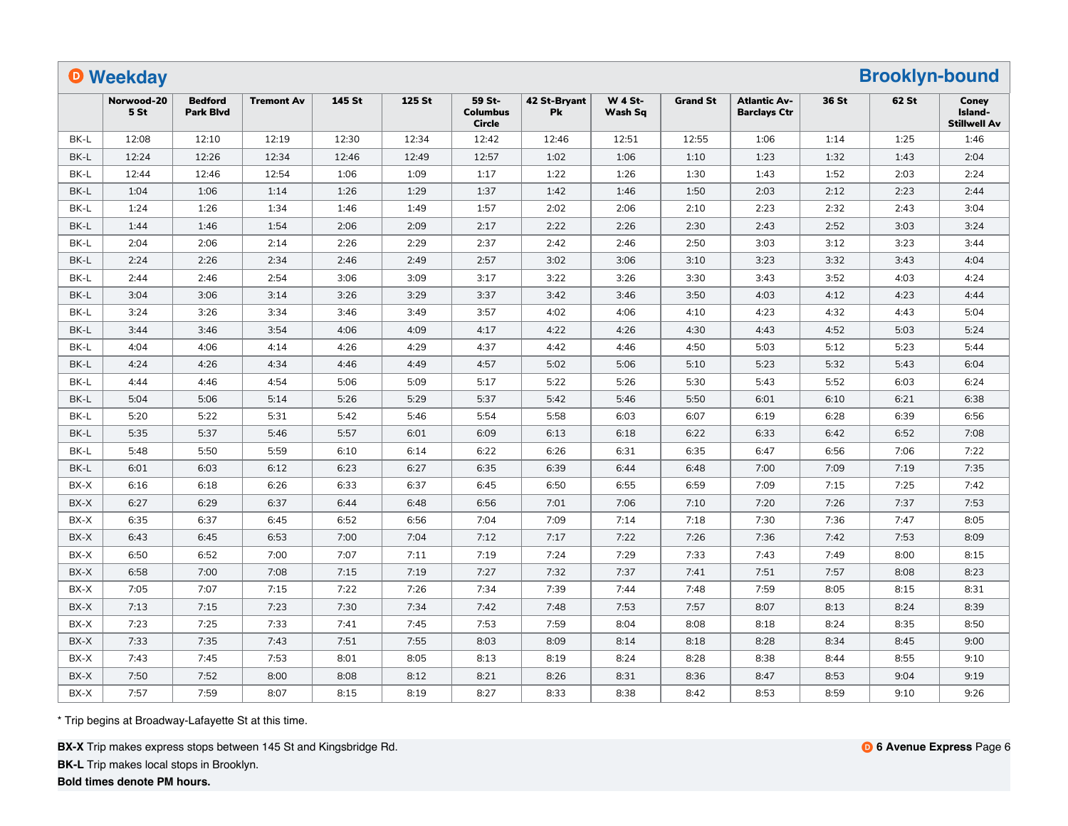## D Weekday — Brooklyn-bound

| | Norwood-205 St | Bedford Park Blvd | Tremont Av | 145 St | 125 St | 59 St-Columbus Circle | 42 St-Bryant Pk | W 4 St-Wash Sq | Grand St | Atlantic Av-Barclays Ctr | 36 St | 62 St | Coney Island-Stillwell Av |
|---|---|---|---|---|---|---|---|---|---|---|---|---|---|
| BK-L | 12:08 | 12:10 | 12:19 | 12:30 | 12:34 | 12:42 | 12:46 | 12:51 | 12:55 | 1:06 | 1:14 | 1:25 | 1:46 |
| BK-L | 12:24 | 12:26 | 12:34 | 12:46 | 12:49 | 12:57 | 1:02 | 1:06 | 1:10 | 1:23 | 1:32 | 1:43 | 2:04 |
| BK-L | 12:44 | 12:46 | 12:54 | 1:06 | 1:09 | 1:17 | 1:22 | 1:26 | 1:30 | 1:43 | 1:52 | 2:03 | 2:24 |
| BK-L | 1:04 | 1:06 | 1:14 | 1:26 | 1:29 | 1:37 | 1:42 | 1:46 | 1:50 | 2:03 | 2:12 | 2:23 | 2:44 |
| BK-L | 1:24 | 1:26 | 1:34 | 1:46 | 1:49 | 1:57 | 2:02 | 2:06 | 2:10 | 2:23 | 2:32 | 2:43 | 3:04 |
| BK-L | 1:44 | 1:46 | 1:54 | 2:06 | 2:09 | 2:17 | 2:22 | 2:26 | 2:30 | 2:43 | 2:52 | 3:03 | 3:24 |
| BK-L | 2:04 | 2:06 | 2:14 | 2:26 | 2:29 | 2:37 | 2:42 | 2:46 | 2:50 | 3:03 | 3:12 | 3:23 | 3:44 |
| BK-L | 2:24 | 2:26 | 2:34 | 2:46 | 2:49 | 2:57 | 3:02 | 3:06 | 3:10 | 3:23 | 3:32 | 3:43 | 4:04 |
| BK-L | 2:44 | 2:46 | 2:54 | 3:06 | 3:09 | 3:17 | 3:22 | 3:26 | 3:30 | 3:43 | 3:52 | 4:03 | 4:24 |
| BK-L | 3:04 | 3:06 | 3:14 | 3:26 | 3:29 | 3:37 | 3:42 | 3:46 | 3:50 | 4:03 | 4:12 | 4:23 | 4:44 |
| BK-L | 3:24 | 3:26 | 3:34 | 3:46 | 3:49 | 3:57 | 4:02 | 4:06 | 4:10 | 4:23 | 4:32 | 4:43 | 5:04 |
| BK-L | 3:44 | 3:46 | 3:54 | 4:06 | 4:09 | 4:17 | 4:22 | 4:26 | 4:30 | 4:43 | 4:52 | 5:03 | 5:24 |
| BK-L | 4:04 | 4:06 | 4:14 | 4:26 | 4:29 | 4:37 | 4:42 | 4:46 | 4:50 | 5:03 | 5:12 | 5:23 | 5:44 |
| BK-L | 4:24 | 4:26 | 4:34 | 4:46 | 4:49 | 4:57 | 5:02 | 5:06 | 5:10 | 5:23 | 5:32 | 5:43 | 6:04 |
| BK-L | 4:44 | 4:46 | 4:54 | 5:06 | 5:09 | 5:17 | 5:22 | 5:26 | 5:30 | 5:43 | 5:52 | 6:03 | 6:24 |
| BK-L | 5:04 | 5:06 | 5:14 | 5:26 | 5:29 | 5:37 | 5:42 | 5:46 | 5:50 | 6:01 | 6:10 | 6:21 | 6:38 |
| BK-L | 5:20 | 5:22 | 5:31 | 5:42 | 5:46 | 5:54 | 5:58 | 6:03 | 6:07 | 6:19 | 6:28 | 6:39 | 6:56 |
| BK-L | 5:35 | 5:37 | 5:46 | 5:57 | 6:01 | 6:09 | 6:13 | 6:18 | 6:22 | 6:33 | 6:42 | 6:52 | 7:08 |
| BK-L | 5:48 | 5:50 | 5:59 | 6:10 | 6:14 | 6:22 | 6:26 | 6:31 | 6:35 | 6:47 | 6:56 | 7:06 | 7:22 |
| BK-L | 6:01 | 6:03 | 6:12 | 6:23 | 6:27 | 6:35 | 6:39 | 6:44 | 6:48 | 7:00 | 7:09 | 7:19 | 7:35 |
| BX-X | 6:16 | 6:18 | 6:26 | 6:33 | 6:37 | 6:45 | 6:50 | 6:55 | 6:59 | 7:09 | 7:15 | 7:25 | 7:42 |
| BX-X | 6:27 | 6:29 | 6:37 | 6:44 | 6:48 | 6:56 | 7:01 | 7:06 | 7:10 | 7:20 | 7:26 | 7:37 | 7:53 |
| BX-X | 6:35 | 6:37 | 6:45 | 6:52 | 6:56 | 7:04 | 7:09 | 7:14 | 7:18 | 7:30 | 7:36 | 7:47 | 8:05 |
| BX-X | 6:43 | 6:45 | 6:53 | 7:00 | 7:04 | 7:12 | 7:17 | 7:22 | 7:26 | 7:36 | 7:42 | 7:53 | 8:09 |
| BX-X | 6:50 | 6:52 | 7:00 | 7:07 | 7:11 | 7:19 | 7:24 | 7:29 | 7:33 | 7:43 | 7:49 | 8:00 | 8:15 |
| BX-X | 6:58 | 7:00 | 7:08 | 7:15 | 7:19 | 7:27 | 7:32 | 7:37 | 7:41 | 7:51 | 7:57 | 8:08 | 8:23 |
| BX-X | 7:05 | 7:07 | 7:15 | 7:22 | 7:26 | 7:34 | 7:39 | 7:44 | 7:48 | 7:59 | 8:05 | 8:15 | 8:31 |
| BX-X | 7:13 | 7:15 | 7:23 | 7:30 | 7:34 | 7:42 | 7:48 | 7:53 | 7:57 | 8:07 | 8:13 | 8:24 | 8:39 |
| BX-X | 7:23 | 7:25 | 7:33 | 7:41 | 7:45 | 7:53 | 7:59 | 8:04 | 8:08 | 8:18 | 8:24 | 8:35 | 8:50 |
| BX-X | 7:33 | 7:35 | 7:43 | 7:51 | 7:55 | 8:03 | 8:09 | 8:14 | 8:18 | 8:28 | 8:34 | 8:45 | 9:00 |
| BX-X | 7:43 | 7:45 | 7:53 | 8:01 | 8:05 | 8:13 | 8:19 | 8:24 | 8:28 | 8:38 | 8:44 | 8:55 | 9:10 |
| BX-X | 7:50 | 7:52 | 8:00 | 8:08 | 8:12 | 8:21 | 8:26 | 8:31 | 8:36 | 8:47 | 8:53 | 9:04 | 9:19 |
| BX-X | 7:57 | 7:59 | 8:07 | 8:15 | 8:19 | 8:27 | 8:33 | 8:38 | 8:42 | 8:53 | 8:59 | 9:10 | 9:26 |

* Trip begins at Broadway-Lafayette St at this time.

**BX-X** Trip makes express stops between 145 St and Kingsbridge Rd.

**BK-L** Trip makes local stops in Brooklyn.

**Bold times denote PM hours.**

D **6 Avenue Express**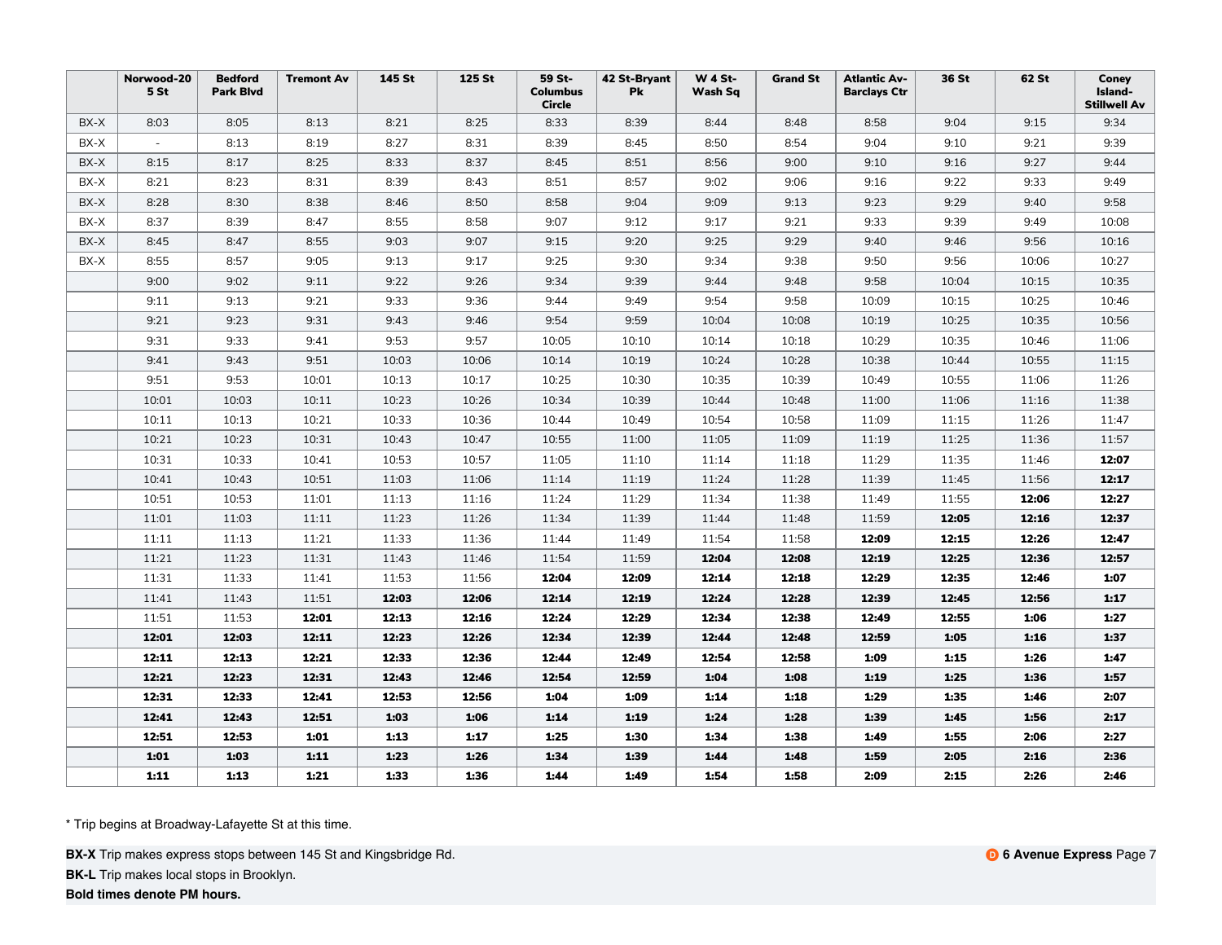| | Norwood-205 St | Bedford Park Blvd | Tremont Av | 145 St | 125 St | 59 St-Columbus Circle | 42 St-Bryant Pk | W 4 St-Wash Sq | Grand St | Atlantic Av-Barclays Ctr | 36 St | 62 St | Coney Island-Stillwell Av |
|---|---|---|---|---|---|---|---|---|---|---|---|---|---|
| BX-X | 8:03 | 8:05 | 8:13 | 8:21 | 8:25 | 8:33 | 8:39 | 8:44 | 8:48 | 8:58 | 9:04 | 9:15 | 9:34 |
| BX-X | - | 8:13 | 8:19 | 8:27 | 8:31 | 8:39 | 8:45 | 8:50 | 8:54 | 9:04 | 9:10 | 9:21 | 9:39 |
| BX-X | 8:15 | 8:17 | 8:25 | 8:33 | 8:37 | 8:45 | 8:51 | 8:56 | 9:00 | 9:10 | 9:16 | 9:27 | 9:44 |
| BX-X | 8:21 | 8:23 | 8:31 | 8:39 | 8:43 | 8:51 | 8:57 | 9:02 | 9:06 | 9:16 | 9:22 | 9:33 | 9:49 |
| BX-X | 8:28 | 8:30 | 8:38 | 8:46 | 8:50 | 8:58 | 9:04 | 9:09 | 9:13 | 9:23 | 9:29 | 9:40 | 9:58 |
| BX-X | 8:37 | 8:39 | 8:47 | 8:55 | 8:58 | 9:07 | 9:12 | 9:17 | 9:21 | 9:33 | 9:39 | 9:49 | 10:08 |
| BX-X | 8:45 | 8:47 | 8:55 | 9:03 | 9:07 | 9:15 | 9:20 | 9:25 | 9:29 | 9:40 | 9:46 | 9:56 | 10:16 |
| BX-X | 8:55 | 8:57 | 9:05 | 9:13 | 9:17 | 9:25 | 9:30 | 9:34 | 9:38 | 9:50 | 9:56 | 10:06 | 10:27 |
| | 9:00 | 9:02 | 9:11 | 9:22 | 9:26 | 9:34 | 9:39 | 9:44 | 9:48 | 9:58 | 10:04 | 10:15 | 10:35 |
| | 9:11 | 9:13 | 9:21 | 9:33 | 9:36 | 9:44 | 9:49 | 9:54 | 9:58 | 10:09 | 10:15 | 10:25 | 10:46 |
| | 9:21 | 9:23 | 9:31 | 9:43 | 9:46 | 9:54 | 9:59 | 10:04 | 10:08 | 10:19 | 10:25 | 10:35 | 10:56 |
| | 9:31 | 9:33 | 9:41 | 9:53 | 9:57 | 10:05 | 10:10 | 10:14 | 10:18 | 10:29 | 10:35 | 10:46 | 11:06 |
| | 9:41 | 9:43 | 9:51 | 10:03 | 10:06 | 10:14 | 10:19 | 10:24 | 10:28 | 10:38 | 10:44 | 10:55 | 11:15 |
| | 9:51 | 9:53 | 10:01 | 10:13 | 10:17 | 10:25 | 10:30 | 10:35 | 10:39 | 10:49 | 10:55 | 11:06 | 11:26 |
| | 10:01 | 10:03 | 10:11 | 10:23 | 10:26 | 10:34 | 10:39 | 10:44 | 10:48 | 11:00 | 11:06 | 11:16 | 11:38 |
| | 10:11 | 10:13 | 10:21 | 10:33 | 10:36 | 10:44 | 10:49 | 10:54 | 10:58 | 11:09 | 11:15 | 11:26 | 11:47 |
| | 10:21 | 10:23 | 10:31 | 10:43 | 10:47 | 10:55 | 11:00 | 11:05 | 11:09 | 11:19 | 11:25 | 11:36 | 11:57 |
| | 10:31 | 10:33 | 10:41 | 10:53 | 10:57 | 11:05 | 11:10 | 11:14 | 11:18 | 11:29 | 11:35 | 11:46 | **12:07** |
| | 10:41 | 10:43 | 10:51 | 11:03 | 11:06 | 11:14 | 11:19 | 11:24 | 11:28 | 11:39 | 11:45 | 11:56 | **12:17** |
| | 10:51 | 10:53 | 11:01 | 11:13 | 11:16 | 11:24 | 11:29 | 11:34 | 11:38 | 11:49 | 11:55 | **12:06** | **12:27** |
| | 11:01 | 11:03 | 11:11 | 11:23 | 11:26 | 11:34 | 11:39 | 11:44 | 11:48 | 11:59 | **12:05** | **12:16** | **12:37** |
| | 11:11 | 11:13 | 11:21 | 11:33 | 11:36 | 11:44 | 11:49 | 11:54 | 11:58 | **12:09** | **12:15** | **12:26** | **12:47** |
| | 11:21 | 11:23 | 11:31 | 11:43 | 11:46 | 11:54 | 11:59 | **12:04** | **12:08** | **12:19** | **12:25** | **12:36** | **12:57** |
| | 11:31 | 11:33 | 11:41 | 11:53 | 11:56 | **12:04** | **12:09** | **12:14** | **12:18** | **12:29** | **12:35** | **12:46** | **1:07** |
| | 11:41 | 11:43 | 11:51 | **12:03** | **12:06** | **12:14** | **12:19** | **12:24** | **12:28** | **12:39** | **12:45** | **12:56** | **1:17** |
| | 11:51 | 11:53 | **12:01** | **12:13** | **12:16** | **12:24** | **12:29** | **12:34** | **12:38** | **12:49** | **12:55** | **1:06** | **1:27** |
| | **12:01** | **12:03** | **12:11** | **12:23** | **12:26** | **12:34** | **12:39** | **12:44** | **12:48** | **12:59** | **1:05** | **1:16** | **1:37** |
| | **12:11** | **12:13** | **12:21** | **12:33** | **12:36** | **12:44** | **12:49** | **12:54** | **12:58** | **1:09** | **1:15** | **1:26** | **1:47** |
| | **12:21** | **12:23** | **12:31** | **12:43** | **12:46** | **12:54** | **12:59** | **1:04** | **1:08** | **1:19** | **1:25** | **1:36** | **1:57** |
| | **12:31** | **12:33** | **12:41** | **12:53** | **12:56** | **1:04** | **1:09** | **1:14** | **1:18** | **1:29** | **1:35** | **1:46** | **2:07** |
| | **12:41** | **12:43** | **12:51** | **1:03** | **1:06** | **1:14** | **1:19** | **1:24** | **1:28** | **1:39** | **1:45** | **1:56** | **2:17** |
| | **12:51** | **12:53** | **1:01** | **1:13** | **1:17** | **1:25** | **1:30** | **1:34** | **1:38** | **1:49** | **1:55** | **2:06** | **2:27** |
| | **1:01** | **1:03** | **1:11** | **1:23** | **1:26** | **1:34** | **1:39** | **1:44** | **1:48** | **1:59** | **2:05** | **2:16** | **2:36** |
| | **1:11** | **1:13** | **1:21** | **1:33** | **1:36** | **1:44** | **1:49** | **1:54** | **1:58** | **2:09** | **2:15** | **2:26** | **2:46** |

* Trip begins at Broadway-Lafayette St at this time.

**BX-X** Trip makes express stops between 145 St and Kingsbridge Rd.

**BK-L** Trip makes local stops in Brooklyn.

**Bold times denote PM hours.**

**D 6 Avenue Express**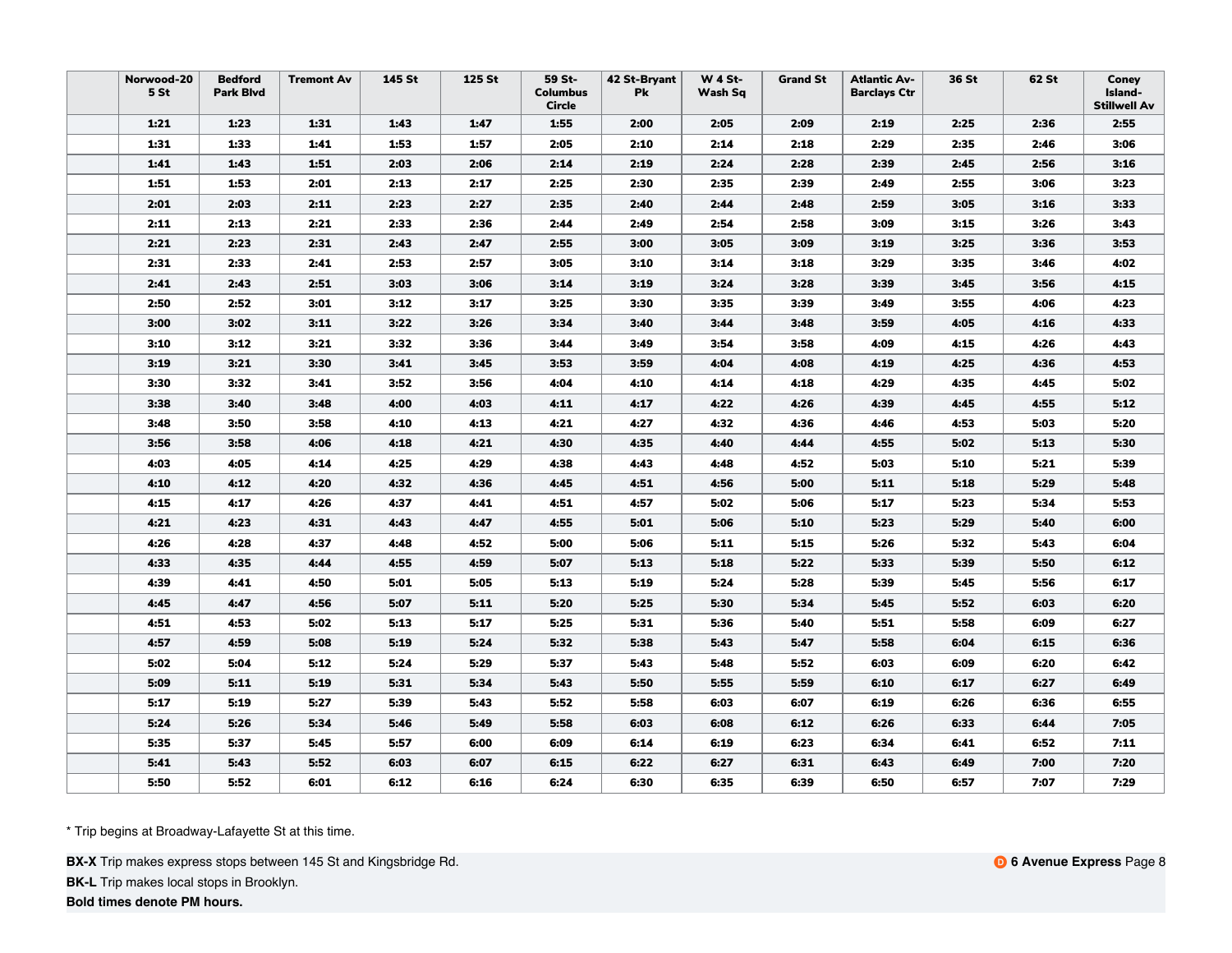| | Norwood-205 St | Bedford Park Blvd | Tremont Av | 145 St | 125 St | 59 St-Columbus Circle | 42 St-Bryant Pk | W 4 St-Wash Sq | Grand St | Atlantic Av-Barclays Ctr | 36 St | 62 St | Coney Island-Stillwell Av |
|---|---|---|---|---|---|---|---|---|---|---|---|---|---|
| | **1:21** | **1:23** | **1:31** | **1:43** | **1:47** | **1:55** | **2:00** | **2:05** | **2:09** | **2:19** | **2:25** | **2:36** | **2:55** |
| | **1:31** | **1:33** | **1:41** | **1:53** | **1:57** | **2:05** | **2:10** | **2:14** | **2:18** | **2:29** | **2:35** | **2:46** | **3:06** |
| | **1:41** | **1:43** | **1:51** | **2:03** | **2:06** | **2:14** | **2:19** | **2:24** | **2:28** | **2:39** | **2:45** | **2:56** | **3:16** |
| | **1:51** | **1:53** | **2:01** | **2:13** | **2:17** | **2:25** | **2:30** | **2:35** | **2:39** | **2:49** | **2:55** | **3:06** | **3:23** |
| | **2:01** | **2:03** | **2:11** | **2:23** | **2:27** | **2:35** | **2:40** | **2:44** | **2:48** | **2:59** | **3:05** | **3:16** | **3:33** |
| | **2:11** | **2:13** | **2:21** | **2:33** | **2:36** | **2:44** | **2:49** | **2:54** | **2:58** | **3:09** | **3:15** | **3:26** | **3:43** |
| | **2:21** | **2:23** | **2:31** | **2:43** | **2:47** | **2:55** | **3:00** | **3:05** | **3:09** | **3:19** | **3:25** | **3:36** | **3:53** |
| | **2:31** | **2:33** | **2:41** | **2:53** | **2:57** | **3:05** | **3:10** | **3:14** | **3:18** | **3:29** | **3:35** | **3:46** | **4:02** |
| | **2:41** | **2:43** | **2:51** | **3:03** | **3:06** | **3:14** | **3:19** | **3:24** | **3:28** | **3:39** | **3:45** | **3:56** | **4:15** |
| | **2:50** | **2:52** | **3:01** | **3:12** | **3:17** | **3:25** | **3:30** | **3:35** | **3:39** | **3:49** | **3:55** | **4:06** | **4:23** |
| | **3:00** | **3:02** | **3:11** | **3:22** | **3:26** | **3:34** | **3:40** | **3:44** | **3:48** | **3:59** | **4:05** | **4:16** | **4:33** |
| | **3:10** | **3:12** | **3:21** | **3:32** | **3:36** | **3:44** | **3:49** | **3:54** | **3:58** | **4:09** | **4:15** | **4:26** | **4:43** |
| | **3:19** | **3:21** | **3:30** | **3:41** | **3:45** | **3:53** | **3:59** | **4:04** | **4:08** | **4:19** | **4:25** | **4:36** | **4:53** |
| | **3:30** | **3:32** | **3:41** | **3:52** | **3:56** | **4:04** | **4:10** | **4:14** | **4:18** | **4:29** | **4:35** | **4:45** | **5:02** |
| | **3:38** | **3:40** | **3:48** | **4:00** | **4:03** | **4:11** | **4:17** | **4:22** | **4:26** | **4:39** | **4:45** | **4:55** | **5:12** |
| | **3:48** | **3:50** | **3:58** | **4:10** | **4:13** | **4:21** | **4:27** | **4:32** | **4:36** | **4:46** | **4:53** | **5:03** | **5:20** |
| | **3:56** | **3:58** | **4:06** | **4:18** | **4:21** | **4:30** | **4:35** | **4:40** | **4:44** | **4:55** | **5:02** | **5:13** | **5:30** |
| | **4:03** | **4:05** | **4:14** | **4:25** | **4:29** | **4:38** | **4:43** | **4:48** | **4:52** | **5:03** | **5:10** | **5:21** | **5:39** |
| | **4:10** | **4:12** | **4:20** | **4:32** | **4:36** | **4:45** | **4:51** | **4:56** | **5:00** | **5:11** | **5:18** | **5:29** | **5:48** |
| | **4:15** | **4:17** | **4:26** | **4:37** | **4:41** | **4:51** | **4:57** | **5:02** | **5:06** | **5:17** | **5:23** | **5:34** | **5:53** |
| | **4:21** | **4:23** | **4:31** | **4:43** | **4:47** | **4:55** | **5:01** | **5:06** | **5:10** | **5:23** | **5:29** | **5:40** | **6:00** |
| | **4:26** | **4:28** | **4:37** | **4:48** | **4:52** | **5:00** | **5:06** | **5:11** | **5:15** | **5:26** | **5:32** | **5:43** | **6:04** |
| | **4:33** | **4:35** | **4:44** | **4:55** | **4:59** | **5:07** | **5:13** | **5:18** | **5:22** | **5:33** | **5:39** | **5:50** | **6:12** |
| | **4:39** | **4:41** | **4:50** | **5:01** | **5:05** | **5:13** | **5:19** | **5:24** | **5:28** | **5:39** | **5:45** | **5:56** | **6:17** |
| | **4:45** | **4:47** | **4:56** | **5:07** | **5:11** | **5:20** | **5:25** | **5:30** | **5:34** | **5:45** | **5:52** | **6:03** | **6:20** |
| | **4:51** | **4:53** | **5:02** | **5:13** | **5:17** | **5:25** | **5:31** | **5:36** | **5:40** | **5:51** | **5:58** | **6:09** | **6:27** |
| | **4:57** | **4:59** | **5:08** | **5:19** | **5:24** | **5:32** | **5:38** | **5:43** | **5:47** | **5:58** | **6:04** | **6:15** | **6:36** |
| | **5:02** | **5:04** | **5:12** | **5:24** | **5:29** | **5:37** | **5:43** | **5:48** | **5:52** | **6:03** | **6:09** | **6:20** | **6:42** |
| | **5:09** | **5:11** | **5:19** | **5:31** | **5:34** | **5:43** | **5:50** | **5:55** | **5:59** | **6:10** | **6:17** | **6:27** | **6:49** |
| | **5:17** | **5:19** | **5:27** | **5:39** | **5:43** | **5:52** | **5:58** | **6:03** | **6:07** | **6:19** | **6:26** | **6:36** | **6:55** |
| | **5:24** | **5:26** | **5:34** | **5:46** | **5:49** | **5:58** | **6:03** | **6:08** | **6:12** | **6:26** | **6:33** | **6:44** | **7:05** |
| | **5:35** | **5:37** | **5:45** | **5:57** | **6:00** | **6:09** | **6:14** | **6:19** | **6:23** | **6:34** | **6:41** | **6:52** | **7:11** |
| | **5:41** | **5:43** | **5:52** | **6:03** | **6:07** | **6:15** | **6:22** | **6:27** | **6:31** | **6:43** | **6:49** | **7:00** | **7:20** |
| | **5:50** | **5:52** | **6:01** | **6:12** | **6:16** | **6:24** | **6:30** | **6:35** | **6:39** | **6:50** | **6:57** | **7:07** | **7:29** |

* Trip begins at Broadway-Lafayette St at this time.

**BX-X** Trip makes express stops between 145 St and Kingsbridge Rd.

**BK-L** Trip makes local stops in Brooklyn.

**Bold times denote PM hours.**

**D 6 Avenue Express**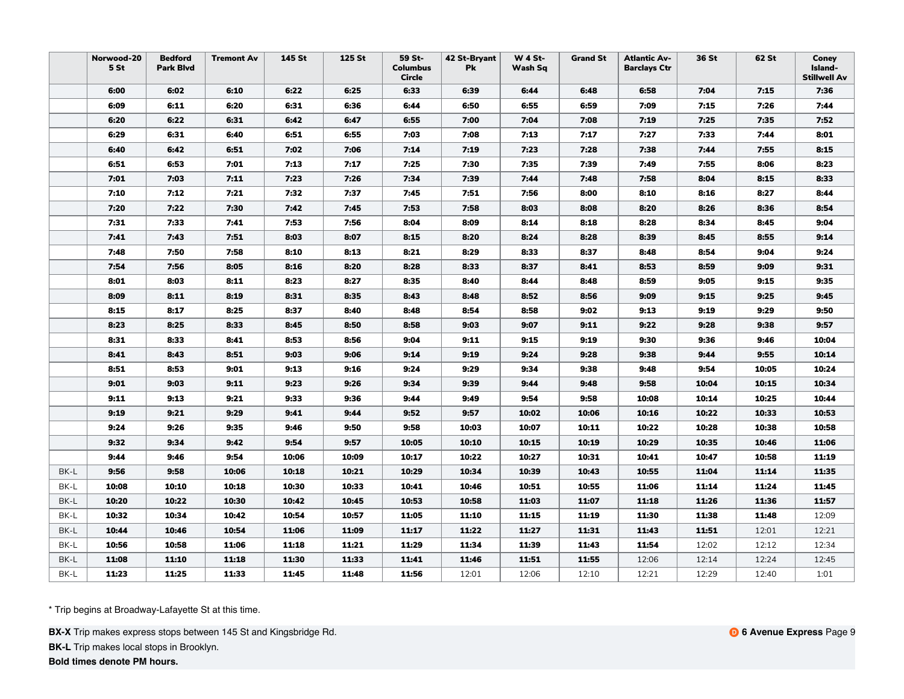| | Norwood-205 St | Bedford Park Blvd | Tremont Av | 145 St | 125 St | 59 St-Columbus Circle | 42 St-Bryant Pk | W 4 St-Wash Sq | Grand St | Atlantic Av-Barclays Ctr | 36 St | 62 St | Coney Island-Stillwell Av |
|---|---|---|---|---|---|---|---|---|---|---|---|---|---|
| | **6:00** | **6:02** | **6:10** | **6:22** | **6:25** | **6:33** | **6:39** | **6:44** | **6:48** | **6:58** | **7:04** | **7:15** | **7:36** |
| | **6:09** | **6:11** | **6:20** | **6:31** | **6:36** | **6:44** | **6:50** | **6:55** | **6:59** | **7:09** | **7:15** | **7:26** | **7:44** |
| | **6:20** | **6:22** | **6:31** | **6:42** | **6:47** | **6:55** | **7:00** | **7:04** | **7:08** | **7:19** | **7:25** | **7:35** | **7:52** |
| | **6:29** | **6:31** | **6:40** | **6:51** | **6:55** | **7:03** | **7:08** | **7:13** | **7:17** | **7:27** | **7:33** | **7:44** | **8:01** |
| | **6:40** | **6:42** | **6:51** | **7:02** | **7:06** | **7:14** | **7:19** | **7:23** | **7:28** | **7:38** | **7:44** | **7:55** | **8:15** |
| | **6:51** | **6:53** | **7:01** | **7:13** | **7:17** | **7:25** | **7:30** | **7:35** | **7:39** | **7:49** | **7:55** | **8:06** | **8:23** |
| | **7:01** | **7:03** | **7:11** | **7:23** | **7:26** | **7:34** | **7:39** | **7:44** | **7:48** | **7:58** | **8:04** | **8:15** | **8:33** |
| | **7:10** | **7:12** | **7:21** | **7:32** | **7:37** | **7:45** | **7:51** | **7:56** | **8:00** | **8:10** | **8:16** | **8:27** | **8:44** |
| | **7:20** | **7:22** | **7:30** | **7:42** | **7:45** | **7:53** | **7:58** | **8:03** | **8:08** | **8:20** | **8:26** | **8:36** | **8:54** |
| | **7:31** | **7:33** | **7:41** | **7:53** | **7:56** | **8:04** | **8:09** | **8:14** | **8:18** | **8:28** | **8:34** | **8:45** | **9:04** |
| | **7:41** | **7:43** | **7:51** | **8:03** | **8:07** | **8:15** | **8:20** | **8:24** | **8:28** | **8:39** | **8:45** | **8:55** | **9:14** |
| | **7:48** | **7:50** | **7:58** | **8:10** | **8:13** | **8:21** | **8:29** | **8:33** | **8:37** | **8:48** | **8:54** | **9:04** | **9:24** |
| | **7:54** | **7:56** | **8:05** | **8:16** | **8:20** | **8:28** | **8:33** | **8:37** | **8:41** | **8:53** | **8:59** | **9:09** | **9:31** |
| | **8:01** | **8:03** | **8:11** | **8:23** | **8:27** | **8:35** | **8:40** | **8:44** | **8:48** | **8:59** | **9:05** | **9:15** | **9:35** |
| | **8:09** | **8:11** | **8:19** | **8:31** | **8:35** | **8:43** | **8:48** | **8:52** | **8:56** | **9:09** | **9:15** | **9:25** | **9:45** |
| | **8:15** | **8:17** | **8:25** | **8:37** | **8:40** | **8:48** | **8:54** | **8:58** | **9:02** | **9:13** | **9:19** | **9:29** | **9:50** |
| | **8:23** | **8:25** | **8:33** | **8:45** | **8:50** | **8:58** | **9:03** | **9:07** | **9:11** | **9:22** | **9:28** | **9:38** | **9:57** |
| | **8:31** | **8:33** | **8:41** | **8:53** | **8:56** | **9:04** | **9:11** | **9:15** | **9:19** | **9:30** | **9:36** | **9:46** | **10:04** |
| | **8:41** | **8:43** | **8:51** | **9:03** | **9:06** | **9:14** | **9:19** | **9:24** | **9:28** | **9:38** | **9:44** | **9:55** | **10:14** |
| | **8:51** | **8:53** | **9:01** | **9:13** | **9:16** | **9:24** | **9:29** | **9:34** | **9:38** | **9:48** | **9:54** | **10:05** | **10:24** |
| | **9:01** | **9:03** | **9:11** | **9:23** | **9:26** | **9:34** | **9:39** | **9:44** | **9:48** | **9:58** | **10:04** | **10:15** | **10:34** |
| | **9:11** | **9:13** | **9:21** | **9:33** | **9:36** | **9:44** | **9:49** | **9:54** | **9:58** | **10:08** | **10:14** | **10:25** | **10:44** |
| | **9:19** | **9:21** | **9:29** | **9:41** | **9:44** | **9:52** | **9:57** | **10:02** | **10:06** | **10:16** | **10:22** | **10:33** | **10:53** |
| | **9:24** | **9:26** | **9:35** | **9:46** | **9:50** | **9:58** | **10:03** | **10:07** | **10:11** | **10:22** | **10:28** | **10:38** | **10:58** |
| | **9:32** | **9:34** | **9:42** | **9:54** | **9:57** | **10:05** | **10:10** | **10:15** | **10:19** | **10:29** | **10:35** | **10:46** | **11:06** |
| | **9:44** | **9:46** | **9:54** | **10:06** | **10:09** | **10:17** | **10:22** | **10:27** | **10:31** | **10:41** | **10:47** | **10:58** | **11:19** |
| BK-L | **9:56** | **9:58** | **10:06** | **10:18** | **10:21** | **10:29** | **10:34** | **10:39** | **10:43** | **10:55** | **11:04** | **11:14** | **11:35** |
| BK-L | **10:08** | **10:10** | **10:18** | **10:30** | **10:33** | **10:41** | **10:46** | **10:51** | **10:55** | **11:06** | **11:14** | **11:24** | **11:45** |
| BK-L | **10:20** | **10:22** | **10:30** | **10:42** | **10:45** | **10:53** | **10:58** | **11:03** | **11:07** | **11:18** | **11:26** | **11:36** | **11:57** |
| BK-L | **10:32** | **10:34** | **10:42** | **10:54** | **10:57** | **11:05** | **11:10** | **11:15** | **11:19** | **11:30** | **11:38** | **11:48** | 12:09 |
| BK-L | **10:44** | **10:46** | **10:54** | **11:06** | **11:09** | **11:17** | **11:22** | **11:27** | **11:31** | **11:43** | **11:51** | 12:01 | 12:21 |
| BK-L | **10:56** | **10:58** | **11:06** | **11:18** | **11:21** | **11:29** | **11:34** | **11:39** | **11:43** | **11:54** | 12:02 | 12:12 | 12:34 |
| BK-L | **11:08** | **11:10** | **11:18** | **11:30** | **11:33** | **11:41** | **11:46** | **11:51** | **11:55** | 12:06 | 12:14 | 12:24 | 12:45 |
| BK-L | **11:23** | **11:25** | **11:33** | **11:45** | **11:48** | **11:56** | 12:01 | 12:06 | 12:10 | 12:21 | 12:29 | 12:40 | 1:01 |

* Trip begins at Broadway-Lafayette St at this time.

**BX-X** Trip makes express stops between 145 St and Kingsbridge Rd.

**BK-L** Trip makes local stops in Brooklyn.

**Bold times denote PM hours.**

D **6 Avenue Express**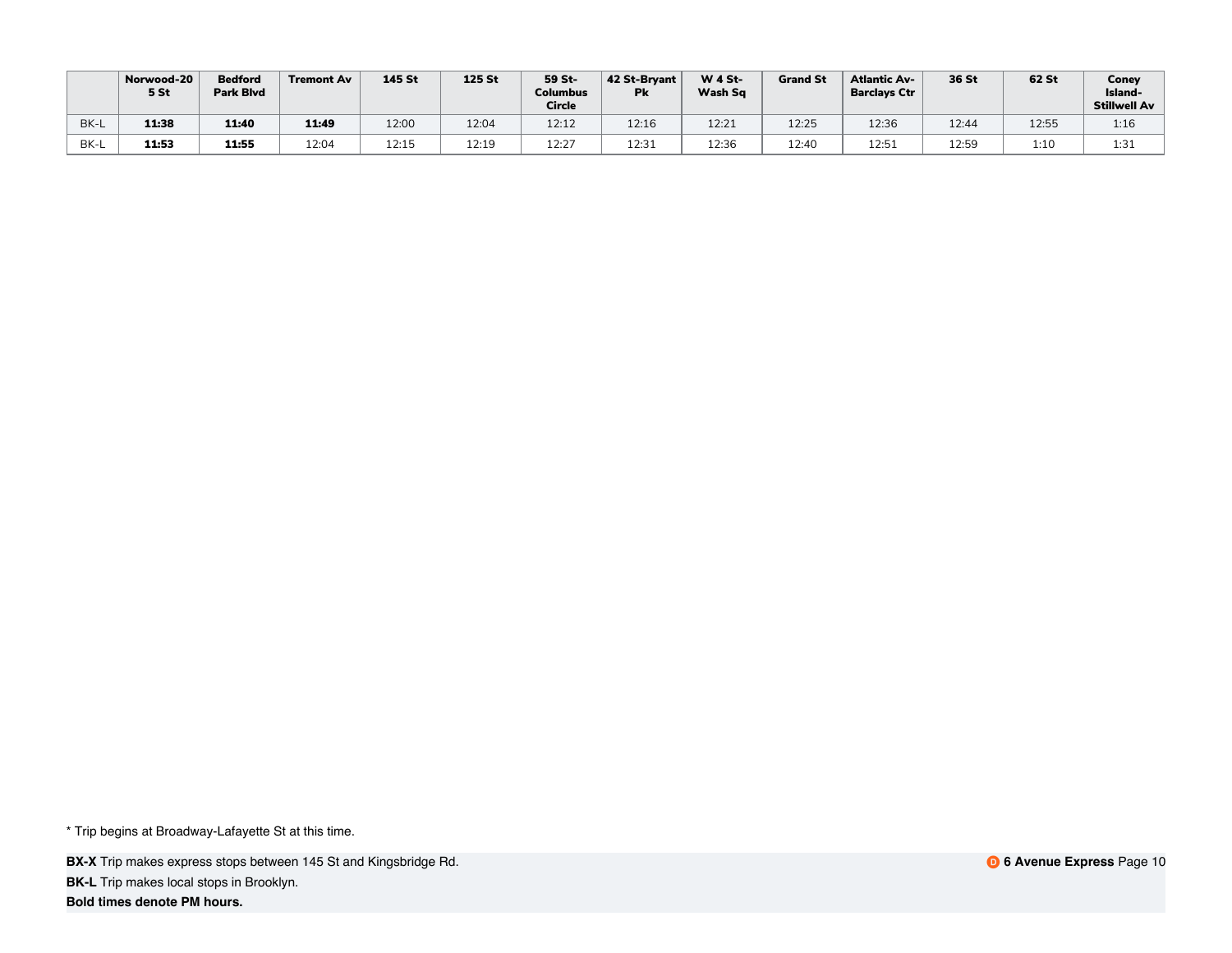| | Norwood-205 St | Bedford Park Blvd | Tremont Av | 145 St | 125 St | 59 St-Columbus Circle | 42 St-Bryant Pk | W 4 St-Wash Sq | Grand St | Atlantic Av-Barclays Ctr | 36 St | 62 St | Coney Island-Stillwell Av |
|---|---|---|---|---|---|---|---|---|---|---|---|---|---|
| BK-L | **11:38** | **11:40** | **11:49** | 12:00 | 12:04 | 12:12 | 12:16 | 12:21 | 12:25 | 12:36 | 12:44 | 12:55 | 1:16 |
| BK-L | **11:53** | **11:55** | 12:04 | 12:15 | 12:19 | 12:27 | 12:31 | 12:36 | 12:40 | 12:51 | 12:59 | 1:10 | 1:31 |

* Trip begins at Broadway-Lafayette St at this time.

**BX-X** Trip makes express stops between 145 St and Kingsbridge Rd.

**BK-L** Trip makes local stops in Brooklyn.

**Bold times denote PM hours.**

**D 6 Avenue Express**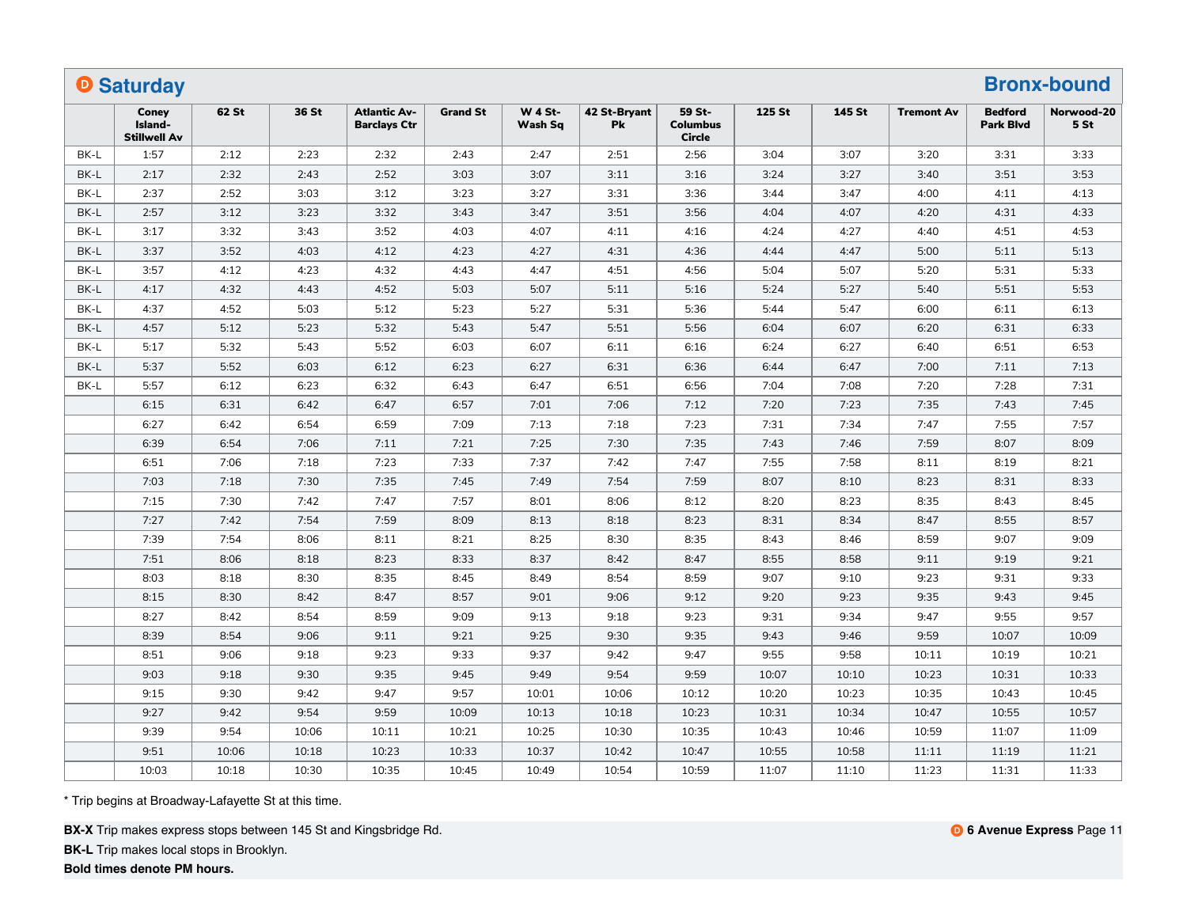# D Saturday — Bronx-bound

| | Coney Island-Stillwell Av | 62 St | 36 St | Atlantic Av-Barclays Ctr | Grand St | W 4 St-Wash Sq | 42 St-Bryant Pk | 59 St-Columbus Circle | 125 St | 145 St | Tremont Av | Bedford Park Blvd | Norwood-205 St |
|---|---|---|---|---|---|---|---|---|---|---|---|---|---|
| BK-L | 1:57 | 2:12 | 2:23 | 2:32 | 2:43 | 2:47 | 2:51 | 2:56 | 3:04 | 3:07 | 3:20 | 3:31 | 3:33 |
| BK-L | 2:17 | 2:32 | 2:43 | 2:52 | 3:03 | 3:07 | 3:11 | 3:16 | 3:24 | 3:27 | 3:40 | 3:51 | 3:53 |
| BK-L | 2:37 | 2:52 | 3:03 | 3:12 | 3:23 | 3:27 | 3:31 | 3:36 | 3:44 | 3:47 | 4:00 | 4:11 | 4:13 |
| BK-L | 2:57 | 3:12 | 3:23 | 3:32 | 3:43 | 3:47 | 3:51 | 3:56 | 4:04 | 4:07 | 4:20 | 4:31 | 4:33 |
| BK-L | 3:17 | 3:32 | 3:43 | 3:52 | 4:03 | 4:07 | 4:11 | 4:16 | 4:24 | 4:27 | 4:40 | 4:51 | 4:53 |
| BK-L | 3:37 | 3:52 | 4:03 | 4:12 | 4:23 | 4:27 | 4:31 | 4:36 | 4:44 | 4:47 | 5:00 | 5:11 | 5:13 |
| BK-L | 3:57 | 4:12 | 4:23 | 4:32 | 4:43 | 4:47 | 4:51 | 4:56 | 5:04 | 5:07 | 5:20 | 5:31 | 5:33 |
| BK-L | 4:17 | 4:32 | 4:43 | 4:52 | 5:03 | 5:07 | 5:11 | 5:16 | 5:24 | 5:27 | 5:40 | 5:51 | 5:53 |
| BK-L | 4:37 | 4:52 | 5:03 | 5:12 | 5:23 | 5:27 | 5:31 | 5:36 | 5:44 | 5:47 | 6:00 | 6:11 | 6:13 |
| BK-L | 4:57 | 5:12 | 5:23 | 5:32 | 5:43 | 5:47 | 5:51 | 5:56 | 6:04 | 6:07 | 6:20 | 6:31 | 6:33 |
| BK-L | 5:17 | 5:32 | 5:43 | 5:52 | 6:03 | 6:07 | 6:11 | 6:16 | 6:24 | 6:27 | 6:40 | 6:51 | 6:53 |
| BK-L | 5:37 | 5:52 | 6:03 | 6:12 | 6:23 | 6:27 | 6:31 | 6:36 | 6:44 | 6:47 | 7:00 | 7:11 | 7:13 |
| BK-L | 5:57 | 6:12 | 6:23 | 6:32 | 6:43 | 6:47 | 6:51 | 6:56 | 7:04 | 7:08 | 7:20 | 7:28 | 7:31 |
| | 6:15 | 6:31 | 6:42 | 6:47 | 6:57 | 7:01 | 7:06 | 7:12 | 7:20 | 7:23 | 7:35 | 7:43 | 7:45 |
| | 6:27 | 6:42 | 6:54 | 6:59 | 7:09 | 7:13 | 7:18 | 7:23 | 7:31 | 7:34 | 7:47 | 7:55 | 7:57 |
| | 6:39 | 6:54 | 7:06 | 7:11 | 7:21 | 7:25 | 7:30 | 7:35 | 7:43 | 7:46 | 7:59 | 8:07 | 8:09 |
| | 6:51 | 7:06 | 7:18 | 7:23 | 7:33 | 7:37 | 7:42 | 7:47 | 7:55 | 7:58 | 8:11 | 8:19 | 8:21 |
| | 7:03 | 7:18 | 7:30 | 7:35 | 7:45 | 7:49 | 7:54 | 7:59 | 8:07 | 8:10 | 8:23 | 8:31 | 8:33 |
| | 7:15 | 7:30 | 7:42 | 7:47 | 7:57 | 8:01 | 8:06 | 8:12 | 8:20 | 8:23 | 8:35 | 8:43 | 8:45 |
| | 7:27 | 7:42 | 7:54 | 7:59 | 8:09 | 8:13 | 8:18 | 8:23 | 8:31 | 8:34 | 8:47 | 8:55 | 8:57 |
| | 7:39 | 7:54 | 8:06 | 8:11 | 8:21 | 8:25 | 8:30 | 8:35 | 8:43 | 8:46 | 8:59 | 9:07 | 9:09 |
| | 7:51 | 8:06 | 8:18 | 8:23 | 8:33 | 8:37 | 8:42 | 8:47 | 8:55 | 8:58 | 9:11 | 9:19 | 9:21 |
| | 8:03 | 8:18 | 8:30 | 8:35 | 8:45 | 8:49 | 8:54 | 8:59 | 9:07 | 9:10 | 9:23 | 9:31 | 9:33 |
| | 8:15 | 8:30 | 8:42 | 8:47 | 8:57 | 9:01 | 9:06 | 9:12 | 9:20 | 9:23 | 9:35 | 9:43 | 9:45 |
| | 8:27 | 8:42 | 8:54 | 8:59 | 9:09 | 9:13 | 9:18 | 9:23 | 9:31 | 9:34 | 9:47 | 9:55 | 9:57 |
| | 8:39 | 8:54 | 9:06 | 9:11 | 9:21 | 9:25 | 9:30 | 9:35 | 9:43 | 9:46 | 9:59 | 10:07 | 10:09 |
| | 8:51 | 9:06 | 9:18 | 9:23 | 9:33 | 9:37 | 9:42 | 9:47 | 9:55 | 9:58 | 10:11 | 10:19 | 10:21 |
| | 9:03 | 9:18 | 9:30 | 9:35 | 9:45 | 9:49 | 9:54 | 9:59 | 10:07 | 10:10 | 10:23 | 10:31 | 10:33 |
| | 9:15 | 9:30 | 9:42 | 9:47 | 9:57 | 10:01 | 10:06 | 10:12 | 10:20 | 10:23 | 10:35 | 10:43 | 10:45 |
| | 9:27 | 9:42 | 9:54 | 9:59 | 10:09 | 10:13 | 10:18 | 10:23 | 10:31 | 10:34 | 10:47 | 10:55 | 10:57 |
| | 9:39 | 9:54 | 10:06 | 10:11 | 10:21 | 10:25 | 10:30 | 10:35 | 10:43 | 10:46 | 10:59 | 11:07 | 11:09 |
| | 9:51 | 10:06 | 10:18 | 10:23 | 10:33 | 10:37 | 10:42 | 10:47 | 10:55 | 10:58 | 11:11 | 11:19 | 11:21 |
| | 10:03 | 10:18 | 10:30 | 10:35 | 10:45 | 10:49 | 10:54 | 10:59 | 11:07 | 11:10 | 11:23 | 11:31 | 11:33 |

* Trip begins at Broadway-Lafayette St at this time.

**BX-X** Trip makes express stops between 145 St and Kingsbridge Rd.

**BK-L** Trip makes local stops in Brooklyn.

**Bold times denote PM hours.**

D **6 Avenue Express**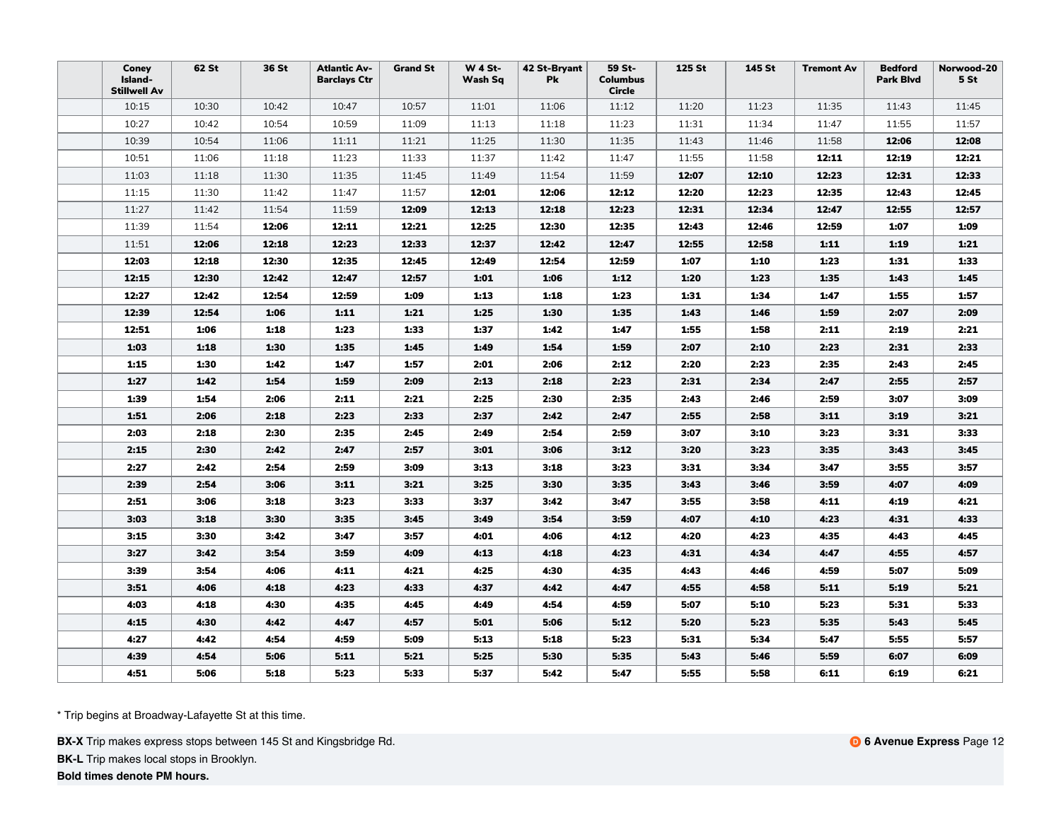| | Coney Island-Stillwell Av | 62 St | 36 St | Atlantic Av-Barclays Ctr | Grand St | W 4 St-Wash Sq | 42 St-Bryant Pk | 59 St-Columbus Circle | 125 St | 145 St | Tremont Av | Bedford Park Blvd | Norwood-205 St |
|---|---|---|---|---|---|---|---|---|---|---|---|---|---|
| | 10:15 | 10:30 | 10:42 | 10:47 | 10:57 | 11:01 | 11:06 | 11:12 | 11:20 | 11:23 | 11:35 | 11:43 | 11:45 |
| | 10:27 | 10:42 | 10:54 | 10:59 | 11:09 | 11:13 | 11:18 | 11:23 | 11:31 | 11:34 | 11:47 | 11:55 | 11:57 |
| | 10:39 | 10:54 | 11:06 | 11:11 | 11:21 | 11:25 | 11:30 | 11:35 | 11:43 | 11:46 | 11:58 | **12:06** | **12:08** |
| | 10:51 | 11:06 | 11:18 | 11:23 | 11:33 | 11:37 | 11:42 | 11:47 | 11:55 | 11:58 | **12:11** | **12:19** | **12:21** |
| | 11:03 | 11:18 | 11:30 | 11:35 | 11:45 | 11:49 | 11:54 | 11:59 | **12:07** | **12:10** | **12:23** | **12:31** | **12:33** |
| | 11:15 | 11:30 | 11:42 | 11:47 | 11:57 | **12:01** | **12:06** | **12:12** | **12:20** | **12:23** | **12:35** | **12:43** | **12:45** |
| | 11:27 | 11:42 | 11:54 | 11:59 | **12:09** | **12:13** | **12:18** | **12:23** | **12:31** | **12:34** | **12:47** | **12:55** | **12:57** |
| | 11:39 | 11:54 | **12:06** | **12:11** | **12:21** | **12:25** | **12:30** | **12:35** | **12:43** | **12:46** | **12:59** | **1:07** | **1:09** |
| | 11:51 | **12:06** | **12:18** | **12:23** | **12:33** | **12:37** | **12:42** | **12:47** | **12:55** | **12:58** | **1:11** | **1:19** | **1:21** |
| | **12:03** | **12:18** | **12:30** | **12:35** | **12:45** | **12:49** | **12:54** | **12:59** | **1:07** | **1:10** | **1:23** | **1:31** | **1:33** |
| | **12:15** | **12:30** | **12:42** | **12:47** | **12:57** | **1:01** | **1:06** | **1:12** | **1:20** | **1:23** | **1:35** | **1:43** | **1:45** |
| | **12:27** | **12:42** | **12:54** | **12:59** | **1:09** | **1:13** | **1:18** | **1:23** | **1:31** | **1:34** | **1:47** | **1:55** | **1:57** |
| | **12:39** | **12:54** | **1:06** | **1:11** | **1:21** | **1:25** | **1:30** | **1:35** | **1:43** | **1:46** | **1:59** | **2:07** | **2:09** |
| | **12:51** | **1:06** | **1:18** | **1:23** | **1:33** | **1:37** | **1:42** | **1:47** | **1:55** | **1:58** | **2:11** | **2:19** | **2:21** |
| | **1:03** | **1:18** | **1:30** | **1:35** | **1:45** | **1:49** | **1:54** | **1:59** | **2:07** | **2:10** | **2:23** | **2:31** | **2:33** |
| | **1:15** | **1:30** | **1:42** | **1:47** | **1:57** | **2:01** | **2:06** | **2:12** | **2:20** | **2:23** | **2:35** | **2:43** | **2:45** |
| | **1:27** | **1:42** | **1:54** | **1:59** | **2:09** | **2:13** | **2:18** | **2:23** | **2:31** | **2:34** | **2:47** | **2:55** | **2:57** |
| | **1:39** | **1:54** | **2:06** | **2:11** | **2:21** | **2:25** | **2:30** | **2:35** | **2:43** | **2:46** | **2:59** | **3:07** | **3:09** |
| | **1:51** | **2:06** | **2:18** | **2:23** | **2:33** | **2:37** | **2:42** | **2:47** | **2:55** | **2:58** | **3:11** | **3:19** | **3:21** |
| | **2:03** | **2:18** | **2:30** | **2:35** | **2:45** | **2:49** | **2:54** | **2:59** | **3:07** | **3:10** | **3:23** | **3:31** | **3:33** |
| | **2:15** | **2:30** | **2:42** | **2:47** | **2:57** | **3:01** | **3:06** | **3:12** | **3:20** | **3:23** | **3:35** | **3:43** | **3:45** |
| | **2:27** | **2:42** | **2:54** | **2:59** | **3:09** | **3:13** | **3:18** | **3:23** | **3:31** | **3:34** | **3:47** | **3:55** | **3:57** |
| | **2:39** | **2:54** | **3:06** | **3:11** | **3:21** | **3:25** | **3:30** | **3:35** | **3:43** | **3:46** | **3:59** | **4:07** | **4:09** |
| | **2:51** | **3:06** | **3:18** | **3:23** | **3:33** | **3:37** | **3:42** | **3:47** | **3:55** | **3:58** | **4:11** | **4:19** | **4:21** |
| | **3:03** | **3:18** | **3:30** | **3:35** | **3:45** | **3:49** | **3:54** | **3:59** | **4:07** | **4:10** | **4:23** | **4:31** | **4:33** |
| | **3:15** | **3:30** | **3:42** | **3:47** | **3:57** | **4:01** | **4:06** | **4:12** | **4:20** | **4:23** | **4:35** | **4:43** | **4:45** |
| | **3:27** | **3:42** | **3:54** | **3:59** | **4:09** | **4:13** | **4:18** | **4:23** | **4:31** | **4:34** | **4:47** | **4:55** | **4:57** |
| | **3:39** | **3:54** | **4:06** | **4:11** | **4:21** | **4:25** | **4:30** | **4:35** | **4:43** | **4:46** | **4:59** | **5:07** | **5:09** |
| | **3:51** | **4:06** | **4:18** | **4:23** | **4:33** | **4:37** | **4:42** | **4:47** | **4:55** | **4:58** | **5:11** | **5:19** | **5:21** |
| | **4:03** | **4:18** | **4:30** | **4:35** | **4:45** | **4:49** | **4:54** | **4:59** | **5:07** | **5:10** | **5:23** | **5:31** | **5:33** |
| | **4:15** | **4:30** | **4:42** | **4:47** | **4:57** | **5:01** | **5:06** | **5:12** | **5:20** | **5:23** | **5:35** | **5:43** | **5:45** |
| | **4:27** | **4:42** | **4:54** | **4:59** | **5:09** | **5:13** | **5:18** | **5:23** | **5:31** | **5:34** | **5:47** | **5:55** | **5:57** |
| | **4:39** | **4:54** | **5:06** | **5:11** | **5:21** | **5:25** | **5:30** | **5:35** | **5:43** | **5:46** | **5:59** | **6:07** | **6:09** |
| | **4:51** | **5:06** | **5:18** | **5:23** | **5:33** | **5:37** | **5:42** | **5:47** | **5:55** | **5:58** | **6:11** | **6:19** | **6:21** |

\* Trip begins at Broadway-Lafayette St at this time.

**BX-X** Trip makes express stops between 145 St and Kingsbridge Rd.

**BK-L** Trip makes local stops in Brooklyn.

**Bold times denote PM hours.**

**D 6 Avenue Express** Page 12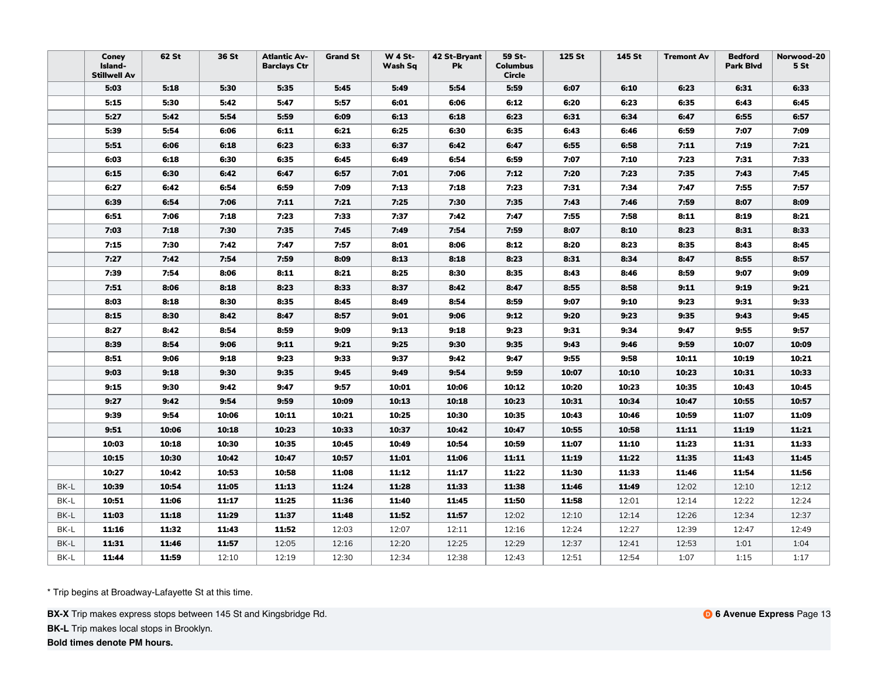| | Coney Island-Stillwell Av | 62 St | 36 St | Atlantic Av-Barclays Ctr | Grand St | W 4 St-Wash Sq | 42 St-Bryant Pk | 59 St-Columbus Circle | 125 St | 145 St | Tremont Av | Bedford Park Blvd | Norwood-205 St |
|---|---|---|---|---|---|---|---|---|---|---|---|---|---|
| | **5:03** | **5:18** | **5:30** | **5:35** | **5:45** | **5:49** | **5:54** | **5:59** | **6:07** | **6:10** | **6:23** | **6:31** | **6:33** |
| | **5:15** | **5:30** | **5:42** | **5:47** | **5:57** | **6:01** | **6:06** | **6:12** | **6:20** | **6:23** | **6:35** | **6:43** | **6:45** |
| | **5:27** | **5:42** | **5:54** | **5:59** | **6:09** | **6:13** | **6:18** | **6:23** | **6:31** | **6:34** | **6:47** | **6:55** | **6:57** |
| | **5:39** | **5:54** | **6:06** | **6:11** | **6:21** | **6:25** | **6:30** | **6:35** | **6:43** | **6:46** | **6:59** | **7:07** | **7:09** |
| | **5:51** | **6:06** | **6:18** | **6:23** | **6:33** | **6:37** | **6:42** | **6:47** | **6:55** | **6:58** | **7:11** | **7:19** | **7:21** |
| | **6:03** | **6:18** | **6:30** | **6:35** | **6:45** | **6:49** | **6:54** | **6:59** | **7:07** | **7:10** | **7:23** | **7:31** | **7:33** |
| | **6:15** | **6:30** | **6:42** | **6:47** | **6:57** | **7:01** | **7:06** | **7:12** | **7:20** | **7:23** | **7:35** | **7:43** | **7:45** |
| | **6:27** | **6:42** | **6:54** | **6:59** | **7:09** | **7:13** | **7:18** | **7:23** | **7:31** | **7:34** | **7:47** | **7:55** | **7:57** |
| | **6:39** | **6:54** | **7:06** | **7:11** | **7:21** | **7:25** | **7:30** | **7:35** | **7:43** | **7:46** | **7:59** | **8:07** | **8:09** |
| | **6:51** | **7:06** | **7:18** | **7:23** | **7:33** | **7:37** | **7:42** | **7:47** | **7:55** | **7:58** | **8:11** | **8:19** | **8:21** |
| | **7:03** | **7:18** | **7:30** | **7:35** | **7:45** | **7:49** | **7:54** | **7:59** | **8:07** | **8:10** | **8:23** | **8:31** | **8:33** |
| | **7:15** | **7:30** | **7:42** | **7:47** | **7:57** | **8:01** | **8:06** | **8:12** | **8:20** | **8:23** | **8:35** | **8:43** | **8:45** |
| | **7:27** | **7:42** | **7:54** | **7:59** | **8:09** | **8:13** | **8:18** | **8:23** | **8:31** | **8:34** | **8:47** | **8:55** | **8:57** |
| | **7:39** | **7:54** | **8:06** | **8:11** | **8:21** | **8:25** | **8:30** | **8:35** | **8:43** | **8:46** | **8:59** | **9:07** | **9:09** |
| | **7:51** | **8:06** | **8:18** | **8:23** | **8:33** | **8:37** | **8:42** | **8:47** | **8:55** | **8:58** | **9:11** | **9:19** | **9:21** |
| | **8:03** | **8:18** | **8:30** | **8:35** | **8:45** | **8:49** | **8:54** | **8:59** | **9:07** | **9:10** | **9:23** | **9:31** | **9:33** |
| | **8:15** | **8:30** | **8:42** | **8:47** | **8:57** | **9:01** | **9:06** | **9:12** | **9:20** | **9:23** | **9:35** | **9:43** | **9:45** |
| | **8:27** | **8:42** | **8:54** | **8:59** | **9:09** | **9:13** | **9:18** | **9:23** | **9:31** | **9:34** | **9:47** | **9:55** | **9:57** |
| | **8:39** | **8:54** | **9:06** | **9:11** | **9:21** | **9:25** | **9:30** | **9:35** | **9:43** | **9:46** | **9:59** | **10:07** | **10:09** |
| | **8:51** | **9:06** | **9:18** | **9:23** | **9:33** | **9:37** | **9:42** | **9:47** | **9:55** | **9:58** | **10:11** | **10:19** | **10:21** |
| | **9:03** | **9:18** | **9:30** | **9:35** | **9:45** | **9:49** | **9:54** | **9:59** | **10:07** | **10:10** | **10:23** | **10:31** | **10:33** |
| | **9:15** | **9:30** | **9:42** | **9:47** | **9:57** | **10:01** | **10:06** | **10:12** | **10:20** | **10:23** | **10:35** | **10:43** | **10:45** |
| | **9:27** | **9:42** | **9:54** | **9:59** | **10:09** | **10:13** | **10:18** | **10:23** | **10:31** | **10:34** | **10:47** | **10:55** | **10:57** |
| | **9:39** | **9:54** | **10:06** | **10:11** | **10:21** | **10:25** | **10:30** | **10:35** | **10:43** | **10:46** | **10:59** | **11:07** | **11:09** |
| | **9:51** | **10:06** | **10:18** | **10:23** | **10:33** | **10:37** | **10:42** | **10:47** | **10:55** | **10:58** | **11:11** | **11:19** | **11:21** |
| | **10:03** | **10:18** | **10:30** | **10:35** | **10:45** | **10:49** | **10:54** | **10:59** | **11:07** | **11:10** | **11:23** | **11:31** | **11:33** |
| | **10:15** | **10:30** | **10:42** | **10:47** | **10:57** | **11:01** | **11:06** | **11:11** | **11:19** | **11:22** | **11:35** | **11:43** | **11:45** |
| | **10:27** | **10:42** | **10:53** | **10:58** | **11:08** | **11:12** | **11:17** | **11:22** | **11:30** | **11:33** | **11:46** | **11:54** | **11:56** |
| BK-L | **10:39** | **10:54** | **11:05** | **11:13** | **11:24** | **11:28** | **11:33** | **11:38** | **11:46** | **11:49** | 12:02 | 12:10 | 12:12 |
| BK-L | **10:51** | **11:06** | **11:17** | **11:25** | **11:36** | **11:40** | **11:45** | **11:50** | **11:58** | 12:01 | 12:14 | 12:22 | 12:24 |
| BK-L | **11:03** | **11:18** | **11:29** | **11:37** | **11:48** | **11:52** | **11:57** | 12:02 | 12:10 | 12:14 | 12:26 | 12:34 | 12:37 |
| BK-L | **11:16** | **11:32** | **11:43** | **11:52** | 12:03 | 12:07 | 12:11 | 12:16 | 12:24 | 12:27 | 12:39 | 12:47 | 12:49 |
| BK-L | **11:31** | **11:46** | **11:57** | 12:05 | 12:16 | 12:20 | 12:25 | 12:29 | 12:37 | 12:41 | 12:53 | 1:01 | 1:04 |
| BK-L | **11:44** | **11:59** | 12:10 | 12:19 | 12:30 | 12:34 | 12:38 | 12:43 | 12:51 | 12:54 | 1:07 | 1:15 | 1:17 |

* Trip begins at Broadway-Lafayette St at this time.

**BX-X** Trip makes express stops between 145 St and Kingsbridge Rd.

**BK-L** Trip makes local stops in Brooklyn.

**Bold times denote PM hours.**

D **6 Avenue Express**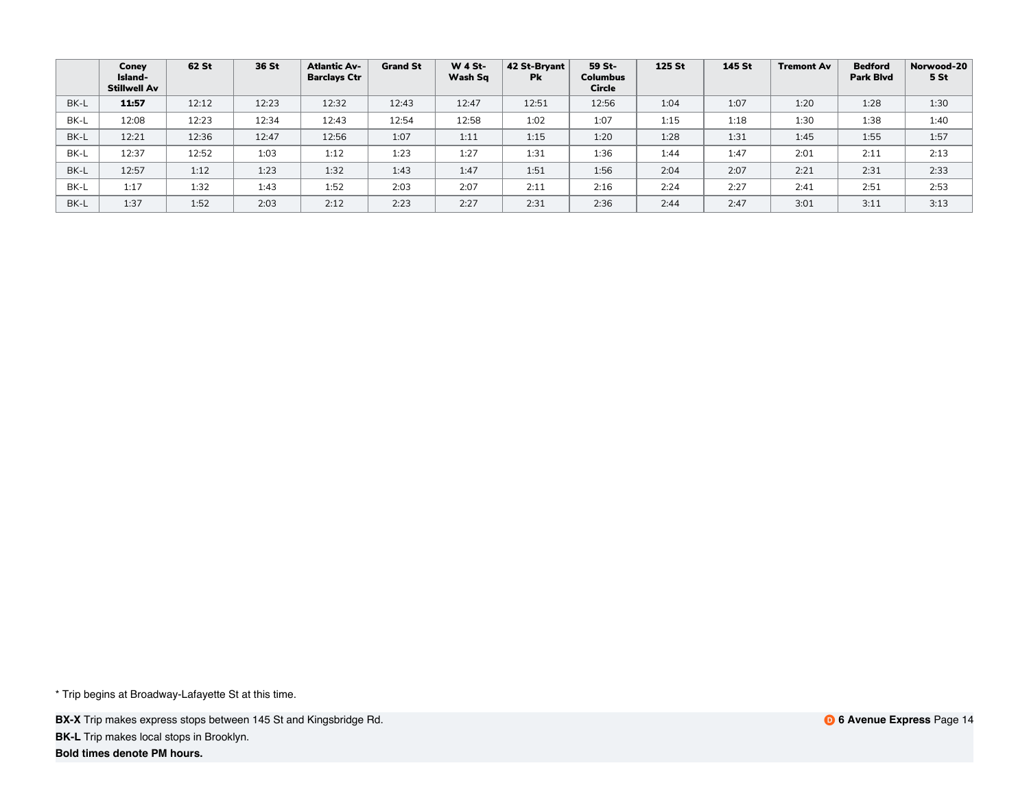| | Coney Island-Stillwell Av | 62 St | 36 St | Atlantic Av-Barclays Ctr | Grand St | W 4 St-Wash Sq | 42 St-Bryant Pk | 59 St-Columbus Circle | 125 St | 145 St | Tremont Av | Bedford Park Blvd | Norwood-205 St |
|---|---|---|---|---|---|---|---|---|---|---|---|---|---|
| BK-L | **11:57** | 12:12 | 12:23 | 12:32 | 12:43 | 12:47 | 12:51 | 12:56 | 1:04 | 1:07 | 1:20 | 1:28 | 1:30 |
| BK-L | 12:08 | 12:23 | 12:34 | 12:43 | 12:54 | 12:58 | 1:02 | 1:07 | 1:15 | 1:18 | 1:30 | 1:38 | 1:40 |
| BK-L | 12:21 | 12:36 | 12:47 | 12:56 | 1:07 | 1:11 | 1:15 | 1:20 | 1:28 | 1:31 | 1:45 | 1:55 | 1:57 |
| BK-L | 12:37 | 12:52 | 1:03 | 1:12 | 1:23 | 1:27 | 1:31 | 1:36 | 1:44 | 1:47 | 2:01 | 2:11 | 2:13 |
| BK-L | 12:57 | 1:12 | 1:23 | 1:32 | 1:43 | 1:47 | 1:51 | 1:56 | 2:04 | 2:07 | 2:21 | 2:31 | 2:33 |
| BK-L | 1:17 | 1:32 | 1:43 | 1:52 | 2:03 | 2:07 | 2:11 | 2:16 | 2:24 | 2:27 | 2:41 | 2:51 | 2:53 |
| BK-L | 1:37 | 1:52 | 2:03 | 2:12 | 2:23 | 2:27 | 2:31 | 2:36 | 2:44 | 2:47 | 3:01 | 3:11 | 3:13 |

* Trip begins at Broadway-Lafayette St at this time.

**BX-X** Trip makes express stops between 145 St and Kingsbridge Rd.

**BK-L** Trip makes local stops in Brooklyn.

**Bold times denote PM hours.**

**D 6 Avenue Express**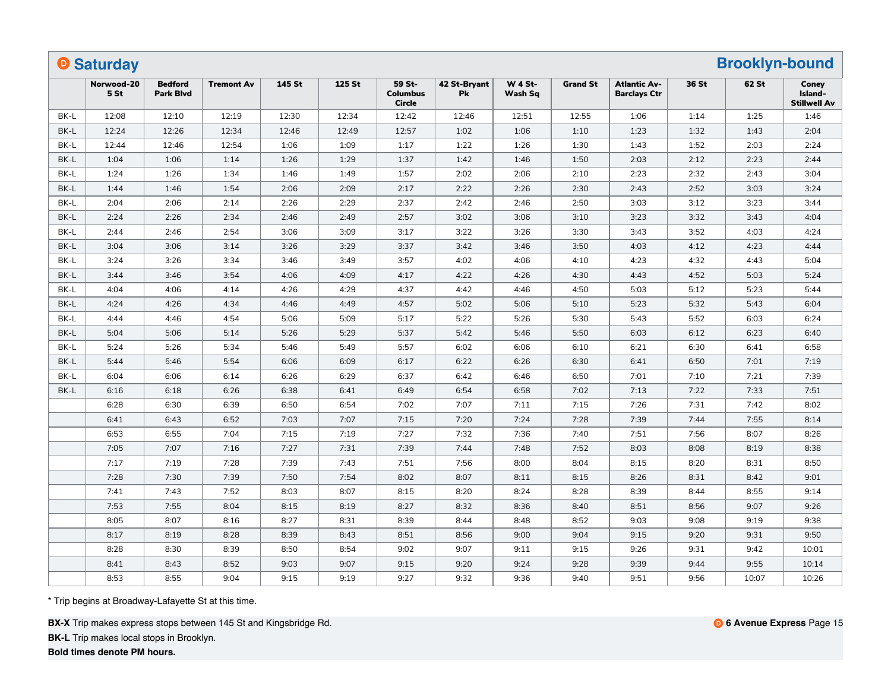## D Saturday — Brooklyn-bound

| | Norwood-205 St | Bedford Park Blvd | Tremont Av | 145 St | 125 St | 59 St-Columbus Circle | 42 St-Bryant Pk | W 4 St-Wash Sq | Grand St | Atlantic Av-Barclays Ctr | 36 St | 62 St | Coney Island-Stillwell Av |
|---|---|---|---|---|---|---|---|---|---|---|---|---|---|
| BK-L | 12:08 | 12:10 | 12:19 | 12:30 | 12:34 | 12:42 | 12:46 | 12:51 | 12:55 | 1:06 | 1:14 | 1:25 | 1:46 |
| BK-L | 12:24 | 12:26 | 12:34 | 12:46 | 12:49 | 12:57 | 1:02 | 1:06 | 1:10 | 1:23 | 1:32 | 1:43 | 2:04 |
| BK-L | 12:44 | 12:46 | 12:54 | 1:06 | 1:09 | 1:17 | 1:22 | 1:26 | 1:30 | 1:43 | 1:52 | 2:03 | 2:24 |
| BK-L | 1:04 | 1:06 | 1:14 | 1:26 | 1:29 | 1:37 | 1:42 | 1:46 | 1:50 | 2:03 | 2:12 | 2:23 | 2:44 |
| BK-L | 1:24 | 1:26 | 1:34 | 1:46 | 1:49 | 1:57 | 2:02 | 2:06 | 2:10 | 2:23 | 2:32 | 2:43 | 3:04 |
| BK-L | 1:44 | 1:46 | 1:54 | 2:06 | 2:09 | 2:17 | 2:22 | 2:26 | 2:30 | 2:43 | 2:52 | 3:03 | 3:24 |
| BK-L | 2:04 | 2:06 | 2:14 | 2:26 | 2:29 | 2:37 | 2:42 | 2:46 | 2:50 | 3:03 | 3:12 | 3:23 | 3:44 |
| BK-L | 2:24 | 2:26 | 2:34 | 2:46 | 2:49 | 2:57 | 3:02 | 3:06 | 3:10 | 3:23 | 3:32 | 3:43 | 4:04 |
| BK-L | 2:44 | 2:46 | 2:54 | 3:06 | 3:09 | 3:17 | 3:22 | 3:26 | 3:30 | 3:43 | 3:52 | 4:03 | 4:24 |
| BK-L | 3:04 | 3:06 | 3:14 | 3:26 | 3:29 | 3:37 | 3:42 | 3:46 | 3:50 | 4:03 | 4:12 | 4:23 | 4:44 |
| BK-L | 3:24 | 3:26 | 3:34 | 3:46 | 3:49 | 3:57 | 4:02 | 4:06 | 4:10 | 4:23 | 4:32 | 4:43 | 5:04 |
| BK-L | 3:44 | 3:46 | 3:54 | 4:06 | 4:09 | 4:17 | 4:22 | 4:26 | 4:30 | 4:43 | 4:52 | 5:03 | 5:24 |
| BK-L | 4:04 | 4:06 | 4:14 | 4:26 | 4:29 | 4:37 | 4:42 | 4:46 | 4:50 | 5:03 | 5:12 | 5:23 | 5:44 |
| BK-L | 4:24 | 4:26 | 4:34 | 4:46 | 4:49 | 4:57 | 5:02 | 5:06 | 5:10 | 5:23 | 5:32 | 5:43 | 6:04 |
| BK-L | 4:44 | 4:46 | 4:54 | 5:06 | 5:09 | 5:17 | 5:22 | 5:26 | 5:30 | 5:43 | 5:52 | 6:03 | 6:24 |
| BK-L | 5:04 | 5:06 | 5:14 | 5:26 | 5:29 | 5:37 | 5:42 | 5:46 | 5:50 | 6:03 | 6:12 | 6:23 | 6:40 |
| BK-L | 5:24 | 5:26 | 5:34 | 5:46 | 5:49 | 5:57 | 6:02 | 6:06 | 6:10 | 6:21 | 6:30 | 6:41 | 6:58 |
| BK-L | 5:44 | 5:46 | 5:54 | 6:06 | 6:09 | 6:17 | 6:22 | 6:26 | 6:30 | 6:41 | 6:50 | 7:01 | 7:19 |
| BK-L | 6:04 | 6:06 | 6:14 | 6:26 | 6:29 | 6:37 | 6:42 | 6:46 | 6:50 | 7:01 | 7:10 | 7:21 | 7:39 |
| BK-L | 6:16 | 6:18 | 6:26 | 6:38 | 6:41 | 6:49 | 6:54 | 6:58 | 7:02 | 7:13 | 7:22 | 7:33 | 7:51 |
| | 6:28 | 6:30 | 6:39 | 6:50 | 6:54 | 7:02 | 7:07 | 7:11 | 7:15 | 7:26 | 7:31 | 7:42 | 8:02 |
| | 6:41 | 6:43 | 6:52 | 7:03 | 7:07 | 7:15 | 7:20 | 7:24 | 7:28 | 7:39 | 7:44 | 7:55 | 8:14 |
| | 6:53 | 6:55 | 7:04 | 7:15 | 7:19 | 7:27 | 7:32 | 7:36 | 7:40 | 7:51 | 7:56 | 8:07 | 8:26 |
| | 7:05 | 7:07 | 7:16 | 7:27 | 7:31 | 7:39 | 7:44 | 7:48 | 7:52 | 8:03 | 8:08 | 8:19 | 8:38 |
| | 7:17 | 7:19 | 7:28 | 7:39 | 7:43 | 7:51 | 7:56 | 8:00 | 8:04 | 8:15 | 8:20 | 8:31 | 8:50 |
| | 7:28 | 7:30 | 7:39 | 7:50 | 7:54 | 8:02 | 8:07 | 8:11 | 8:15 | 8:26 | 8:31 | 8:42 | 9:01 |
| | 7:41 | 7:43 | 7:52 | 8:03 | 8:07 | 8:15 | 8:20 | 8:24 | 8:28 | 8:39 | 8:44 | 8:55 | 9:14 |
| | 7:53 | 7:55 | 8:04 | 8:15 | 8:19 | 8:27 | 8:32 | 8:36 | 8:40 | 8:51 | 8:56 | 9:07 | 9:26 |
| | 8:05 | 8:07 | 8:16 | 8:27 | 8:31 | 8:39 | 8:44 | 8:48 | 8:52 | 9:03 | 9:08 | 9:19 | 9:38 |
| | 8:17 | 8:19 | 8:28 | 8:39 | 8:43 | 8:51 | 8:56 | 9:00 | 9:04 | 9:15 | 9:20 | 9:31 | 9:50 |
| | 8:28 | 8:30 | 8:39 | 8:50 | 8:54 | 9:02 | 9:07 | 9:11 | 9:15 | 9:26 | 9:31 | 9:42 | 10:01 |
| | 8:41 | 8:43 | 8:52 | 9:03 | 9:07 | 9:15 | 9:20 | 9:24 | 9:28 | 9:39 | 9:44 | 9:55 | 10:14 |
| | 8:53 | 8:55 | 9:04 | 9:15 | 9:19 | 9:27 | 9:32 | 9:36 | 9:40 | 9:51 | 9:56 | 10:07 | 10:26 |

* Trip begins at Broadway-Lafayette St at this time.

**BX-X** Trip makes express stops between 145 St and Kingsbridge Rd.

**BK-L** Trip makes local stops in Brooklyn.

**Bold times denote PM hours.**

D **6 Avenue Express**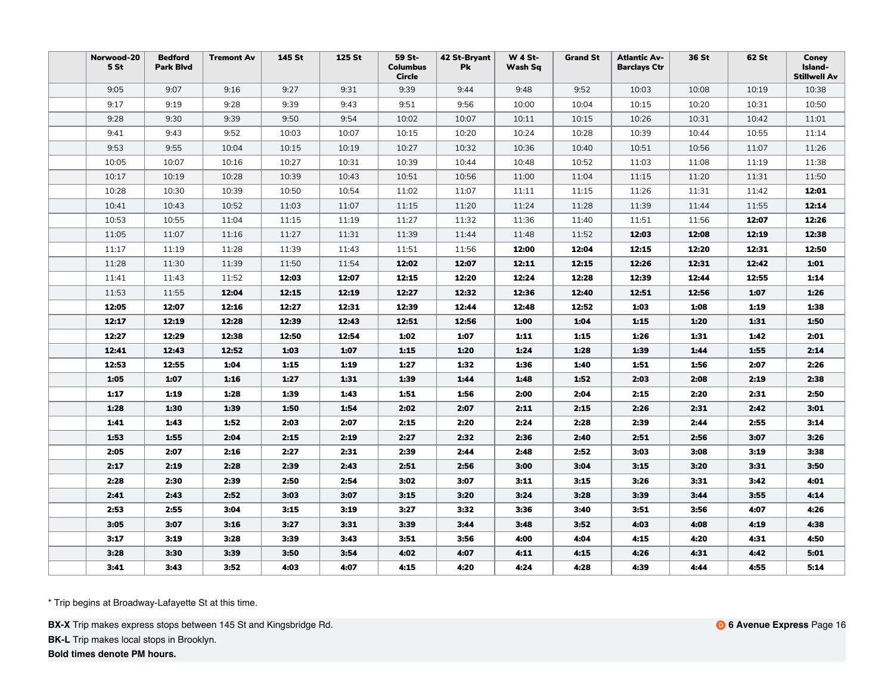| | Norwood-205 St | Bedford Park Blvd | Tremont Av | 145 St | 125 St | 59 St-Columbus Circle | 42 St-Bryant Pk | W 4 St-Wash Sq | Grand St | Atlantic Av-Barclays Ctr | 36 St | 62 St | Coney Island-Stillwell Av |
|---|---|---|---|---|---|---|---|---|---|---|---|---|---|
| | 9:05 | 9:07 | 9:16 | 9:27 | 9:31 | 9:39 | 9:44 | 9:48 | 9:52 | 10:03 | 10:08 | 10:19 | 10:38 |
| | 9:17 | 9:19 | 9:28 | 9:39 | 9:43 | 9:51 | 9:56 | 10:00 | 10:04 | 10:15 | 10:20 | 10:31 | 10:50 |
| | 9:28 | 9:30 | 9:39 | 9:50 | 9:54 | 10:02 | 10:07 | 10:11 | 10:15 | 10:26 | 10:31 | 10:42 | 11:01 |
| | 9:41 | 9:43 | 9:52 | 10:03 | 10:07 | 10:15 | 10:20 | 10:24 | 10:28 | 10:39 | 10:44 | 10:55 | 11:14 |
| | 9:53 | 9:55 | 10:04 | 10:15 | 10:19 | 10:27 | 10:32 | 10:36 | 10:40 | 10:51 | 10:56 | 11:07 | 11:26 |
| | 10:05 | 10:07 | 10:16 | 10:27 | 10:31 | 10:39 | 10:44 | 10:48 | 10:52 | 11:03 | 11:08 | 11:19 | 11:38 |
| | 10:17 | 10:19 | 10:28 | 10:39 | 10:43 | 10:51 | 10:56 | 11:00 | 11:04 | 11:15 | 11:20 | 11:31 | 11:50 |
| | 10:28 | 10:30 | 10:39 | 10:50 | 10:54 | 11:02 | 11:07 | 11:11 | 11:15 | 11:26 | 11:31 | 11:42 | **12:01** |
| | 10:41 | 10:43 | 10:52 | 11:03 | 11:07 | 11:15 | 11:20 | 11:24 | 11:28 | 11:39 | 11:44 | 11:55 | **12:14** |
| | 10:53 | 10:55 | 11:04 | 11:15 | 11:19 | 11:27 | 11:32 | 11:36 | 11:40 | 11:51 | 11:56 | **12:07** | **12:26** |
| | 11:05 | 11:07 | 11:16 | 11:27 | 11:31 | 11:39 | 11:44 | 11:48 | 11:52 | **12:03** | **12:08** | **12:19** | **12:38** |
| | 11:17 | 11:19 | 11:28 | 11:39 | 11:43 | 11:51 | 11:56 | **12:00** | **12:04** | **12:15** | **12:20** | **12:31** | **12:50** |
| | 11:28 | 11:30 | 11:39 | 11:50 | 11:54 | **12:02** | **12:07** | **12:11** | **12:15** | **12:26** | **12:31** | **12:42** | **1:01** |
| | 11:41 | 11:43 | 11:52 | **12:03** | **12:07** | **12:15** | **12:20** | **12:24** | **12:28** | **12:39** | **12:44** | **12:55** | **1:14** |
| | 11:53 | 11:55 | **12:04** | **12:15** | **12:19** | **12:27** | **12:32** | **12:36** | **12:40** | **12:51** | **12:56** | **1:07** | **1:26** |
| | **12:05** | **12:07** | **12:16** | **12:27** | **12:31** | **12:39** | **12:44** | **12:48** | **12:52** | **1:03** | **1:08** | **1:19** | **1:38** |
| | **12:17** | **12:19** | **12:28** | **12:39** | **12:43** | **12:51** | **12:56** | **1:00** | **1:04** | **1:15** | **1:20** | **1:31** | **1:50** |
| | **12:27** | **12:29** | **12:38** | **12:50** | **12:54** | **1:02** | **1:07** | **1:11** | **1:15** | **1:26** | **1:31** | **1:42** | **2:01** |
| | **12:41** | **12:43** | **12:52** | **1:03** | **1:07** | **1:15** | **1:20** | **1:24** | **1:28** | **1:39** | **1:44** | **1:55** | **2:14** |
| | **12:53** | **12:55** | **1:04** | **1:15** | **1:19** | **1:27** | **1:32** | **1:36** | **1:40** | **1:51** | **1:56** | **2:07** | **2:26** |
| | **1:05** | **1:07** | **1:16** | **1:27** | **1:31** | **1:39** | **1:44** | **1:48** | **1:52** | **2:03** | **2:08** | **2:19** | **2:38** |
| | **1:17** | **1:19** | **1:28** | **1:39** | **1:43** | **1:51** | **1:56** | **2:00** | **2:04** | **2:15** | **2:20** | **2:31** | **2:50** |
| | **1:28** | **1:30** | **1:39** | **1:50** | **1:54** | **2:02** | **2:07** | **2:11** | **2:15** | **2:26** | **2:31** | **2:42** | **3:01** |
| | **1:41** | **1:43** | **1:52** | **2:03** | **2:07** | **2:15** | **2:20** | **2:24** | **2:28** | **2:39** | **2:44** | **2:55** | **3:14** |
| | **1:53** | **1:55** | **2:04** | **2:15** | **2:19** | **2:27** | **2:32** | **2:36** | **2:40** | **2:51** | **2:56** | **3:07** | **3:26** |
| | **2:05** | **2:07** | **2:16** | **2:27** | **2:31** | **2:39** | **2:44** | **2:48** | **2:52** | **3:03** | **3:08** | **3:19** | **3:38** |
| | **2:17** | **2:19** | **2:28** | **2:39** | **2:43** | **2:51** | **2:56** | **3:00** | **3:04** | **3:15** | **3:20** | **3:31** | **3:50** |
| | **2:28** | **2:30** | **2:39** | **2:50** | **2:54** | **3:02** | **3:07** | **3:11** | **3:15** | **3:26** | **3:31** | **3:42** | **4:01** |
| | **2:41** | **2:43** | **2:52** | **3:03** | **3:07** | **3:15** | **3:20** | **3:24** | **3:28** | **3:39** | **3:44** | **3:55** | **4:14** |
| | **2:53** | **2:55** | **3:04** | **3:15** | **3:19** | **3:27** | **3:32** | **3:36** | **3:40** | **3:51** | **3:56** | **4:07** | **4:26** |
| | **3:05** | **3:07** | **3:16** | **3:27** | **3:31** | **3:39** | **3:44** | **3:48** | **3:52** | **4:03** | **4:08** | **4:19** | **4:38** |
| | **3:17** | **3:19** | **3:28** | **3:39** | **3:43** | **3:51** | **3:56** | **4:00** | **4:04** | **4:15** | **4:20** | **4:31** | **4:50** |
| | **3:28** | **3:30** | **3:39** | **3:50** | **3:54** | **4:02** | **4:07** | **4:11** | **4:15** | **4:26** | **4:31** | **4:42** | **5:01** |
| | **3:41** | **3:43** | **3:52** | **4:03** | **4:07** | **4:15** | **4:20** | **4:24** | **4:28** | **4:39** | **4:44** | **4:55** | **5:14** |

* Trip begins at Broadway-Lafayette St at this time.

**BX-X** Trip makes express stops between 145 St and Kingsbridge Rd.

**BK-L** Trip makes local stops in Brooklyn.

**Bold times denote PM hours.**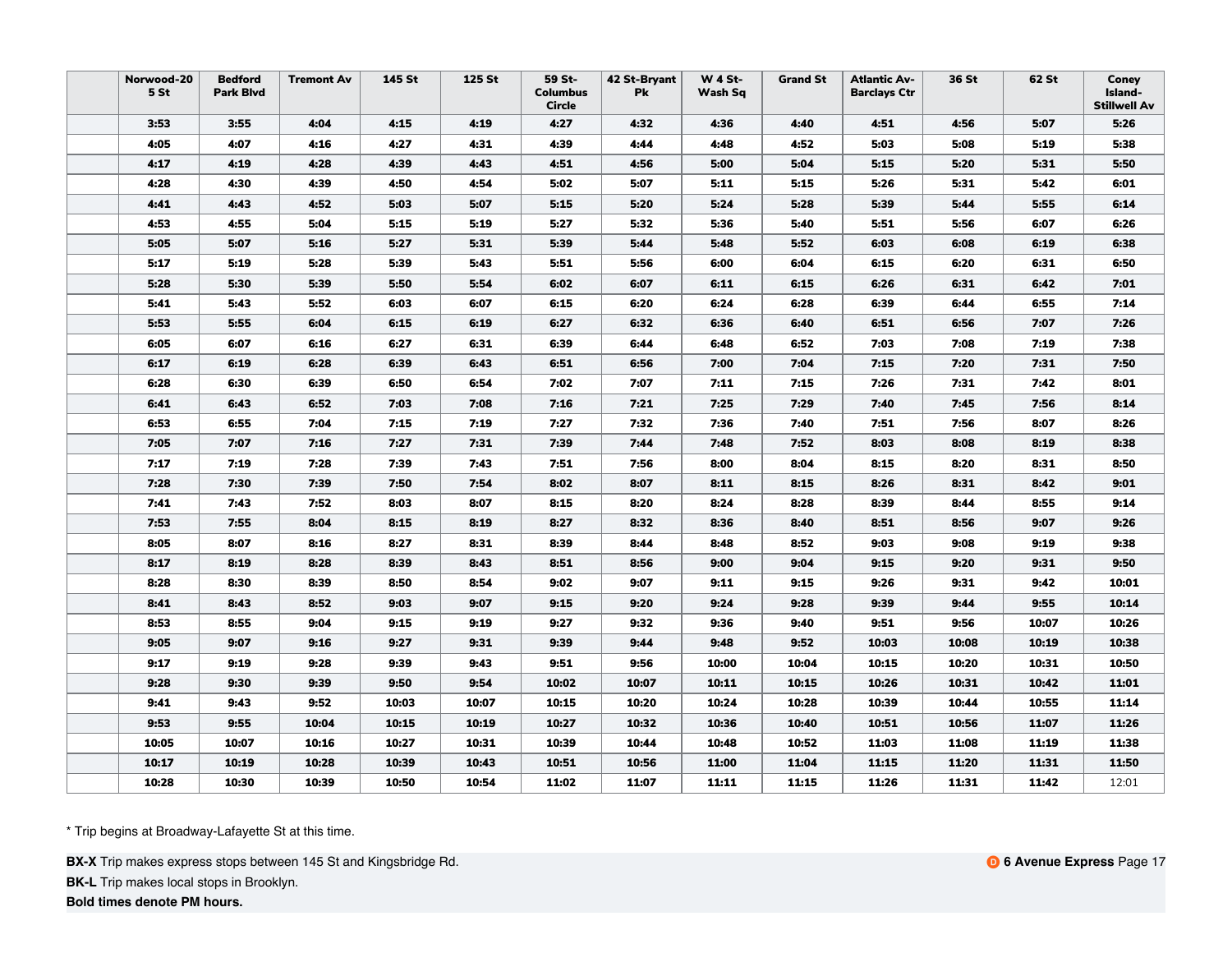| | Norwood-205 St | Bedford Park Blvd | Tremont Av | 145 St | 125 St | 59 St-Columbus Circle | 42 St-Bryant Pk | W 4 St-Wash Sq | Grand St | Atlantic Av-Barclays Ctr | 36 St | 62 St | Coney Island-Stillwell Av |
|---|---|---|---|---|---|---|---|---|---|---|---|---|---|
| | **3:53** | **3:55** | **4:04** | **4:15** | **4:19** | **4:27** | **4:32** | **4:36** | **4:40** | **4:51** | **4:56** | **5:07** | **5:26** |
| | **4:05** | **4:07** | **4:16** | **4:27** | **4:31** | **4:39** | **4:44** | **4:48** | **4:52** | **5:03** | **5:08** | **5:19** | **5:38** |
| | **4:17** | **4:19** | **4:28** | **4:39** | **4:43** | **4:51** | **4:56** | **5:00** | **5:04** | **5:15** | **5:20** | **5:31** | **5:50** |
| | **4:28** | **4:30** | **4:39** | **4:50** | **4:54** | **5:02** | **5:07** | **5:11** | **5:15** | **5:26** | **5:31** | **5:42** | **6:01** |
| | **4:41** | **4:43** | **4:52** | **5:03** | **5:07** | **5:15** | **5:20** | **5:24** | **5:28** | **5:39** | **5:44** | **5:55** | **6:14** |
| | **4:53** | **4:55** | **5:04** | **5:15** | **5:19** | **5:27** | **5:32** | **5:36** | **5:40** | **5:51** | **5:56** | **6:07** | **6:26** |
| | **5:05** | **5:07** | **5:16** | **5:27** | **5:31** | **5:39** | **5:44** | **5:48** | **5:52** | **6:03** | **6:08** | **6:19** | **6:38** |
| | **5:17** | **5:19** | **5:28** | **5:39** | **5:43** | **5:51** | **5:56** | **6:00** | **6:04** | **6:15** | **6:20** | **6:31** | **6:50** |
| | **5:28** | **5:30** | **5:39** | **5:50** | **5:54** | **6:02** | **6:07** | **6:11** | **6:15** | **6:26** | **6:31** | **6:42** | **7:01** |
| | **5:41** | **5:43** | **5:52** | **6:03** | **6:07** | **6:15** | **6:20** | **6:24** | **6:28** | **6:39** | **6:44** | **6:55** | **7:14** |
| | **5:53** | **5:55** | **6:04** | **6:15** | **6:19** | **6:27** | **6:32** | **6:36** | **6:40** | **6:51** | **6:56** | **7:07** | **7:26** |
| | **6:05** | **6:07** | **6:16** | **6:27** | **6:31** | **6:39** | **6:44** | **6:48** | **6:52** | **7:03** | **7:08** | **7:19** | **7:38** |
| | **6:17** | **6:19** | **6:28** | **6:39** | **6:43** | **6:51** | **6:56** | **7:00** | **7:04** | **7:15** | **7:20** | **7:31** | **7:50** |
| | **6:28** | **6:30** | **6:39** | **6:50** | **6:54** | **7:02** | **7:07** | **7:11** | **7:15** | **7:26** | **7:31** | **7:42** | **8:01** |
| | **6:41** | **6:43** | **6:52** | **7:03** | **7:08** | **7:16** | **7:21** | **7:25** | **7:29** | **7:40** | **7:45** | **7:56** | **8:14** |
| | **6:53** | **6:55** | **7:04** | **7:15** | **7:19** | **7:27** | **7:32** | **7:36** | **7:40** | **7:51** | **7:56** | **8:07** | **8:26** |
| | **7:05** | **7:07** | **7:16** | **7:27** | **7:31** | **7:39** | **7:44** | **7:48** | **7:52** | **8:03** | **8:08** | **8:19** | **8:38** |
| | **7:17** | **7:19** | **7:28** | **7:39** | **7:43** | **7:51** | **7:56** | **8:00** | **8:04** | **8:15** | **8:20** | **8:31** | **8:50** |
| | **7:28** | **7:30** | **7:39** | **7:50** | **7:54** | **8:02** | **8:07** | **8:11** | **8:15** | **8:26** | **8:31** | **8:42** | **9:01** |
| | **7:41** | **7:43** | **7:52** | **8:03** | **8:07** | **8:15** | **8:20** | **8:24** | **8:28** | **8:39** | **8:44** | **8:55** | **9:14** |
| | **7:53** | **7:55** | **8:04** | **8:15** | **8:19** | **8:27** | **8:32** | **8:36** | **8:40** | **8:51** | **8:56** | **9:07** | **9:26** |
| | **8:05** | **8:07** | **8:16** | **8:27** | **8:31** | **8:39** | **8:44** | **8:48** | **8:52** | **9:03** | **9:08** | **9:19** | **9:38** |
| | **8:17** | **8:19** | **8:28** | **8:39** | **8:43** | **8:51** | **8:56** | **9:00** | **9:04** | **9:15** | **9:20** | **9:31** | **9:50** |
| | **8:28** | **8:30** | **8:39** | **8:50** | **8:54** | **9:02** | **9:07** | **9:11** | **9:15** | **9:26** | **9:31** | **9:42** | **10:01** |
| | **8:41** | **8:43** | **8:52** | **9:03** | **9:07** | **9:15** | **9:20** | **9:24** | **9:28** | **9:39** | **9:44** | **9:55** | **10:14** |
| | **8:53** | **8:55** | **9:04** | **9:15** | **9:19** | **9:27** | **9:32** | **9:36** | **9:40** | **9:51** | **9:56** | **10:07** | **10:26** |
| | **9:05** | **9:07** | **9:16** | **9:27** | **9:31** | **9:39** | **9:44** | **9:48** | **9:52** | **10:03** | **10:08** | **10:19** | **10:38** |
| | **9:17** | **9:19** | **9:28** | **9:39** | **9:43** | **9:51** | **9:56** | **10:00** | **10:04** | **10:15** | **10:20** | **10:31** | **10:50** |
| | **9:28** | **9:30** | **9:39** | **9:50** | **9:54** | **10:02** | **10:07** | **10:11** | **10:15** | **10:26** | **10:31** | **10:42** | **11:01** |
| | **9:41** | **9:43** | **9:52** | **10:03** | **10:07** | **10:15** | **10:20** | **10:24** | **10:28** | **10:39** | **10:44** | **10:55** | **11:14** |
| | **9:53** | **9:55** | **10:04** | **10:15** | **10:19** | **10:27** | **10:32** | **10:36** | **10:40** | **10:51** | **10:56** | **11:07** | **11:26** |
| | **10:05** | **10:07** | **10:16** | **10:27** | **10:31** | **10:39** | **10:44** | **10:48** | **10:52** | **11:03** | **11:08** | **11:19** | **11:38** |
| | **10:17** | **10:19** | **10:28** | **10:39** | **10:43** | **10:51** | **10:56** | **11:00** | **11:04** | **11:15** | **11:20** | **11:31** | **11:50** |
| | **10:28** | **10:30** | **10:39** | **10:50** | **10:54** | **11:02** | **11:07** | **11:11** | **11:15** | **11:26** | **11:31** | **11:42** | 12:01 |

* Trip begins at Broadway-Lafayette St at this time.

**BX-X** Trip makes express stops between 145 St and Kingsbridge Rd.

**BK-L** Trip makes local stops in Brooklyn.

**Bold times denote PM hours.**

D **6 Avenue Express**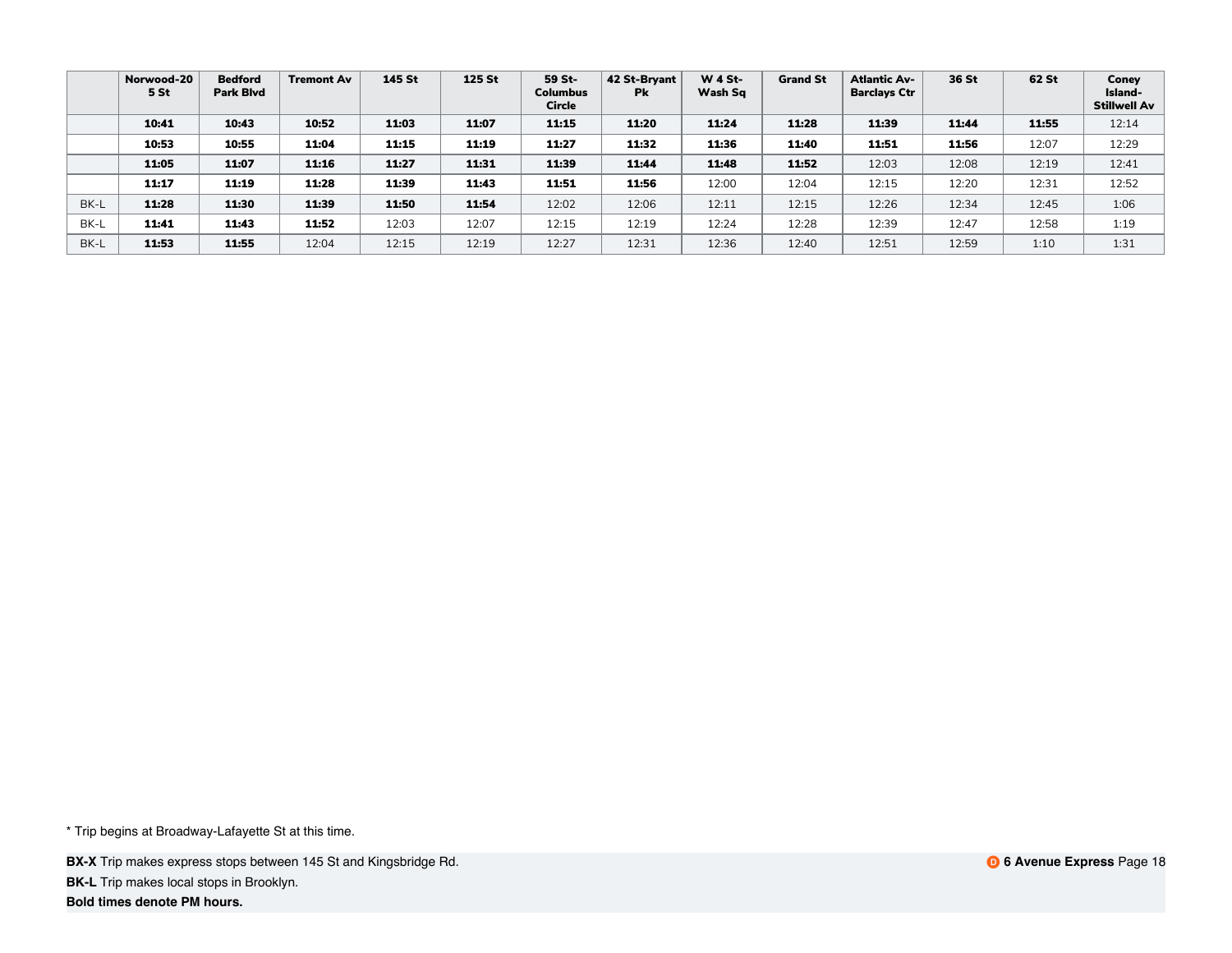| | Norwood-205 St | Bedford Park Blvd | Tremont Av | 145 St | 125 St | 59 St-Columbus Circle | 42 St-Bryant Pk | W 4 St-Wash Sq | Grand St | Atlantic Av-Barclays Ctr | 36 St | 62 St | Coney Island-Stillwell Av |
|---|---|---|---|---|---|---|---|---|---|---|---|---|---|
| | **10:41** | **10:43** | **10:52** | **11:03** | **11:07** | **11:15** | **11:20** | **11:24** | **11:28** | **11:39** | **11:44** | **11:55** | 12:14 |
| | **10:53** | **10:55** | **11:04** | **11:15** | **11:19** | **11:27** | **11:32** | **11:36** | **11:40** | **11:51** | **11:56** | 12:07 | 12:29 |
| | **11:05** | **11:07** | **11:16** | **11:27** | **11:31** | **11:39** | **11:44** | **11:48** | **11:52** | 12:03 | 12:08 | 12:19 | 12:41 |
| | **11:17** | **11:19** | **11:28** | **11:39** | **11:43** | **11:51** | **11:56** | 12:00 | 12:04 | 12:15 | 12:20 | 12:31 | 12:52 |
| BK-L | **11:28** | **11:30** | **11:39** | **11:50** | **11:54** | 12:02 | 12:06 | 12:11 | 12:15 | 12:26 | 12:34 | 12:45 | 1:06 |
| BK-L | **11:41** | **11:43** | **11:52** | 12:03 | 12:07 | 12:15 | 12:19 | 12:24 | 12:28 | 12:39 | 12:47 | 12:58 | 1:19 |
| BK-L | **11:53** | **11:55** | 12:04 | 12:15 | 12:19 | 12:27 | 12:31 | 12:36 | 12:40 | 12:51 | 12:59 | 1:10 | 1:31 |

* Trip begins at Broadway-Lafayette St at this time.

**BX-X** Trip makes express stops between 145 St and Kingsbridge Rd.

**BK-L** Trip makes local stops in Brooklyn.

**Bold times denote PM hours.**

**D 6 Avenue Express**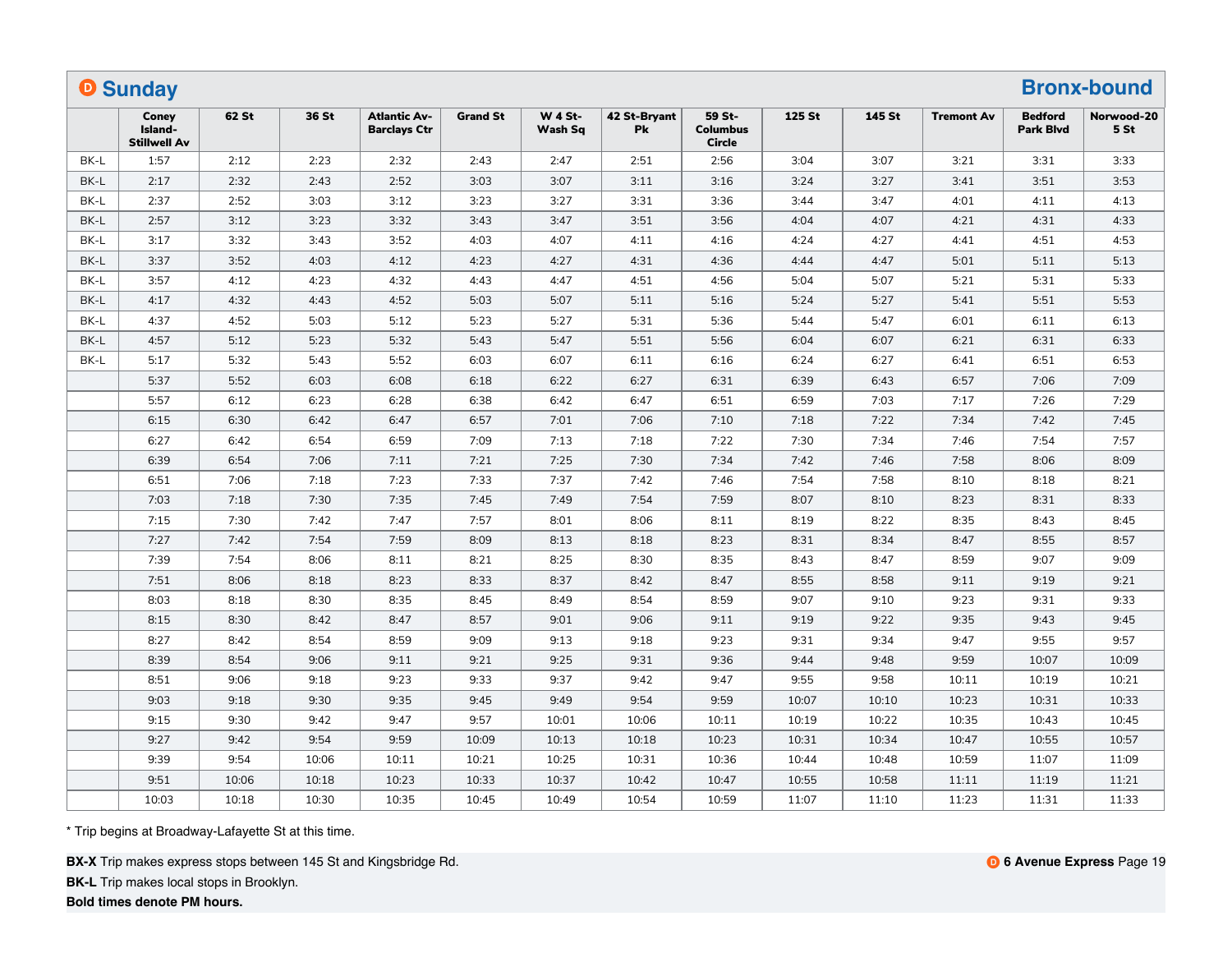## D Sunday — Bronx-bound

| | Coney Island-Stillwell Av | 62 St | 36 St | Atlantic Av-Barclays Ctr | Grand St | W 4 St-Wash Sq | 42 St-Bryant Pk | 59 St-Columbus Circle | 125 St | 145 St | Tremont Av | Bedford Park Blvd | Norwood-205 St |
|---|---|---|---|---|---|---|---|---|---|---|---|---|---|
| BK-L | 1:57 | 2:12 | 2:23 | 2:32 | 2:43 | 2:47 | 2:51 | 2:56 | 3:04 | 3:07 | 3:21 | 3:31 | 3:33 |
| BK-L | 2:17 | 2:32 | 2:43 | 2:52 | 3:03 | 3:07 | 3:11 | 3:16 | 3:24 | 3:27 | 3:41 | 3:51 | 3:53 |
| BK-L | 2:37 | 2:52 | 3:03 | 3:12 | 3:23 | 3:27 | 3:31 | 3:36 | 3:44 | 3:47 | 4:01 | 4:11 | 4:13 |
| BK-L | 2:57 | 3:12 | 3:23 | 3:32 | 3:43 | 3:47 | 3:51 | 3:56 | 4:04 | 4:07 | 4:21 | 4:31 | 4:33 |
| BK-L | 3:17 | 3:32 | 3:43 | 3:52 | 4:03 | 4:07 | 4:11 | 4:16 | 4:24 | 4:27 | 4:41 | 4:51 | 4:53 |
| BK-L | 3:37 | 3:52 | 4:03 | 4:12 | 4:23 | 4:27 | 4:31 | 4:36 | 4:44 | 4:47 | 5:01 | 5:11 | 5:13 |
| BK-L | 3:57 | 4:12 | 4:23 | 4:32 | 4:43 | 4:47 | 4:51 | 4:56 | 5:04 | 5:07 | 5:21 | 5:31 | 5:33 |
| BK-L | 4:17 | 4:32 | 4:43 | 4:52 | 5:03 | 5:07 | 5:11 | 5:16 | 5:24 | 5:27 | 5:41 | 5:51 | 5:53 |
| BK-L | 4:37 | 4:52 | 5:03 | 5:12 | 5:23 | 5:27 | 5:31 | 5:36 | 5:44 | 5:47 | 6:01 | 6:11 | 6:13 |
| BK-L | 4:57 | 5:12 | 5:23 | 5:32 | 5:43 | 5:47 | 5:51 | 5:56 | 6:04 | 6:07 | 6:21 | 6:31 | 6:33 |
| BK-L | 5:17 | 5:32 | 5:43 | 5:52 | 6:03 | 6:07 | 6:11 | 6:16 | 6:24 | 6:27 | 6:41 | 6:51 | 6:53 |
| | 5:37 | 5:52 | 6:03 | 6:08 | 6:18 | 6:22 | 6:27 | 6:31 | 6:39 | 6:43 | 6:57 | 7:06 | 7:09 |
| | 5:57 | 6:12 | 6:23 | 6:28 | 6:38 | 6:42 | 6:47 | 6:51 | 6:59 | 7:03 | 7:17 | 7:26 | 7:29 |
| | 6:15 | 6:30 | 6:42 | 6:47 | 6:57 | 7:01 | 7:06 | 7:10 | 7:18 | 7:22 | 7:34 | 7:42 | 7:45 |
| | 6:27 | 6:42 | 6:54 | 6:59 | 7:09 | 7:13 | 7:18 | 7:22 | 7:30 | 7:34 | 7:46 | 7:54 | 7:57 |
| | 6:39 | 6:54 | 7:06 | 7:11 | 7:21 | 7:25 | 7:30 | 7:34 | 7:42 | 7:46 | 7:58 | 8:06 | 8:09 |
| | 6:51 | 7:06 | 7:18 | 7:23 | 7:33 | 7:37 | 7:42 | 7:46 | 7:54 | 7:58 | 8:10 | 8:18 | 8:21 |
| | 7:03 | 7:18 | 7:30 | 7:35 | 7:45 | 7:49 | 7:54 | 7:59 | 8:07 | 8:10 | 8:23 | 8:31 | 8:33 |
| | 7:15 | 7:30 | 7:42 | 7:47 | 7:57 | 8:01 | 8:06 | 8:11 | 8:19 | 8:22 | 8:35 | 8:43 | 8:45 |
| | 7:27 | 7:42 | 7:54 | 7:59 | 8:09 | 8:13 | 8:18 | 8:23 | 8:31 | 8:34 | 8:47 | 8:55 | 8:57 |
| | 7:39 | 7:54 | 8:06 | 8:11 | 8:21 | 8:25 | 8:30 | 8:35 | 8:43 | 8:47 | 8:59 | 9:07 | 9:09 |
| | 7:51 | 8:06 | 8:18 | 8:23 | 8:33 | 8:37 | 8:42 | 8:47 | 8:55 | 8:58 | 9:11 | 9:19 | 9:21 |
| | 8:03 | 8:18 | 8:30 | 8:35 | 8:45 | 8:49 | 8:54 | 8:59 | 9:07 | 9:10 | 9:23 | 9:31 | 9:33 |
| | 8:15 | 8:30 | 8:42 | 8:47 | 8:57 | 9:01 | 9:06 | 9:11 | 9:19 | 9:22 | 9:35 | 9:43 | 9:45 |
| | 8:27 | 8:42 | 8:54 | 8:59 | 9:09 | 9:13 | 9:18 | 9:23 | 9:31 | 9:34 | 9:47 | 9:55 | 9:57 |
| | 8:39 | 8:54 | 9:06 | 9:11 | 9:21 | 9:25 | 9:31 | 9:36 | 9:44 | 9:48 | 9:59 | 10:07 | 10:09 |
| | 8:51 | 9:06 | 9:18 | 9:23 | 9:33 | 9:37 | 9:42 | 9:47 | 9:55 | 9:58 | 10:11 | 10:19 | 10:21 |
| | 9:03 | 9:18 | 9:30 | 9:35 | 9:45 | 9:49 | 9:54 | 9:59 | 10:07 | 10:10 | 10:23 | 10:31 | 10:33 |
| | 9:15 | 9:30 | 9:42 | 9:47 | 9:57 | 10:01 | 10:06 | 10:11 | 10:19 | 10:22 | 10:35 | 10:43 | 10:45 |
| | 9:27 | 9:42 | 9:54 | 9:59 | 10:09 | 10:13 | 10:18 | 10:23 | 10:31 | 10:34 | 10:47 | 10:55 | 10:57 |
| | 9:39 | 9:54 | 10:06 | 10:11 | 10:21 | 10:25 | 10:31 | 10:36 | 10:44 | 10:48 | 10:59 | 11:07 | 11:09 |
| | 9:51 | 10:06 | 10:18 | 10:23 | 10:33 | 10:37 | 10:42 | 10:47 | 10:55 | 10:58 | 11:11 | 11:19 | 11:21 |
| | 10:03 | 10:18 | 10:30 | 10:35 | 10:45 | 10:49 | 10:54 | 10:59 | 11:07 | 11:10 | 11:23 | 11:31 | 11:33 |

* Trip begins at Broadway-Lafayette St at this time.

**BX-X** Trip makes express stops between 145 St and Kingsbridge Rd.

**BK-L** Trip makes local stops in Brooklyn.

**Bold times denote PM hours.**

**D 6 Avenue Express**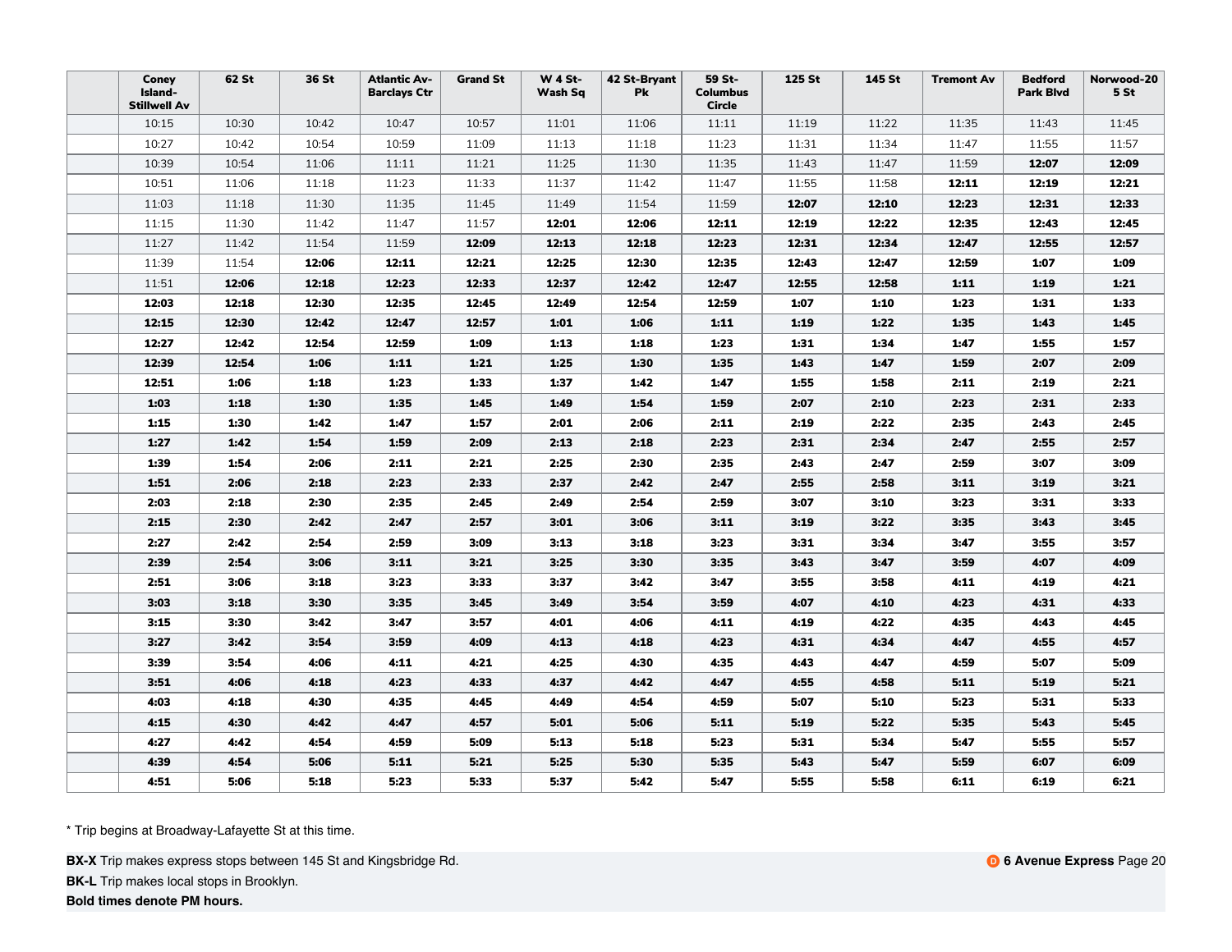|  | Coney Island-Stillwell Av | 62 St | 36 St | Atlantic Av-Barclays Ctr | Grand St | W 4 St-Wash Sq | 42 St-Bryant Pk | 59 St-Columbus Circle | 125 St | 145 St | Tremont Av | Bedford Park Blvd | Norwood-205 St |
|---|---|---|---|---|---|---|---|---|---|---|---|---|---|
|  | 10:15 | 10:30 | 10:42 | 10:47 | 10:57 | 11:01 | 11:06 | 11:11 | 11:19 | 11:22 | 11:35 | 11:43 | 11:45 |
|  | 10:27 | 10:42 | 10:54 | 10:59 | 11:09 | 11:13 | 11:18 | 11:23 | 11:31 | 11:34 | 11:47 | 11:55 | 11:57 |
|  | 10:39 | 10:54 | 11:06 | 11:11 | 11:21 | 11:25 | 11:30 | 11:35 | 11:43 | 11:47 | 11:59 | **12:07** | **12:09** |
|  | 10:51 | 11:06 | 11:18 | 11:23 | 11:33 | 11:37 | 11:42 | 11:47 | 11:55 | 11:58 | **12:11** | **12:19** | **12:21** |
|  | 11:03 | 11:18 | 11:30 | 11:35 | 11:45 | 11:49 | 11:54 | 11:59 | **12:07** | **12:10** | **12:23** | **12:31** | **12:33** |
|  | 11:15 | 11:30 | 11:42 | 11:47 | 11:57 | **12:01** | **12:06** | **12:11** | **12:19** | **12:22** | **12:35** | **12:43** | **12:45** |
|  | 11:27 | 11:42 | 11:54 | 11:59 | **12:09** | **12:13** | **12:18** | **12:23** | **12:31** | **12:34** | **12:47** | **12:55** | **12:57** |
|  | 11:39 | 11:54 | **12:06** | **12:11** | **12:21** | **12:25** | **12:30** | **12:35** | **12:43** | **12:47** | **12:59** | **1:07** | **1:09** |
|  | 11:51 | **12:06** | **12:18** | **12:23** | **12:33** | **12:37** | **12:42** | **12:47** | **12:55** | **12:58** | **1:11** | **1:19** | **1:21** |
|  | **12:03** | **12:18** | **12:30** | **12:35** | **12:45** | **12:49** | **12:54** | **12:59** | **1:07** | **1:10** | **1:23** | **1:31** | **1:33** |
|  | **12:15** | **12:30** | **12:42** | **12:47** | **12:57** | **1:01** | **1:06** | **1:11** | **1:19** | **1:22** | **1:35** | **1:43** | **1:45** |
|  | **12:27** | **12:42** | **12:54** | **12:59** | **1:09** | **1:13** | **1:18** | **1:23** | **1:31** | **1:34** | **1:47** | **1:55** | **1:57** |
|  | **12:39** | **12:54** | **1:06** | **1:11** | **1:21** | **1:25** | **1:30** | **1:35** | **1:43** | **1:47** | **1:59** | **2:07** | **2:09** |
|  | **12:51** | **1:06** | **1:18** | **1:23** | **1:33** | **1:37** | **1:42** | **1:47** | **1:55** | **1:58** | **2:11** | **2:19** | **2:21** |
|  | **1:03** | **1:18** | **1:30** | **1:35** | **1:45** | **1:49** | **1:54** | **1:59** | **2:07** | **2:10** | **2:23** | **2:31** | **2:33** |
|  | **1:15** | **1:30** | **1:42** | **1:47** | **1:57** | **2:01** | **2:06** | **2:11** | **2:19** | **2:22** | **2:35** | **2:43** | **2:45** |
|  | **1:27** | **1:42** | **1:54** | **1:59** | **2:09** | **2:13** | **2:18** | **2:23** | **2:31** | **2:34** | **2:47** | **2:55** | **2:57** |
|  | **1:39** | **1:54** | **2:06** | **2:11** | **2:21** | **2:25** | **2:30** | **2:35** | **2:43** | **2:47** | **2:59** | **3:07** | **3:09** |
|  | **1:51** | **2:06** | **2:18** | **2:23** | **2:33** | **2:37** | **2:42** | **2:47** | **2:55** | **2:58** | **3:11** | **3:19** | **3:21** |
|  | **2:03** | **2:18** | **2:30** | **2:35** | **2:45** | **2:49** | **2:54** | **2:59** | **3:07** | **3:10** | **3:23** | **3:31** | **3:33** |
|  | **2:15** | **2:30** | **2:42** | **2:47** | **2:57** | **3:01** | **3:06** | **3:11** | **3:19** | **3:22** | **3:35** | **3:43** | **3:45** |
|  | **2:27** | **2:42** | **2:54** | **2:59** | **3:09** | **3:13** | **3:18** | **3:23** | **3:31** | **3:34** | **3:47** | **3:55** | **3:57** |
|  | **2:39** | **2:54** | **3:06** | **3:11** | **3:21** | **3:25** | **3:30** | **3:35** | **3:43** | **3:47** | **3:59** | **4:07** | **4:09** |
|  | **2:51** | **3:06** | **3:18** | **3:23** | **3:33** | **3:37** | **3:42** | **3:47** | **3:55** | **3:58** | **4:11** | **4:19** | **4:21** |
|  | **3:03** | **3:18** | **3:30** | **3:35** | **3:45** | **3:49** | **3:54** | **3:59** | **4:07** | **4:10** | **4:23** | **4:31** | **4:33** |
|  | **3:15** | **3:30** | **3:42** | **3:47** | **3:57** | **4:01** | **4:06** | **4:11** | **4:19** | **4:22** | **4:35** | **4:43** | **4:45** |
|  | **3:27** | **3:42** | **3:54** | **3:59** | **4:09** | **4:13** | **4:18** | **4:23** | **4:31** | **4:34** | **4:47** | **4:55** | **4:57** |
|  | **3:39** | **3:54** | **4:06** | **4:11** | **4:21** | **4:25** | **4:30** | **4:35** | **4:43** | **4:47** | **4:59** | **5:07** | **5:09** |
|  | **3:51** | **4:06** | **4:18** | **4:23** | **4:33** | **4:37** | **4:42** | **4:47** | **4:55** | **4:58** | **5:11** | **5:19** | **5:21** |
|  | **4:03** | **4:18** | **4:30** | **4:35** | **4:45** | **4:49** | **4:54** | **4:59** | **5:07** | **5:10** | **5:23** | **5:31** | **5:33** |
|  | **4:15** | **4:30** | **4:42** | **4:47** | **4:57** | **5:01** | **5:06** | **5:11** | **5:19** | **5:22** | **5:35** | **5:43** | **5:45** |
|  | **4:27** | **4:42** | **4:54** | **4:59** | **5:09** | **5:13** | **5:18** | **5:23** | **5:31** | **5:34** | **5:47** | **5:55** | **5:57** |
|  | **4:39** | **4:54** | **5:06** | **5:11** | **5:21** | **5:25** | **5:30** | **5:35** | **5:43** | **5:47** | **5:59** | **6:07** | **6:09** |
|  | **4:51** | **5:06** | **5:18** | **5:23** | **5:33** | **5:37** | **5:42** | **5:47** | **5:55** | **5:58** | **6:11** | **6:19** | **6:21** |

* Trip begins at Broadway-Lafayette St at this time.

**BX-X** Trip makes express stops between 145 St and Kingsbridge Rd.

**BK-L** Trip makes local stops in Brooklyn.

**Bold times denote PM hours.**

D **6 Avenue Express**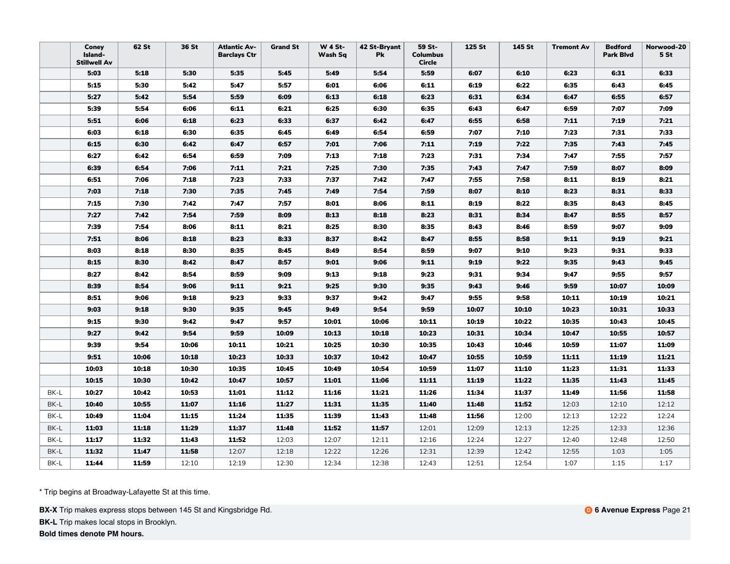| | Coney Island-Stillwell Av | 62 St | 36 St | Atlantic Av-Barclays Ctr | Grand St | W 4 St-Wash Sq | 42 St-Bryant Pk | 59 St-Columbus Circle | 125 St | 145 St | Tremont Av | Bedford Park Blvd | Norwood-205 St |
|---|---|---|---|---|---|---|---|---|---|---|---|---|---|
| | **5:03** | **5:18** | **5:30** | **5:35** | **5:45** | **5:49** | **5:54** | **5:59** | **6:07** | **6:10** | **6:23** | **6:31** | **6:33** |
| | **5:15** | **5:30** | **5:42** | **5:47** | **5:57** | **6:01** | **6:06** | **6:11** | **6:19** | **6:22** | **6:35** | **6:43** | **6:45** |
| | **5:27** | **5:42** | **5:54** | **5:59** | **6:09** | **6:13** | **6:18** | **6:23** | **6:31** | **6:34** | **6:47** | **6:55** | **6:57** |
| | **5:39** | **5:54** | **6:06** | **6:11** | **6:21** | **6:25** | **6:30** | **6:35** | **6:43** | **6:47** | **6:59** | **7:07** | **7:09** |
| | **5:51** | **6:06** | **6:18** | **6:23** | **6:33** | **6:37** | **6:42** | **6:47** | **6:55** | **6:58** | **7:11** | **7:19** | **7:21** |
| | **6:03** | **6:18** | **6:30** | **6:35** | **6:45** | **6:49** | **6:54** | **6:59** | **7:07** | **7:10** | **7:23** | **7:31** | **7:33** |
| | **6:15** | **6:30** | **6:42** | **6:47** | **6:57** | **7:01** | **7:06** | **7:11** | **7:19** | **7:22** | **7:35** | **7:43** | **7:45** |
| | **6:27** | **6:42** | **6:54** | **6:59** | **7:09** | **7:13** | **7:18** | **7:23** | **7:31** | **7:34** | **7:47** | **7:55** | **7:57** |
| | **6:39** | **6:54** | **7:06** | **7:11** | **7:21** | **7:25** | **7:30** | **7:35** | **7:43** | **7:47** | **7:59** | **8:07** | **8:09** |
| | **6:51** | **7:06** | **7:18** | **7:23** | **7:33** | **7:37** | **7:42** | **7:47** | **7:55** | **7:58** | **8:11** | **8:19** | **8:21** |
| | **7:03** | **7:18** | **7:30** | **7:35** | **7:45** | **7:49** | **7:54** | **7:59** | **8:07** | **8:10** | **8:23** | **8:31** | **8:33** |
| | **7:15** | **7:30** | **7:42** | **7:47** | **7:57** | **8:01** | **8:06** | **8:11** | **8:19** | **8:22** | **8:35** | **8:43** | **8:45** |
| | **7:27** | **7:42** | **7:54** | **7:59** | **8:09** | **8:13** | **8:18** | **8:23** | **8:31** | **8:34** | **8:47** | **8:55** | **8:57** |
| | **7:39** | **7:54** | **8:06** | **8:11** | **8:21** | **8:25** | **8:30** | **8:35** | **8:43** | **8:46** | **8:59** | **9:07** | **9:09** |
| | **7:51** | **8:06** | **8:18** | **8:23** | **8:33** | **8:37** | **8:42** | **8:47** | **8:55** | **8:58** | **9:11** | **9:19** | **9:21** |
| | **8:03** | **8:18** | **8:30** | **8:35** | **8:45** | **8:49** | **8:54** | **8:59** | **9:07** | **9:10** | **9:23** | **9:31** | **9:33** |
| | **8:15** | **8:30** | **8:42** | **8:47** | **8:57** | **9:01** | **9:06** | **9:11** | **9:19** | **9:22** | **9:35** | **9:43** | **9:45** |
| | **8:27** | **8:42** | **8:54** | **8:59** | **9:09** | **9:13** | **9:18** | **9:23** | **9:31** | **9:34** | **9:47** | **9:55** | **9:57** |
| | **8:39** | **8:54** | **9:06** | **9:11** | **9:21** | **9:25** | **9:30** | **9:35** | **9:43** | **9:46** | **9:59** | **10:07** | **10:09** |
| | **8:51** | **9:06** | **9:18** | **9:23** | **9:33** | **9:37** | **9:42** | **9:47** | **9:55** | **9:58** | **10:11** | **10:19** | **10:21** |
| | **9:03** | **9:18** | **9:30** | **9:35** | **9:45** | **9:49** | **9:54** | **9:59** | **10:07** | **10:10** | **10:23** | **10:31** | **10:33** |
| | **9:15** | **9:30** | **9:42** | **9:47** | **9:57** | **10:01** | **10:06** | **10:11** | **10:19** | **10:22** | **10:35** | **10:43** | **10:45** |
| | **9:27** | **9:42** | **9:54** | **9:59** | **10:09** | **10:13** | **10:18** | **10:23** | **10:31** | **10:34** | **10:47** | **10:55** | **10:57** |
| | **9:39** | **9:54** | **10:06** | **10:11** | **10:21** | **10:25** | **10:30** | **10:35** | **10:43** | **10:46** | **10:59** | **11:07** | **11:09** |
| | **9:51** | **10:06** | **10:18** | **10:23** | **10:33** | **10:37** | **10:42** | **10:47** | **10:55** | **10:59** | **11:11** | **11:19** | **11:21** |
| | **10:03** | **10:18** | **10:30** | **10:35** | **10:45** | **10:49** | **10:54** | **10:59** | **11:07** | **11:10** | **11:23** | **11:31** | **11:33** |
| | **10:15** | **10:30** | **10:42** | **10:47** | **10:57** | **11:01** | **11:06** | **11:11** | **11:19** | **11:22** | **11:35** | **11:43** | **11:45** |
| BK-L | **10:27** | **10:42** | **10:53** | **11:01** | **11:12** | **11:16** | **11:21** | **11:26** | **11:34** | **11:37** | **11:49** | **11:56** | **11:58** |
| BK-L | **10:40** | **10:55** | **11:07** | **11:16** | **11:27** | **11:31** | **11:35** | **11:40** | **11:48** | **11:52** | 12:03 | 12:10 | 12:12 |
| BK-L | **10:49** | **11:04** | **11:15** | **11:24** | **11:35** | **11:39** | **11:43** | **11:48** | **11:56** | 12:00 | 12:13 | 12:22 | 12:24 |
| BK-L | **11:03** | **11:18** | **11:29** | **11:37** | **11:48** | **11:52** | **11:57** | 12:01 | 12:09 | 12:13 | 12:25 | 12:33 | 12:36 |
| BK-L | **11:17** | **11:32** | **11:43** | **11:52** | 12:03 | 12:07 | 12:11 | 12:16 | 12:24 | 12:27 | 12:40 | 12:48 | 12:50 |
| BK-L | **11:32** | **11:47** | **11:58** | 12:07 | 12:18 | 12:22 | 12:26 | 12:31 | 12:39 | 12:42 | 12:55 | 1:03 | 1:05 |
| BK-L | **11:44** | **11:59** | 12:10 | 12:19 | 12:30 | 12:34 | 12:38 | 12:43 | 12:51 | 12:54 | 1:07 | 1:15 | 1:17 |

* Trip begins at Broadway-Lafayette St at this time.

**BX-X** Trip makes express stops between 145 St and Kingsbridge Rd.

**BK-L** Trip makes local stops in Brooklyn.

**Bold times denote PM hours.**

D **6 Avenue Express**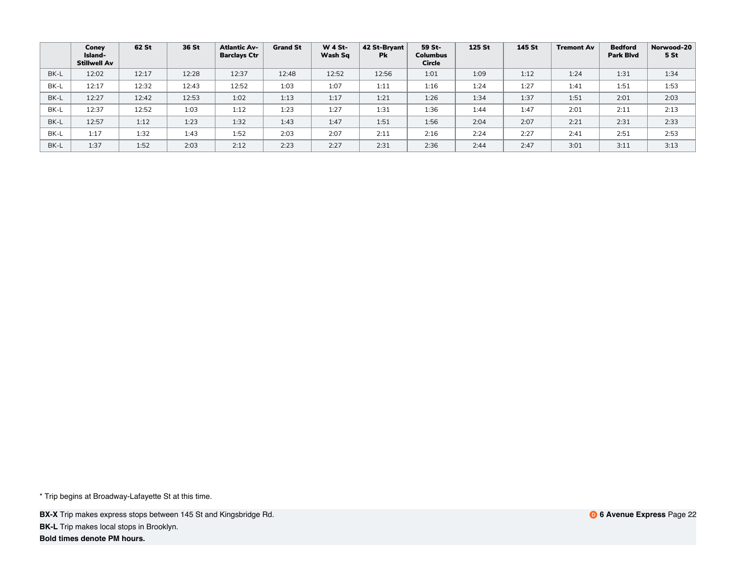| | Coney Island-Stillwell Av | 62 St | 36 St | Atlantic Av-Barclays Ctr | Grand St | W 4 St-Wash Sq | 42 St-Bryant Pk | 59 St-Columbus Circle | 125 St | 145 St | Tremont Av | Bedford Park Blvd | Norwood-205 St |
|---|---|---|---|---|---|---|---|---|---|---|---|---|---|
| BK-L | 12:02 | 12:17 | 12:28 | 12:37 | 12:48 | 12:52 | 12:56 | 1:01 | 1:09 | 1:12 | 1:24 | 1:31 | 1:34 |
| BK-L | 12:17 | 12:32 | 12:43 | 12:52 | 1:03 | 1:07 | 1:11 | 1:16 | 1:24 | 1:27 | 1:41 | 1:51 | 1:53 |
| BK-L | 12:27 | 12:42 | 12:53 | 1:02 | 1:13 | 1:17 | 1:21 | 1:26 | 1:34 | 1:37 | 1:51 | 2:01 | 2:03 |
| BK-L | 12:37 | 12:52 | 1:03 | 1:12 | 1:23 | 1:27 | 1:31 | 1:36 | 1:44 | 1:47 | 2:01 | 2:11 | 2:13 |
| BK-L | 12:57 | 1:12 | 1:23 | 1:32 | 1:43 | 1:47 | 1:51 | 1:56 | 2:04 | 2:07 | 2:21 | 2:31 | 2:33 |
| BK-L | 1:17 | 1:32 | 1:43 | 1:52 | 2:03 | 2:07 | 2:11 | 2:16 | 2:24 | 2:27 | 2:41 | 2:51 | 2:53 |
| BK-L | 1:37 | 1:52 | 2:03 | 2:12 | 2:23 | 2:27 | 2:31 | 2:36 | 2:44 | 2:47 | 3:01 | 3:11 | 3:13 |

* Trip begins at Broadway-Lafayette St at this time.

**BX-X** Trip makes express stops between 145 St and Kingsbridge Rd.

**BK-L** Trip makes local stops in Brooklyn.

**Bold times denote PM hours.**

**D 6 Avenue Express**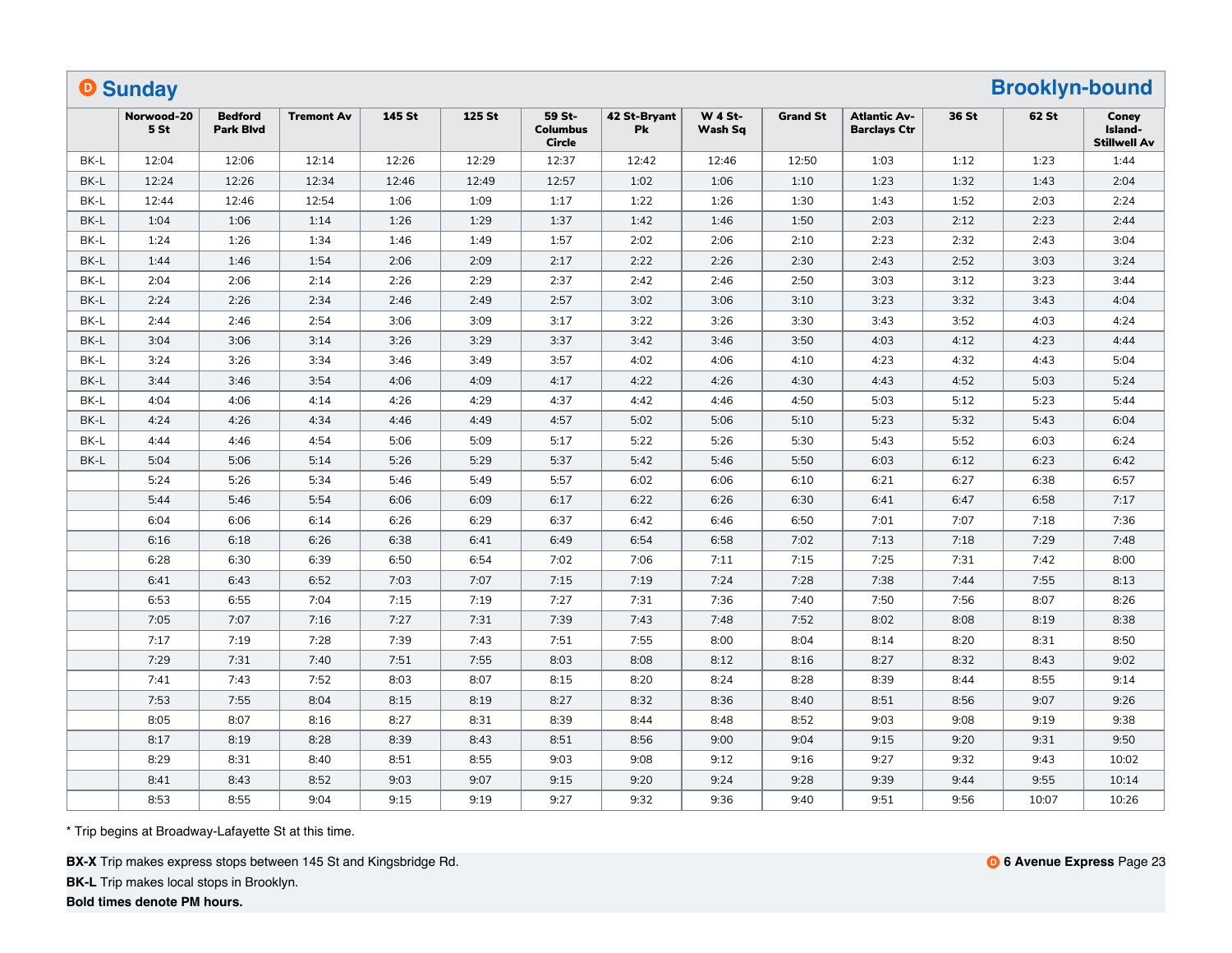## D Sunday — Brooklyn-bound

| | Norwood-205 St | Bedford Park Blvd | Tremont Av | 145 St | 125 St | 59 St-Columbus Circle | 42 St-Bryant Pk | W 4 St-Wash Sq | Grand St | Atlantic Av-Barclays Ctr | 36 St | 62 St | Coney Island-Stillwell Av |
|---|---|---|---|---|---|---|---|---|---|---|---|---|---|
| BK-L | 12:04 | 12:06 | 12:14 | 12:26 | 12:29 | 12:37 | 12:42 | 12:46 | 12:50 | 1:03 | 1:12 | 1:23 | 1:44 |
| BK-L | 12:24 | 12:26 | 12:34 | 12:46 | 12:49 | 12:57 | 1:02 | 1:06 | 1:10 | 1:23 | 1:32 | 1:43 | 2:04 |
| BK-L | 12:44 | 12:46 | 12:54 | 1:06 | 1:09 | 1:17 | 1:22 | 1:26 | 1:30 | 1:43 | 1:52 | 2:03 | 2:24 |
| BK-L | 1:04 | 1:06 | 1:14 | 1:26 | 1:29 | 1:37 | 1:42 | 1:46 | 1:50 | 2:03 | 2:12 | 2:23 | 2:44 |
| BK-L | 1:24 | 1:26 | 1:34 | 1:46 | 1:49 | 1:57 | 2:02 | 2:06 | 2:10 | 2:23 | 2:32 | 2:43 | 3:04 |
| BK-L | 1:44 | 1:46 | 1:54 | 2:06 | 2:09 | 2:17 | 2:22 | 2:26 | 2:30 | 2:43 | 2:52 | 3:03 | 3:24 |
| BK-L | 2:04 | 2:06 | 2:14 | 2:26 | 2:29 | 2:37 | 2:42 | 2:46 | 2:50 | 3:03 | 3:12 | 3:23 | 3:44 |
| BK-L | 2:24 | 2:26 | 2:34 | 2:46 | 2:49 | 2:57 | 3:02 | 3:06 | 3:10 | 3:23 | 3:32 | 3:43 | 4:04 |
| BK-L | 2:44 | 2:46 | 2:54 | 3:06 | 3:09 | 3:17 | 3:22 | 3:26 | 3:30 | 3:43 | 3:52 | 4:03 | 4:24 |
| BK-L | 3:04 | 3:06 | 3:14 | 3:26 | 3:29 | 3:37 | 3:42 | 3:46 | 3:50 | 4:03 | 4:12 | 4:23 | 4:44 |
| BK-L | 3:24 | 3:26 | 3:34 | 3:46 | 3:49 | 3:57 | 4:02 | 4:06 | 4:10 | 4:23 | 4:32 | 4:43 | 5:04 |
| BK-L | 3:44 | 3:46 | 3:54 | 4:06 | 4:09 | 4:17 | 4:22 | 4:26 | 4:30 | 4:43 | 4:52 | 5:03 | 5:24 |
| BK-L | 4:04 | 4:06 | 4:14 | 4:26 | 4:29 | 4:37 | 4:42 | 4:46 | 4:50 | 5:03 | 5:12 | 5:23 | 5:44 |
| BK-L | 4:24 | 4:26 | 4:34 | 4:46 | 4:49 | 4:57 | 5:02 | 5:06 | 5:10 | 5:23 | 5:32 | 5:43 | 6:04 |
| BK-L | 4:44 | 4:46 | 4:54 | 5:06 | 5:09 | 5:17 | 5:22 | 5:26 | 5:30 | 5:43 | 5:52 | 6:03 | 6:24 |
| BK-L | 5:04 | 5:06 | 5:14 | 5:26 | 5:29 | 5:37 | 5:42 | 5:46 | 5:50 | 6:03 | 6:12 | 6:23 | 6:42 |
| | 5:24 | 5:26 | 5:34 | 5:46 | 5:49 | 5:57 | 6:02 | 6:06 | 6:10 | 6:21 | 6:27 | 6:38 | 6:57 |
| | 5:44 | 5:46 | 5:54 | 6:06 | 6:09 | 6:17 | 6:22 | 6:26 | 6:30 | 6:41 | 6:47 | 6:58 | 7:17 |
| | 6:04 | 6:06 | 6:14 | 6:26 | 6:29 | 6:37 | 6:42 | 6:46 | 6:50 | 7:01 | 7:07 | 7:18 | 7:36 |
| | 6:16 | 6:18 | 6:26 | 6:38 | 6:41 | 6:49 | 6:54 | 6:58 | 7:02 | 7:13 | 7:18 | 7:29 | 7:48 |
| | 6:28 | 6:30 | 6:39 | 6:50 | 6:54 | 7:02 | 7:06 | 7:11 | 7:15 | 7:25 | 7:31 | 7:42 | 8:00 |
| | 6:41 | 6:43 | 6:52 | 7:03 | 7:07 | 7:15 | 7:19 | 7:24 | 7:28 | 7:38 | 7:44 | 7:55 | 8:13 |
| | 6:53 | 6:55 | 7:04 | 7:15 | 7:19 | 7:27 | 7:31 | 7:36 | 7:40 | 7:50 | 7:56 | 8:07 | 8:26 |
| | 7:05 | 7:07 | 7:16 | 7:27 | 7:31 | 7:39 | 7:43 | 7:48 | 7:52 | 8:02 | 8:08 | 8:19 | 8:38 |
| | 7:17 | 7:19 | 7:28 | 7:39 | 7:43 | 7:51 | 7:55 | 8:00 | 8:04 | 8:14 | 8:20 | 8:31 | 8:50 |
| | 7:29 | 7:31 | 7:40 | 7:51 | 7:55 | 8:03 | 8:08 | 8:12 | 8:16 | 8:27 | 8:32 | 8:43 | 9:02 |
| | 7:41 | 7:43 | 7:52 | 8:03 | 8:07 | 8:15 | 8:20 | 8:24 | 8:28 | 8:39 | 8:44 | 8:55 | 9:14 |
| | 7:53 | 7:55 | 8:04 | 8:15 | 8:19 | 8:27 | 8:32 | 8:36 | 8:40 | 8:51 | 8:56 | 9:07 | 9:26 |
| | 8:05 | 8:07 | 8:16 | 8:27 | 8:31 | 8:39 | 8:44 | 8:48 | 8:52 | 9:03 | 9:08 | 9:19 | 9:38 |
| | 8:17 | 8:19 | 8:28 | 8:39 | 8:43 | 8:51 | 8:56 | 9:00 | 9:04 | 9:15 | 9:20 | 9:31 | 9:50 |
| | 8:29 | 8:31 | 8:40 | 8:51 | 8:55 | 9:03 | 9:08 | 9:12 | 9:16 | 9:27 | 9:32 | 9:43 | 10:02 |
| | 8:41 | 8:43 | 8:52 | 9:03 | 9:07 | 9:15 | 9:20 | 9:24 | 9:28 | 9:39 | 9:44 | 9:55 | 10:14 |
| | 8:53 | 8:55 | 9:04 | 9:15 | 9:19 | 9:27 | 9:32 | 9:36 | 9:40 | 9:51 | 9:56 | 10:07 | 10:26 |

* Trip begins at Broadway-Lafayette St at this time.

**BX-X** Trip makes express stops between 145 St and Kingsbridge Rd.

**BK-L** Trip makes local stops in Brooklyn.

**Bold times denote PM hours.**

**D 6 Avenue Express**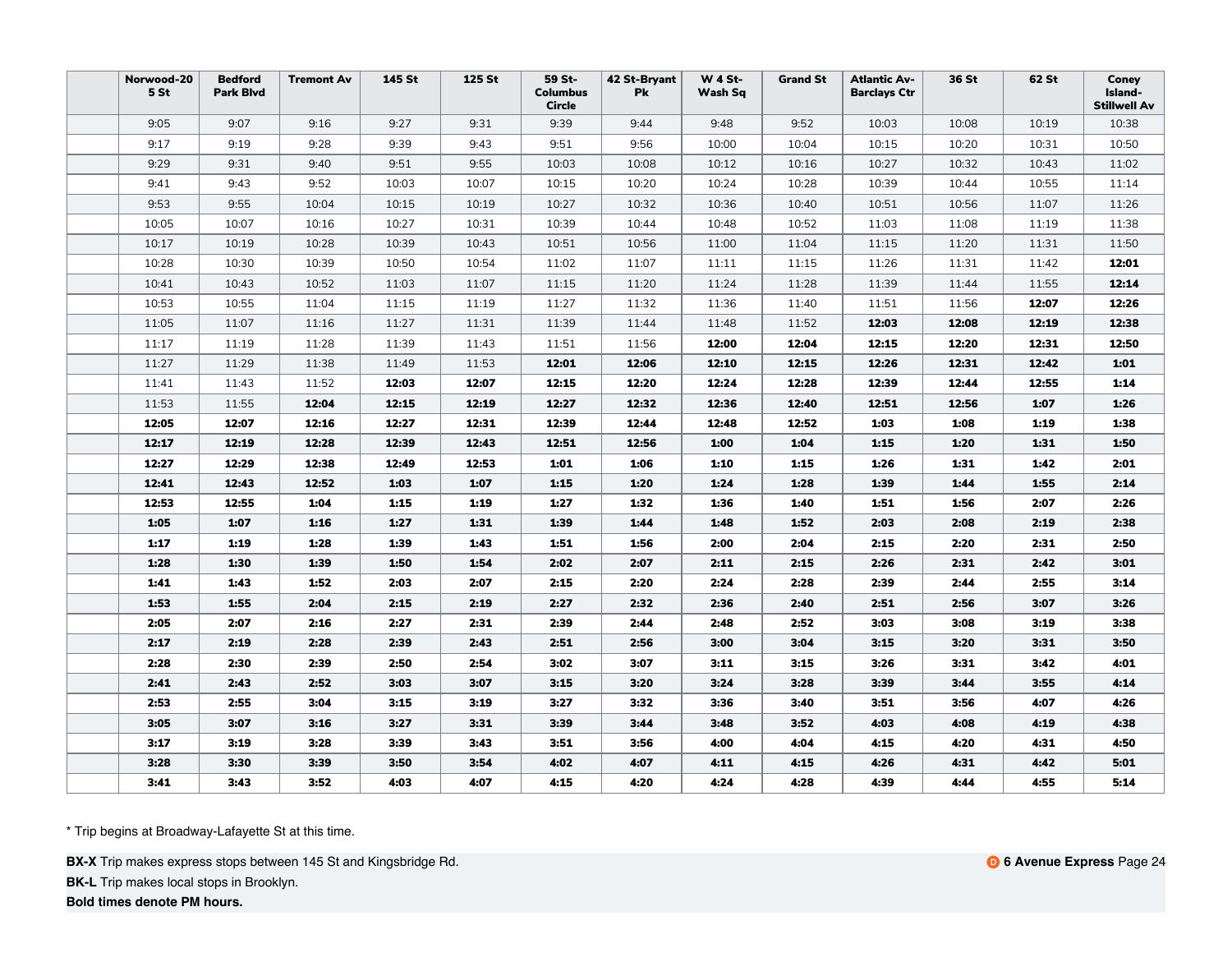| | Norwood-205 St | Bedford Park Blvd | Tremont Av | 145 St | 125 St | 59 St-Columbus Circle | 42 St-Bryant Pk | W 4 St-Wash Sq | Grand St | Atlantic Av-Barclays Ctr | 36 St | 62 St | Coney Island-Stillwell Av |
|---|---|---|---|---|---|---|---|---|---|---|---|---|---|
| | 9:05 | 9:07 | 9:16 | 9:27 | 9:31 | 9:39 | 9:44 | 9:48 | 9:52 | 10:03 | 10:08 | 10:19 | 10:38 |
| | 9:17 | 9:19 | 9:28 | 9:39 | 9:43 | 9:51 | 9:56 | 10:00 | 10:04 | 10:15 | 10:20 | 10:31 | 10:50 |
| | 9:29 | 9:31 | 9:40 | 9:51 | 9:55 | 10:03 | 10:08 | 10:12 | 10:16 | 10:27 | 10:32 | 10:43 | 11:02 |
| | 9:41 | 9:43 | 9:52 | 10:03 | 10:07 | 10:15 | 10:20 | 10:24 | 10:28 | 10:39 | 10:44 | 10:55 | 11:14 |
| | 9:53 | 9:55 | 10:04 | 10:15 | 10:19 | 10:27 | 10:32 | 10:36 | 10:40 | 10:51 | 10:56 | 11:07 | 11:26 |
| | 10:05 | 10:07 | 10:16 | 10:27 | 10:31 | 10:39 | 10:44 | 10:48 | 10:52 | 11:03 | 11:08 | 11:19 | 11:38 |
| | 10:17 | 10:19 | 10:28 | 10:39 | 10:43 | 10:51 | 10:56 | 11:00 | 11:04 | 11:15 | 11:20 | 11:31 | 11:50 |
| | 10:28 | 10:30 | 10:39 | 10:50 | 10:54 | 11:02 | 11:07 | 11:11 | 11:15 | 11:26 | 11:31 | 11:42 | **12:01** |
| | 10:41 | 10:43 | 10:52 | 11:03 | 11:07 | 11:15 | 11:20 | 11:24 | 11:28 | 11:39 | 11:44 | 11:55 | **12:14** |
| | 10:53 | 10:55 | 11:04 | 11:15 | 11:19 | 11:27 | 11:32 | 11:36 | 11:40 | 11:51 | 11:56 | **12:07** | **12:26** |
| | 11:05 | 11:07 | 11:16 | 11:27 | 11:31 | 11:39 | 11:44 | 11:48 | 11:52 | **12:03** | **12:08** | **12:19** | **12:38** |
| | 11:17 | 11:19 | 11:28 | 11:39 | 11:43 | 11:51 | 11:56 | **12:00** | **12:04** | **12:15** | **12:20** | **12:31** | **12:50** |
| | 11:27 | 11:29 | 11:38 | 11:49 | 11:53 | **12:01** | **12:06** | **12:10** | **12:15** | **12:26** | **12:31** | **12:42** | **1:01** |
| | 11:41 | 11:43 | 11:52 | **12:03** | **12:07** | **12:15** | **12:20** | **12:24** | **12:28** | **12:39** | **12:44** | **12:55** | **1:14** |
| | 11:53 | 11:55 | **12:04** | **12:15** | **12:19** | **12:27** | **12:32** | **12:36** | **12:40** | **12:51** | **12:56** | **1:07** | **1:26** |
| | **12:05** | **12:07** | **12:16** | **12:27** | **12:31** | **12:39** | **12:44** | **12:48** | **12:52** | **1:03** | **1:08** | **1:19** | **1:38** |
| | **12:17** | **12:19** | **12:28** | **12:39** | **12:43** | **12:51** | **12:56** | **1:00** | **1:04** | **1:15** | **1:20** | **1:31** | **1:50** |
| | **12:27** | **12:29** | **12:38** | **12:49** | **12:53** | **1:01** | **1:06** | **1:10** | **1:15** | **1:26** | **1:31** | **1:42** | **2:01** |
| | **12:41** | **12:43** | **12:52** | **1:03** | **1:07** | **1:15** | **1:20** | **1:24** | **1:28** | **1:39** | **1:44** | **1:55** | **2:14** |
| | **12:53** | **12:55** | **1:04** | **1:15** | **1:19** | **1:27** | **1:32** | **1:36** | **1:40** | **1:51** | **1:56** | **2:07** | **2:26** |
| | **1:05** | **1:07** | **1:16** | **1:27** | **1:31** | **1:39** | **1:44** | **1:48** | **1:52** | **2:03** | **2:08** | **2:19** | **2:38** |
| | **1:17** | **1:19** | **1:28** | **1:39** | **1:43** | **1:51** | **1:56** | **2:00** | **2:04** | **2:15** | **2:20** | **2:31** | **2:50** |
| | **1:28** | **1:30** | **1:39** | **1:50** | **1:54** | **2:02** | **2:07** | **2:11** | **2:15** | **2:26** | **2:31** | **2:42** | **3:01** |
| | **1:41** | **1:43** | **1:52** | **2:03** | **2:07** | **2:15** | **2:20** | **2:24** | **2:28** | **2:39** | **2:44** | **2:55** | **3:14** |
| | **1:53** | **1:55** | **2:04** | **2:15** | **2:19** | **2:27** | **2:32** | **2:36** | **2:40** | **2:51** | **2:56** | **3:07** | **3:26** |
| | **2:05** | **2:07** | **2:16** | **2:27** | **2:31** | **2:39** | **2:44** | **2:48** | **2:52** | **3:03** | **3:08** | **3:19** | **3:38** |
| | **2:17** | **2:19** | **2:28** | **2:39** | **2:43** | **2:51** | **2:56** | **3:00** | **3:04** | **3:15** | **3:20** | **3:31** | **3:50** |
| | **2:28** | **2:30** | **2:39** | **2:50** | **2:54** | **3:02** | **3:07** | **3:11** | **3:15** | **3:26** | **3:31** | **3:42** | **4:01** |
| | **2:41** | **2:43** | **2:52** | **3:03** | **3:07** | **3:15** | **3:20** | **3:24** | **3:28** | **3:39** | **3:44** | **3:55** | **4:14** |
| | **2:53** | **2:55** | **3:04** | **3:15** | **3:19** | **3:27** | **3:32** | **3:36** | **3:40** | **3:51** | **3:56** | **4:07** | **4:26** |
| | **3:05** | **3:07** | **3:16** | **3:27** | **3:31** | **3:39** | **3:44** | **3:48** | **3:52** | **4:03** | **4:08** | **4:19** | **4:38** |
| | **3:17** | **3:19** | **3:28** | **3:39** | **3:43** | **3:51** | **3:56** | **4:00** | **4:04** | **4:15** | **4:20** | **4:31** | **4:50** |
| | **3:28** | **3:30** | **3:39** | **3:50** | **3:54** | **4:02** | **4:07** | **4:11** | **4:15** | **4:26** | **4:31** | **4:42** | **5:01** |
| | **3:41** | **3:43** | **3:52** | **4:03** | **4:07** | **4:15** | **4:20** | **4:24** | **4:28** | **4:39** | **4:44** | **4:55** | **5:14** |

\* Trip begins at Broadway-Lafayette St at this time.

**BX-X** Trip makes express stops between 145 St and Kingsbridge Rd.

**BK-L** Trip makes local stops in Brooklyn.

**Bold times denote PM hours.**

D **6 Avenue Express**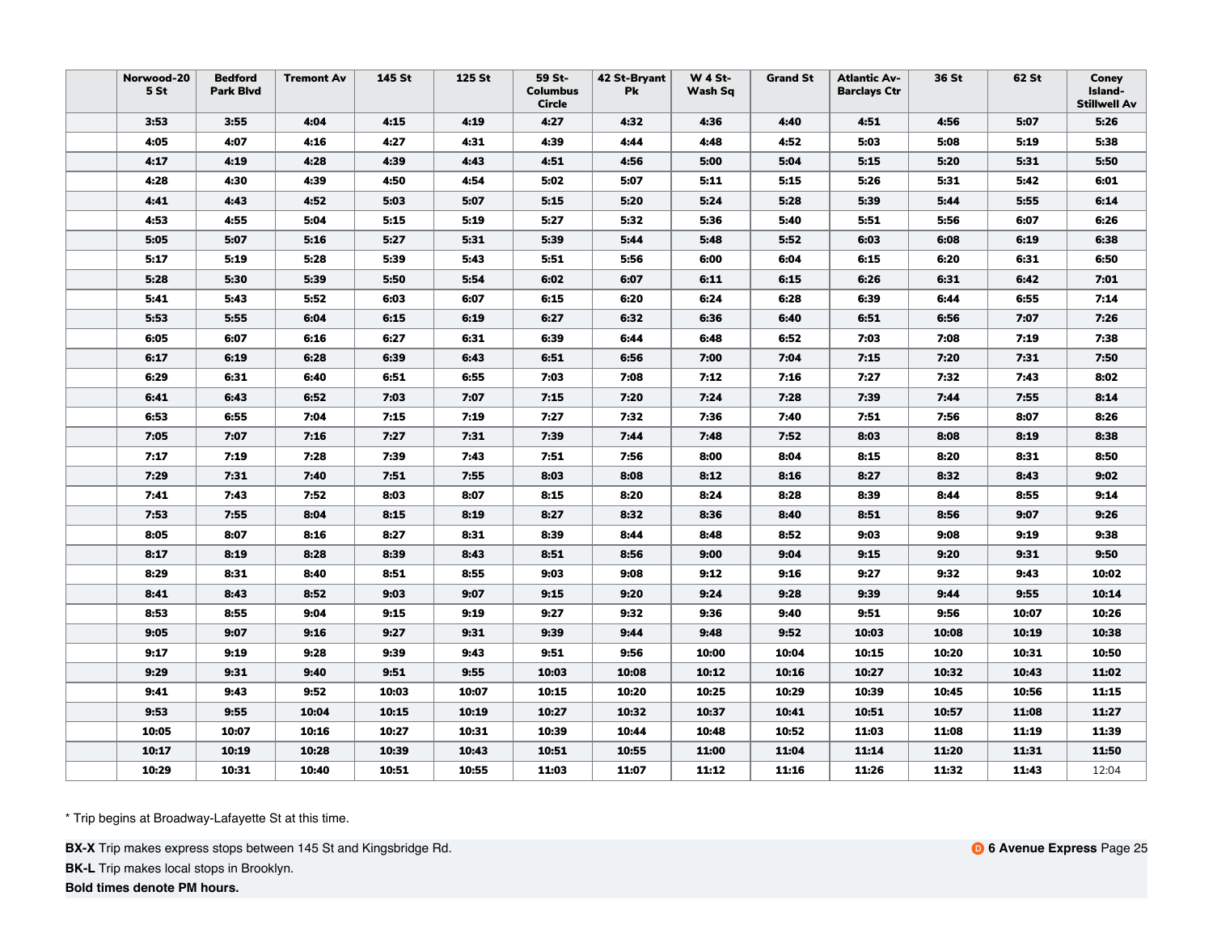| | Norwood-205 St | Bedford Park Blvd | Tremont Av | 145 St | 125 St | 59 St-Columbus Circle | 42 St-Bryant Pk | W 4 St-Wash Sq | Grand St | Atlantic Av-Barclays Ctr | 36 St | 62 St | Coney Island-Stillwell Av |
|---|---|---|---|---|---|---|---|---|---|---|---|---|---|
| | **3:53** | **3:55** | **4:04** | **4:15** | **4:19** | **4:27** | **4:32** | **4:36** | **4:40** | **4:51** | **4:56** | **5:07** | **5:26** |
| | **4:05** | **4:07** | **4:16** | **4:27** | **4:31** | **4:39** | **4:44** | **4:48** | **4:52** | **5:03** | **5:08** | **5:19** | **5:38** |
| | **4:17** | **4:19** | **4:28** | **4:39** | **4:43** | **4:51** | **4:56** | **5:00** | **5:04** | **5:15** | **5:20** | **5:31** | **5:50** |
| | **4:28** | **4:30** | **4:39** | **4:50** | **4:54** | **5:02** | **5:07** | **5:11** | **5:15** | **5:26** | **5:31** | **5:42** | **6:01** |
| | **4:41** | **4:43** | **4:52** | **5:03** | **5:07** | **5:15** | **5:20** | **5:24** | **5:28** | **5:39** | **5:44** | **5:55** | **6:14** |
| | **4:53** | **4:55** | **5:04** | **5:15** | **5:19** | **5:27** | **5:32** | **5:36** | **5:40** | **5:51** | **5:56** | **6:07** | **6:26** |
| | **5:05** | **5:07** | **5:16** | **5:27** | **5:31** | **5:39** | **5:44** | **5:48** | **5:52** | **6:03** | **6:08** | **6:19** | **6:38** |
| | **5:17** | **5:19** | **5:28** | **5:39** | **5:43** | **5:51** | **5:56** | **6:00** | **6:04** | **6:15** | **6:20** | **6:31** | **6:50** |
| | **5:28** | **5:30** | **5:39** | **5:50** | **5:54** | **6:02** | **6:07** | **6:11** | **6:15** | **6:26** | **6:31** | **6:42** | **7:01** |
| | **5:41** | **5:43** | **5:52** | **6:03** | **6:07** | **6:15** | **6:20** | **6:24** | **6:28** | **6:39** | **6:44** | **6:55** | **7:14** |
| | **5:53** | **5:55** | **6:04** | **6:15** | **6:19** | **6:27** | **6:32** | **6:36** | **6:40** | **6:51** | **6:56** | **7:07** | **7:26** |
| | **6:05** | **6:07** | **6:16** | **6:27** | **6:31** | **6:39** | **6:44** | **6:48** | **6:52** | **7:03** | **7:08** | **7:19** | **7:38** |
| | **6:17** | **6:19** | **6:28** | **6:39** | **6:43** | **6:51** | **6:56** | **7:00** | **7:04** | **7:15** | **7:20** | **7:31** | **7:50** |
| | **6:29** | **6:31** | **6:40** | **6:51** | **6:55** | **7:03** | **7:08** | **7:12** | **7:16** | **7:27** | **7:32** | **7:43** | **8:02** |
| | **6:41** | **6:43** | **6:52** | **7:03** | **7:07** | **7:15** | **7:20** | **7:24** | **7:28** | **7:39** | **7:44** | **7:55** | **8:14** |
| | **6:53** | **6:55** | **7:04** | **7:15** | **7:19** | **7:27** | **7:32** | **7:36** | **7:40** | **7:51** | **7:56** | **8:07** | **8:26** |
| | **7:05** | **7:07** | **7:16** | **7:27** | **7:31** | **7:39** | **7:44** | **7:48** | **7:52** | **8:03** | **8:08** | **8:19** | **8:38** |
| | **7:17** | **7:19** | **7:28** | **7:39** | **7:43** | **7:51** | **7:56** | **8:00** | **8:04** | **8:15** | **8:20** | **8:31** | **8:50** |
| | **7:29** | **7:31** | **7:40** | **7:51** | **7:55** | **8:03** | **8:08** | **8:12** | **8:16** | **8:27** | **8:32** | **8:43** | **9:02** |
| | **7:41** | **7:43** | **7:52** | **8:03** | **8:07** | **8:15** | **8:20** | **8:24** | **8:28** | **8:39** | **8:44** | **8:55** | **9:14** |
| | **7:53** | **7:55** | **8:04** | **8:15** | **8:19** | **8:27** | **8:32** | **8:36** | **8:40** | **8:51** | **8:56** | **9:07** | **9:26** |
| | **8:05** | **8:07** | **8:16** | **8:27** | **8:31** | **8:39** | **8:44** | **8:48** | **8:52** | **9:03** | **9:08** | **9:19** | **9:38** |
| | **8:17** | **8:19** | **8:28** | **8:39** | **8:43** | **8:51** | **8:56** | **9:00** | **9:04** | **9:15** | **9:20** | **9:31** | **9:50** |
| | **8:29** | **8:31** | **8:40** | **8:51** | **8:55** | **9:03** | **9:08** | **9:12** | **9:16** | **9:27** | **9:32** | **9:43** | **10:02** |
| | **8:41** | **8:43** | **8:52** | **9:03** | **9:07** | **9:15** | **9:20** | **9:24** | **9:28** | **9:39** | **9:44** | **9:55** | **10:14** |
| | **8:53** | **8:55** | **9:04** | **9:15** | **9:19** | **9:27** | **9:32** | **9:36** | **9:40** | **9:51** | **9:56** | **10:07** | **10:26** |
| | **9:05** | **9:07** | **9:16** | **9:27** | **9:31** | **9:39** | **9:44** | **9:48** | **9:52** | **10:03** | **10:08** | **10:19** | **10:38** |
| | **9:17** | **9:19** | **9:28** | **9:39** | **9:43** | **9:51** | **9:56** | **10:00** | **10:04** | **10:15** | **10:20** | **10:31** | **10:50** |
| | **9:29** | **9:31** | **9:40** | **9:51** | **9:55** | **10:03** | **10:08** | **10:12** | **10:16** | **10:27** | **10:32** | **10:43** | **11:02** |
| | **9:41** | **9:43** | **9:52** | **10:03** | **10:07** | **10:15** | **10:20** | **10:25** | **10:29** | **10:39** | **10:45** | **10:56** | **11:15** |
| | **9:53** | **9:55** | **10:04** | **10:15** | **10:19** | **10:27** | **10:32** | **10:37** | **10:41** | **10:51** | **10:57** | **11:08** | **11:27** |
| | **10:05** | **10:07** | **10:16** | **10:27** | **10:31** | **10:39** | **10:44** | **10:48** | **10:52** | **11:03** | **11:08** | **11:19** | **11:39** |
| | **10:17** | **10:19** | **10:28** | **10:39** | **10:43** | **10:51** | **10:55** | **11:00** | **11:04** | **11:14** | **11:20** | **11:31** | **11:50** |
| | **10:29** | **10:31** | **10:40** | **10:51** | **10:55** | **11:03** | **11:07** | **11:12** | **11:16** | **11:26** | **11:32** | **11:43** | 12:04 |

\* Trip begins at Broadway-Lafayette St at this time.

**BX-X** Trip makes express stops between 145 St and Kingsbridge Rd.

**BK-L** Trip makes local stops in Brooklyn.

**Bold times denote PM hours.**

D **6 Avenue Express**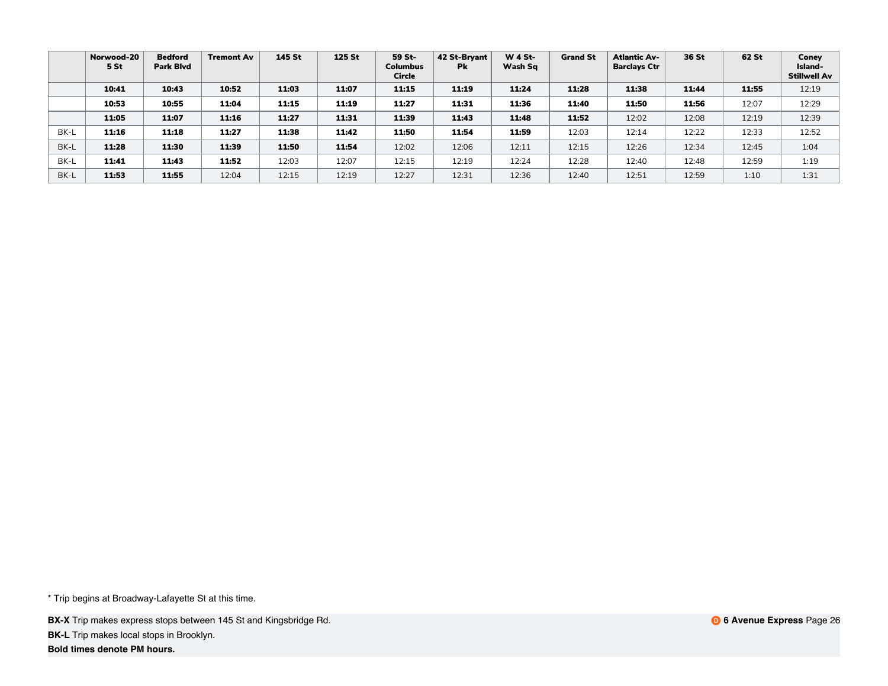| | Norwood-205 St | Bedford Park Blvd | Tremont Av | 145 St | 125 St | 59 St-Columbus Circle | 42 St-Bryant Pk | W 4 St-Wash Sq | Grand St | Atlantic Av-Barclays Ctr | 36 St | 62 St | Coney Island-Stillwell Av |
|---|---|---|---|---|---|---|---|---|---|---|---|---|---|
| | **10:41** | **10:43** | **10:52** | **11:03** | **11:07** | **11:15** | **11:19** | **11:24** | **11:28** | **11:38** | **11:44** | **11:55** | 12:19 |
| | **10:53** | **10:55** | **11:04** | **11:15** | **11:19** | **11:27** | **11:31** | **11:36** | **11:40** | **11:50** | **11:56** | 12:07 | 12:29 |
| | **11:05** | **11:07** | **11:16** | **11:27** | **11:31** | **11:39** | **11:43** | **11:48** | **11:52** | 12:02 | 12:08 | 12:19 | 12:39 |
| BK-L | **11:16** | **11:18** | **11:27** | **11:38** | **11:42** | **11:50** | **11:54** | **11:59** | 12:03 | 12:14 | 12:22 | 12:33 | 12:52 |
| BK-L | **11:28** | **11:30** | **11:39** | **11:50** | **11:54** | 12:02 | 12:06 | 12:11 | 12:15 | 12:26 | 12:34 | 12:45 | 1:04 |
| BK-L | **11:41** | **11:43** | **11:52** | 12:03 | 12:07 | 12:15 | 12:19 | 12:24 | 12:28 | 12:40 | 12:48 | 12:59 | 1:19 |
| BK-L | **11:53** | **11:55** | 12:04 | 12:15 | 12:19 | 12:27 | 12:31 | 12:36 | 12:40 | 12:51 | 12:59 | 1:10 | 1:31 |

* Trip begins at Broadway-Lafayette St at this time.

**BX-X** Trip makes express stops between 145 St and Kingsbridge Rd.

**BK-L** Trip makes local stops in Brooklyn.

**Bold times denote PM hours.**

**D 6 Avenue Express**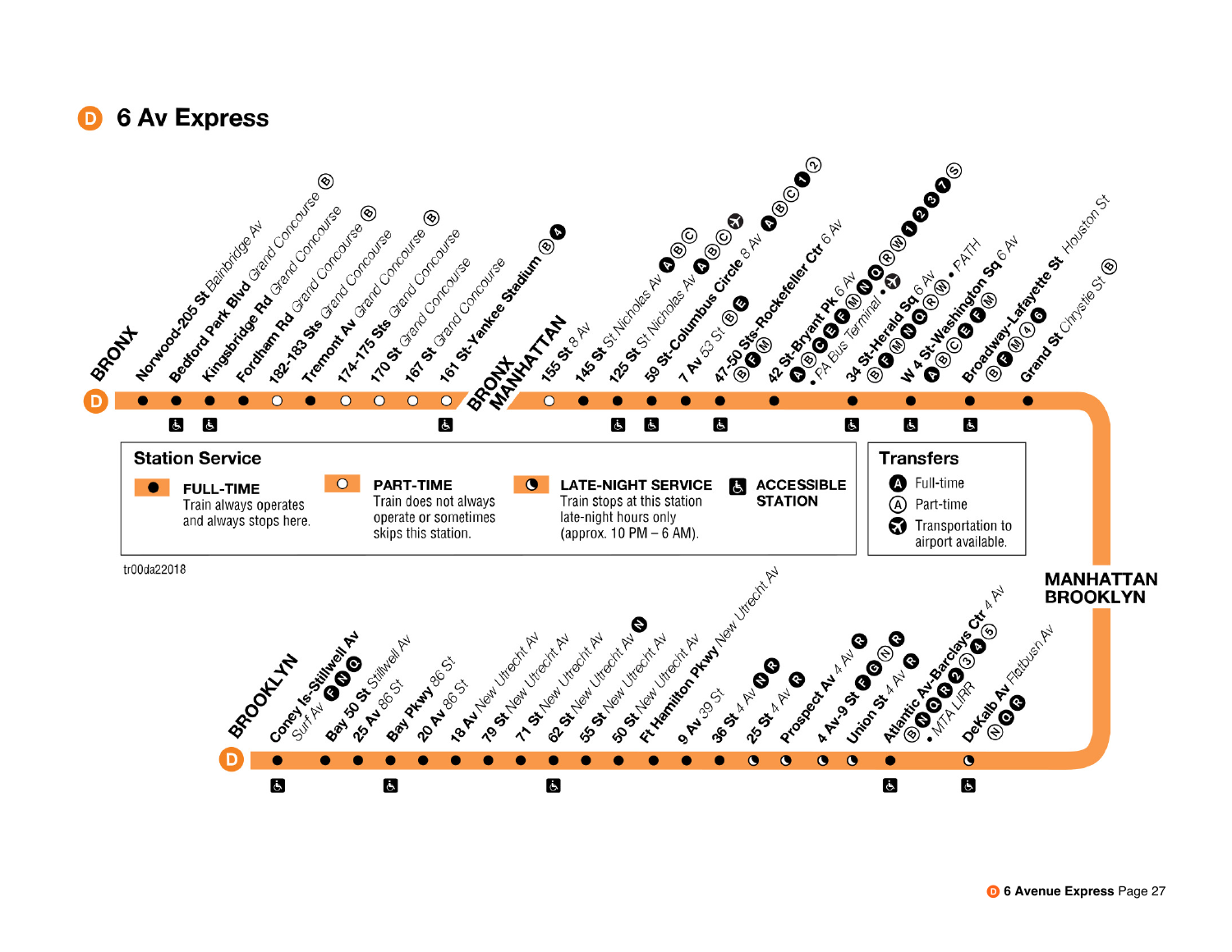# D 6 Av Express

## BRONX

| Station | Cross street | Transfers | Service | Accessible |
|---|---|---|---|---|
| Norwood-205 St | Bainbridge Av | | Full-time | |
| Bedford Park Blvd | Grand Concourse | B | Full-time | ♿ |
| Kingsbridge Rd | Grand Concourse | | Full-time | ♿ |
| Fordham Rd | Grand Concourse | B | Full-time | |
| 182-183 Sts | Grand Concourse | | Part-time | |
| Tremont Av | Grand Concourse | B | Full-time | |
| 174-175 Sts | Grand Concourse | | Part-time | |
| 170 St | Grand Concourse | B | Part-time | |
| 167 St | Grand Concourse | | Part-time | |
| 161 St-Yankee Stadium | | B 4 | Part-time | ♿ |

## BRONX / MANHATTAN

| Station | Cross street | Transfers | Service | Accessible |
|---|---|---|---|---|
| 155 St | 8 Av | | Part-time | |
| 145 St | St Nicholas Av | A B C | Full-time | ♿ |
| 125 St | St Nicholas Av | A B C ✈ | Full-time | ♿ |
| 59 St-Columbus Circle | 8 Av | A B C 1 2 | Full-time | |
| 7 Av | 53 St | B E | Full-time | |
| 47-50 Sts-Rockefeller Ctr | 6 Av | B F M | Full-time | ♿ |
| 42 St-Bryant Pk | 6 Av | B F M 7 • PA Bus Terminal A C E N Q R W 1 2 3 7 S ✈ | Full-time | |
| 34 St-Herald Sq | 6 Av | B F M N Q R W • PATH | Full-time | ♿ |
| W 4 St-Washington Sq | 6 Av | A B C E F M | Full-time | ♿ |
| Broadway-Lafayette St | Houston St | B F M 4 6 | Full-time | ♿ |
| Grand St | Chrystie St | B | Full-time | |

## MANHATTAN / BROOKLYN

| Station | Cross street | Transfers | Service | Accessible |
|---|---|---|---|---|
| DeKalb Av | Flatbush Av | N Q R | Late-night service | ♿ |
| Atlantic Av-Barclays Ctr | 4 Av | B N Q R 2 3 4 5 • MTA LIRR | Full-time | ♿ |
| Union St | 4 Av | R | Late-night service | |
| 4 Av-9 St | | F G N R | Late-night service | |
| Prospect Av | 4 Av | R | Late-night service | |
| 25 St | 4 Av | R | Late-night service | |
| 36 St | 4 Av | N R | Full-time | |
| 9 Av | 39 St | | Full-time | |
| Ft Hamilton Pkwy | New Utrecht Av | | Full-time | |
| 50 St | New Utrecht Av | | Full-time | |
| 55 St | New Utrecht Av | | Full-time | |
| 62 St | New Utrecht Av | N | Full-time | ♿ |
| 71 St | New Utrecht Av | | Full-time | |
| 79 St | New Utrecht Av | | Full-time | |
| 18 Av | New Utrecht Av | | Full-time | |
| 20 Av | 86 St | | Full-time | |
| Bay Pkwy | 86 St | | Full-time | ♿ |
| 25 Av | 86 St | | Full-time | |
| Bay 50 St | Stillwell Av | | Full-time | |
| Coney Is-Stillwell Av | Surf Av | F N Q | Full-time | ♿ |

## BROOKLYN

### Station Service

- **FULL-TIME** Train always operates and always stops here.
- **PART-TIME** Train does not always operate or sometimes skips this station.
- **LATE-NIGHT SERVICE** Train stops at this station late-night hours only (approx. 10 PM – 6 AM).
- **ACCESSIBLE STATION**

### Transfers

- Ⓐ (filled) Full-time
- Ⓐ (outline) Part-time
- ✈ Transportation to airport available.

tr00da22018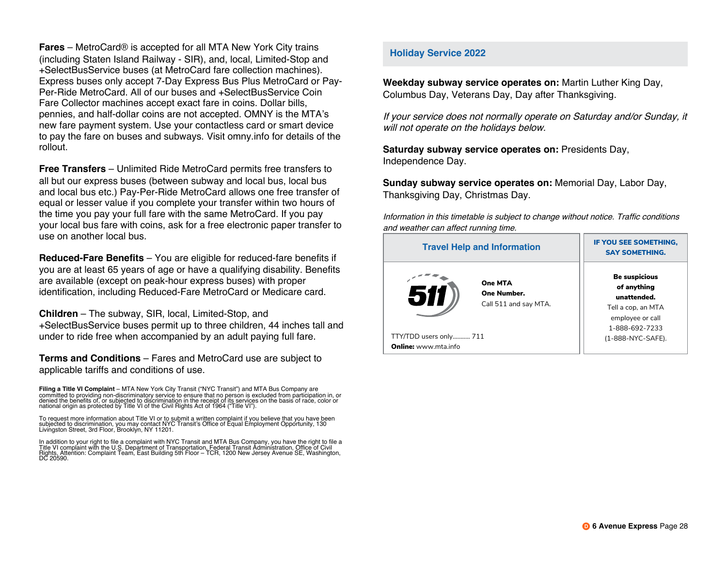**Fares** – MetroCard® is accepted for all MTA New York City trains (including Staten Island Railway - SIR), and, local, Limited-Stop and +SelectBusService buses (at MetroCard fare collection machines). Express buses only accept 7-Day Express Bus Plus MetroCard or Pay-Per-Ride MetroCard. All of our buses and +SelectBusService Coin Fare Collector machines accept exact fare in coins. Dollar bills, pennies, and half-dollar coins are not accepted. OMNY is the MTA's new fare payment system. Use your contactless card or smart device to pay the fare on buses and subways. Visit omny.info for details of the rollout.

**Free Transfers** – Unlimited Ride MetroCard permits free transfers to all but our express buses (between subway and local bus, local bus and local bus etc.) Pay-Per-Ride MetroCard allows one free transfer of equal or lesser value if you complete your transfer within two hours of the time you pay your full fare with the same MetroCard. If you pay your local bus fare with coins, ask for a free electronic paper transfer to use on another local bus.

**Reduced-Fare Benefits** – You are eligible for reduced-fare benefits if you are at least 65 years of age or have a qualifying disability. Benefits are available (except on peak-hour express buses) with proper identification, including Reduced-Fare MetroCard or Medicare card.

**Children** – The subway, SIR, local, Limited-Stop, and +SelectBusService buses permit up to three children, 44 inches tall and under to ride free when accompanied by an adult paying full fare.

**Terms and Conditions** – Fares and MetroCard use are subject to applicable tariffs and conditions of use.

**Filing a Title VI Complaint** – MTA New York City Transit ("NYC Transit") and MTA Bus Company are committed to providing non-discriminatory service to ensure that no person is excluded from participation in, or denied the benefits of, or subjected to discrimination in the receipt of its services on the basis of race, color or national origin as protected by Title VI of the Civil Rights Act of 1964 ("Title VI").

To request more information about Title VI or to submit a written complaint if you believe that you have been subjected to discrimination, you may contact NYC Transit's Office of Equal Employment Opportunity, 130 Livingston Street, 3rd Floor, Brooklyn, NY 11201.

In addition to your right to file a complaint with NYC Transit and MTA Bus Company, you have the right to file a Title VI complaint with the U.S. Department of Transportation, Federal Transit Administration, Office of Civil Rights, Attention: Complaint Team, East Building 5th Floor – TCR, 1200 New Jersey Avenue SE, Washington, DC 20590.

## Holiday Service 2022

**Weekday subway service operates on:** Martin Luther King Day, Columbus Day, Veterans Day, Day after Thanksgiving.

*If your service does not normally operate on Saturday and/or Sunday, it will not operate on the holidays below.*

**Saturday subway service operates on:** Presidents Day, Independence Day.

**Sunday subway service operates on:** Memorial Day, Labor Day, Thanksgiving Day, Christmas Day.

*Information in this timetable is subject to change without notice. Traffic conditions and weather can affect running time.*

### Travel Help and Information

511

**One MTA**
**One Number.**
Call 511 and say MTA.

TTY/TDD users only.......... 711
**Online:** www.mta.info

### IF YOU SEE SOMETHING, SAY SOMETHING.

**Be suspicious of anything unattended.**
Tell a cop, an MTA employee or call 1-888-692-7233 (1-888-NYC-SAFE).